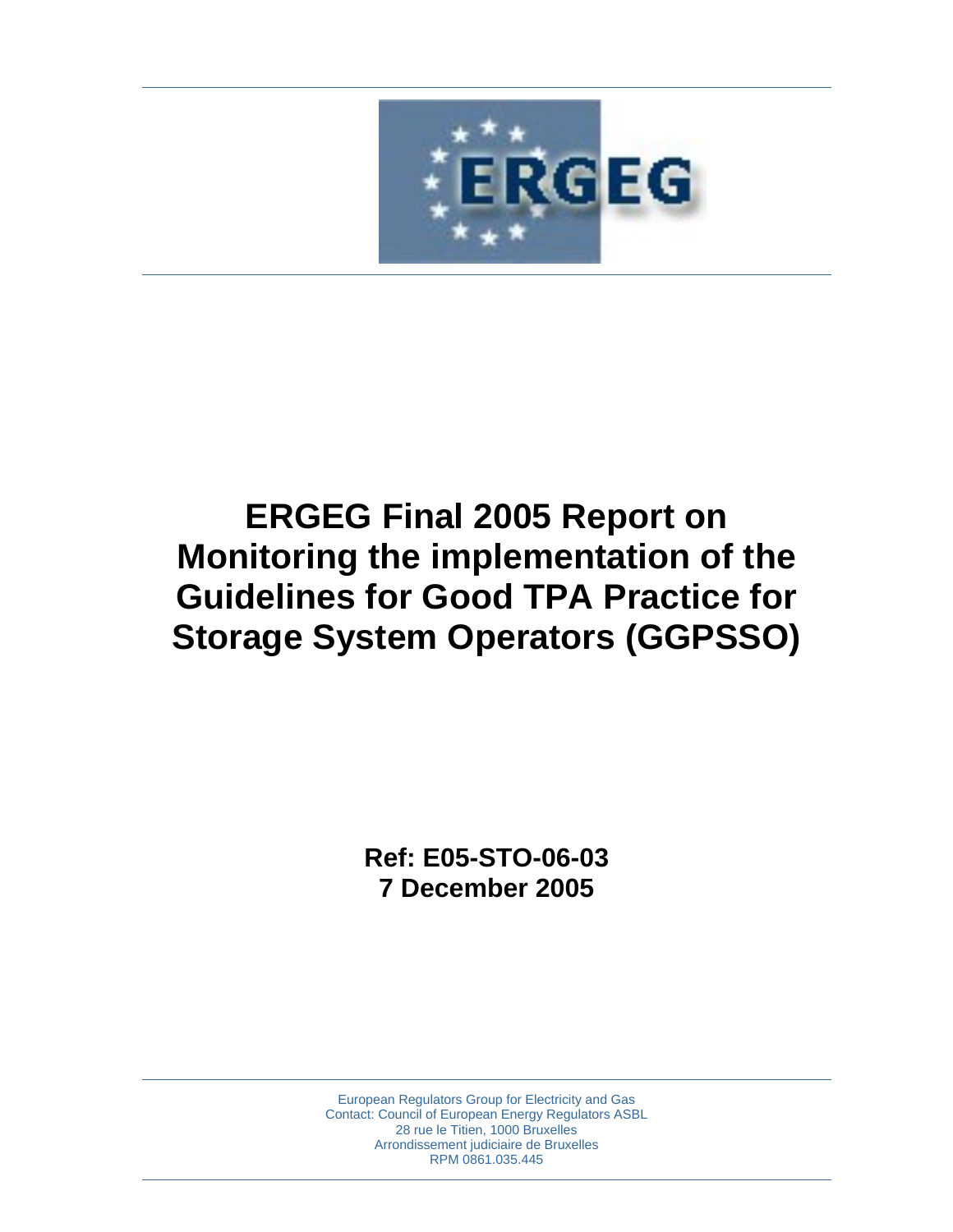# ERGEG Final 2005 Report on Monitoring the implementation of the Guidelines for Good TPA Practice for Storage System Operators (GGPSSO)

**Ref: E05-STO-06-03**
**7 December 2005**

European Regulators Group for Electricity and Gas
Contact: Council of European Energy Regulators ASBL
28 rue le Titien, 1000 Bruxelles
Arrondissement judiciaire de Bruxelles
RPM 0861.035.445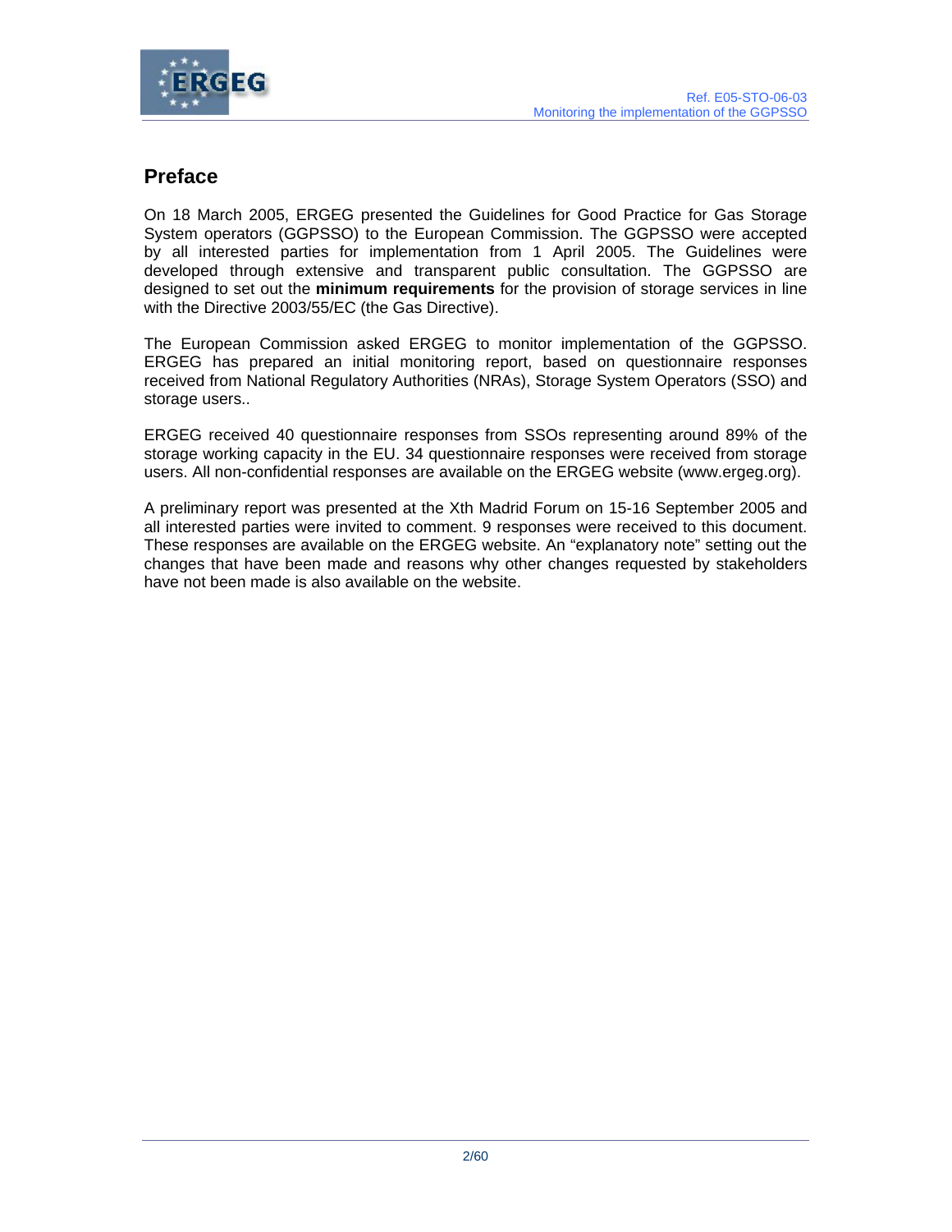## Preface

On 18 March 2005, ERGEG presented the Guidelines for Good Practice for Gas Storage System operators (GGPSSO) to the European Commission. The GGPSSO were accepted by all interested parties for implementation from 1 April 2005. The Guidelines were developed through extensive and transparent public consultation. The GGPSSO are designed to set out the **minimum requirements** for the provision of storage services in line with the Directive 2003/55/EC (the Gas Directive).

The European Commission asked ERGEG to monitor implementation of the GGPSSO. ERGEG has prepared an initial monitoring report, based on questionnaire responses received from National Regulatory Authorities (NRAs), Storage System Operators (SSO) and storage users..

ERGEG received 40 questionnaire responses from SSOs representing around 89% of the storage working capacity in the EU. 34 questionnaire responses were received from storage users. All non-confidential responses are available on the ERGEG website (www.ergeg.org).

A preliminary report was presented at the Xth Madrid Forum on 15-16 September 2005 and all interested parties were invited to comment. 9 responses were received to this document. These responses are available on the ERGEG website. An "explanatory note" setting out the changes that have been made and reasons why other changes requested by stakeholders have not been made is also available on the website.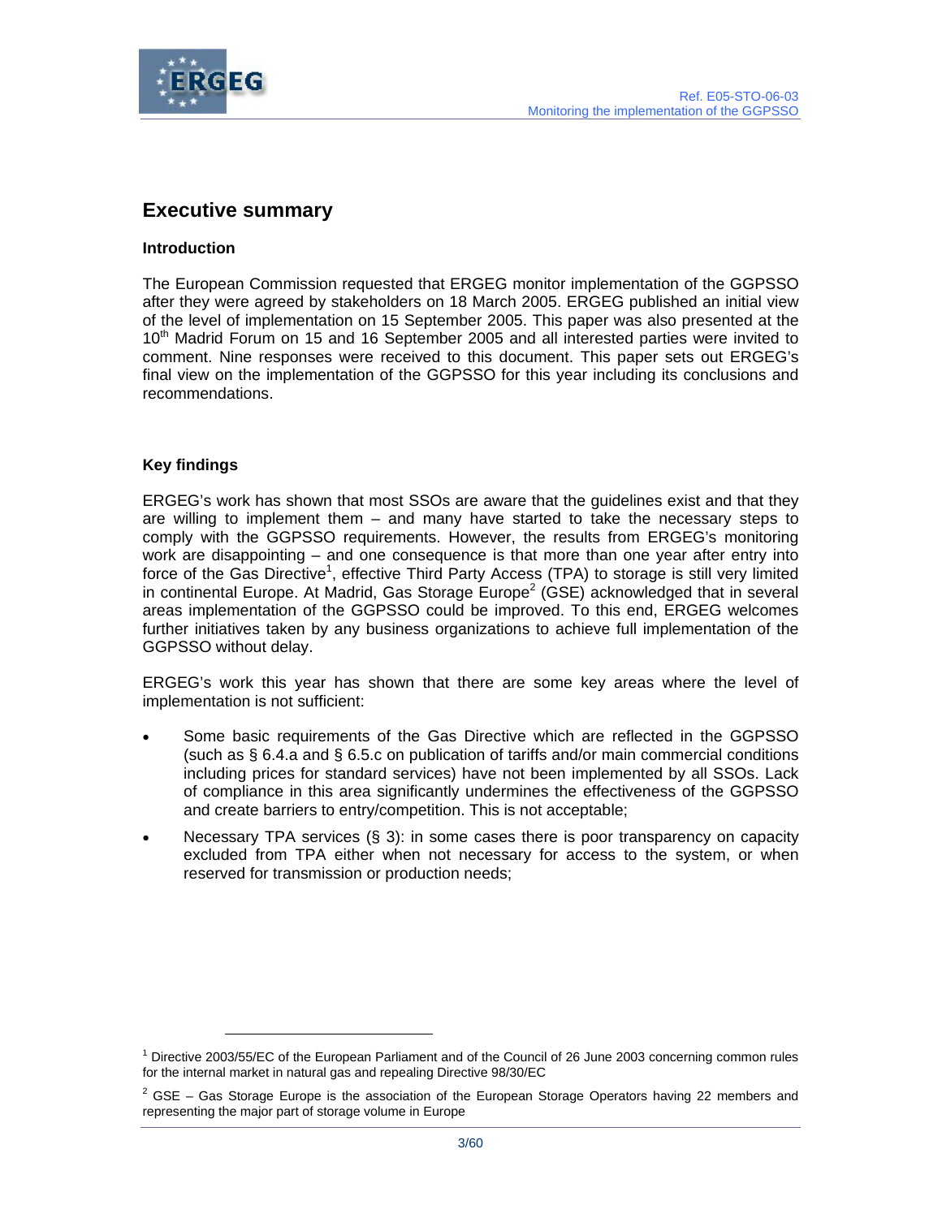## Executive summary

### Introduction

The European Commission requested that ERGEG monitor implementation of the GGPSSO after they were agreed by stakeholders on 18 March 2005. ERGEG published an initial view of the level of implementation on 15 September 2005. This paper was also presented at the 10th Madrid Forum on 15 and 16 September 2005 and all interested parties were invited to comment. Nine responses were received to this document. This paper sets out ERGEG's final view on the implementation of the GGPSSO for this year including its conclusions and recommendations.

### Key findings

ERGEG's work has shown that most SSOs are aware that the guidelines exist and that they are willing to implement them – and many have started to take the necessary steps to comply with the GGPSSO requirements. However, the results from ERGEG's monitoring work are disappointing – and one consequence is that more than one year after entry into force of the Gas Directive[1], effective Third Party Access (TPA) to storage is still very limited in continental Europe. At Madrid, Gas Storage Europe[2] (GSE) acknowledged that in several areas implementation of the GGPSSO could be improved. To this end, ERGEG welcomes further initiatives taken by any business organizations to achieve full implementation of the GGPSSO without delay.

ERGEG's work this year has shown that there are some key areas where the level of implementation is not sufficient:

- Some basic requirements of the Gas Directive which are reflected in the GGPSSO (such as § 6.4.a and § 6.5.c on publication of tariffs and/or main commercial conditions including prices for standard services) have not been implemented by all SSOs. Lack of compliance in this area significantly undermines the effectiveness of the GGPSSO and create barriers to entry/competition. This is not acceptable;
- Necessary TPA services (§ 3): in some cases there is poor transparency on capacity excluded from TPA either when not necessary for access to the system, or when reserved for transmission or production needs;

---

[1] Directive 2003/55/EC of the European Parliament and of the Council of 26 June 2003 concerning common rules for the internal market in natural gas and repealing Directive 98/30/EC

[2] GSE – Gas Storage Europe is the association of the European Storage Operators having 22 members and representing the major part of storage volume in Europe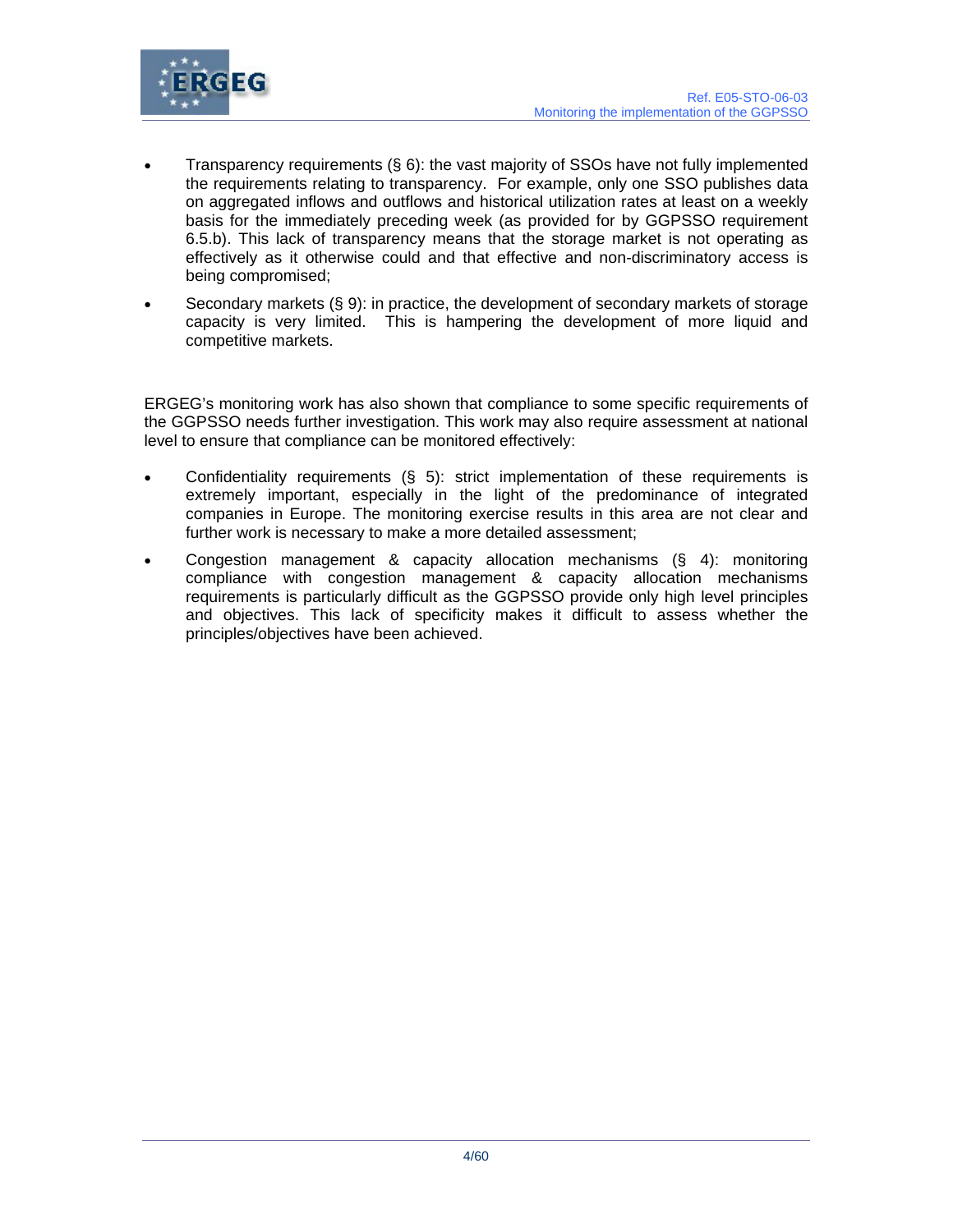- Transparency requirements (§ 6): the vast majority of SSOs have not fully implemented the requirements relating to transparency. For example, only one SSO publishes data on aggregated inflows and outflows and historical utilization rates at least on a weekly basis for the immediately preceding week (as provided for by GGPSSO requirement 6.5.b). This lack of transparency means that the storage market is not operating as effectively as it otherwise could and that effective and non-discriminatory access is being compromised;
- Secondary markets (§ 9): in practice, the development of secondary markets of storage capacity is very limited. This is hampering the development of more liquid and competitive markets.

ERGEG's monitoring work has also shown that compliance to some specific requirements of the GGPSSO needs further investigation. This work may also require assessment at national level to ensure that compliance can be monitored effectively:

- Confidentiality requirements (§ 5): strict implementation of these requirements is extremely important, especially in the light of the predominance of integrated companies in Europe. The monitoring exercise results in this area are not clear and further work is necessary to make a more detailed assessment;
- Congestion management & capacity allocation mechanisms (§ 4): monitoring compliance with congestion management & capacity allocation mechanisms requirements is particularly difficult as the GGPSSO provide only high level principles and objectives. This lack of specificity makes it difficult to assess whether the principles/objectives have been achieved.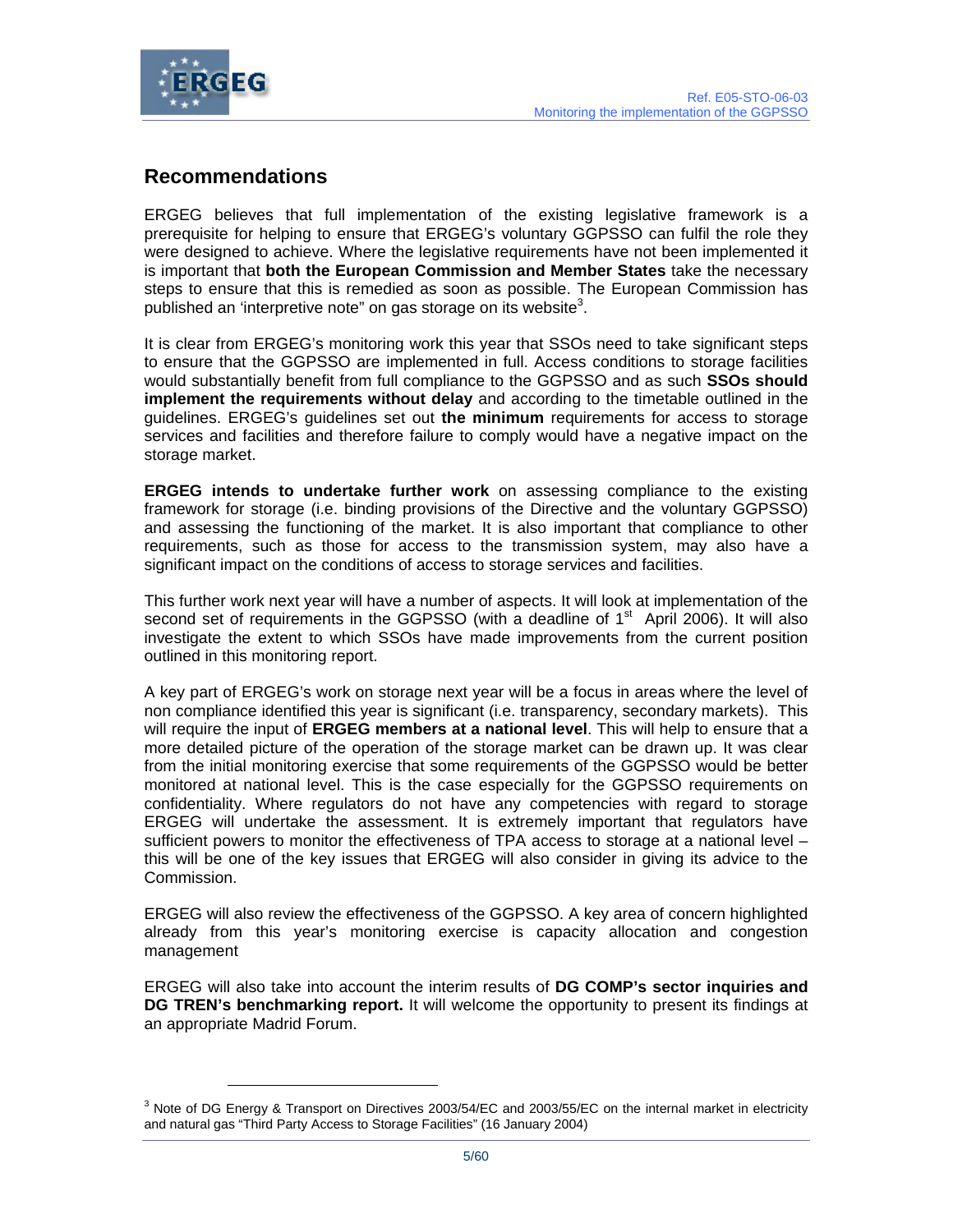## Recommendations

ERGEG believes that full implementation of the existing legislative framework is a prerequisite for helping to ensure that ERGEG's voluntary GGPSSO can fulfil the role they were designed to achieve. Where the legislative requirements have not been implemented it is important that **both the European Commission and Member States** take the necessary steps to ensure that this is remedied as soon as possible. The European Commission has published an 'interpretive note" on gas storage on its website[3].

It is clear from ERGEG's monitoring work this year that SSOs need to take significant steps to ensure that the GGPSSO are implemented in full. Access conditions to storage facilities would substantially benefit from full compliance to the GGPSSO and as such **SSOs should implement the requirements without delay** and according to the timetable outlined in the guidelines. ERGEG's guidelines set out **the minimum** requirements for access to storage services and facilities and therefore failure to comply would have a negative impact on the storage market.

**ERGEG intends to undertake further work** on assessing compliance to the existing framework for storage (i.e. binding provisions of the Directive and the voluntary GGPSSO) and assessing the functioning of the market. It is also important that compliance to other requirements, such as those for access to the transmission system, may also have a significant impact on the conditions of access to storage services and facilities.

This further work next year will have a number of aspects. It will look at implementation of the second set of requirements in the GGPSSO (with a deadline of 1st April 2006). It will also investigate the extent to which SSOs have made improvements from the current position outlined in this monitoring report.

A key part of ERGEG's work on storage next year will be a focus in areas where the level of non compliance identified this year is significant (i.e. transparency, secondary markets). This will require the input of **ERGEG members at a national level**. This will help to ensure that a more detailed picture of the operation of the storage market can be drawn up. It was clear from the initial monitoring exercise that some requirements of the GGPSSO would be better monitored at national level. This is the case especially for the GGPSSO requirements on confidentiality. Where regulators do not have any competencies with regard to storage ERGEG will undertake the assessment. It is extremely important that regulators have sufficient powers to monitor the effectiveness of TPA access to storage at a national level – this will be one of the key issues that ERGEG will also consider in giving its advice to the Commission.

ERGEG will also review the effectiveness of the GGPSSO. A key area of concern highlighted already from this year's monitoring exercise is capacity allocation and congestion management

ERGEG will also take into account the interim results of **DG COMP's sector inquiries and DG TREN's benchmarking report.** It will welcome the opportunity to present its findings at an appropriate Madrid Forum.

---

[3] Note of DG Energy & Transport on Directives 2003/54/EC and 2003/55/EC on the internal market in electricity and natural gas "Third Party Access to Storage Facilities" (16 January 2004)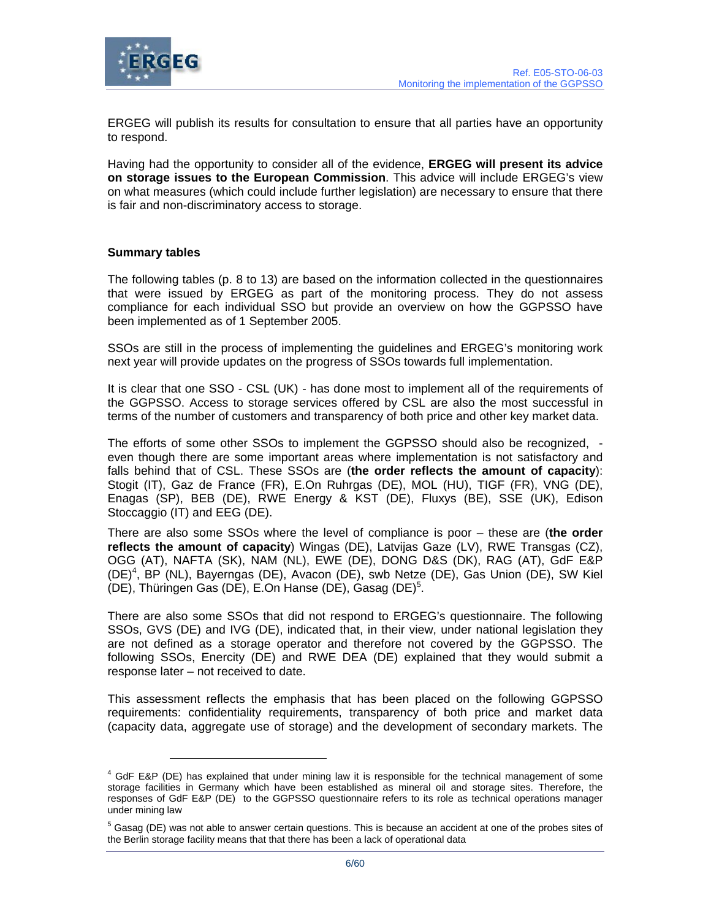ERGEG will publish its results for consultation to ensure that all parties have an opportunity to respond.

Having had the opportunity to consider all of the evidence, **ERGEG will present its advice on storage issues to the European Commission**. This advice will include ERGEG's view on what measures (which could include further legislation) are necessary to ensure that there is fair and non-discriminatory access to storage.

### Summary tables

The following tables (p. 8 to 13) are based on the information collected in the questionnaires that were issued by ERGEG as part of the monitoring process. They do not assess compliance for each individual SSO but provide an overview on how the GGPSSO have been implemented as of 1 September 2005.

SSOs are still in the process of implementing the guidelines and ERGEG's monitoring work next year will provide updates on the progress of SSOs towards full implementation.

It is clear that one SSO - CSL (UK) - has done most to implement all of the requirements of the GGPSSO. Access to storage services offered by CSL are also the most successful in terms of the number of customers and transparency of both price and other key market data.

The efforts of some other SSOs to implement the GGPSSO should also be recognized, - even though there are some important areas where implementation is not satisfactory and falls behind that of CSL. These SSOs are (**the order reflects the amount of capacity**): Stogit (IT), Gaz de France (FR), E.On Ruhrgas (DE), MOL (HU), TIGF (FR), VNG (DE), Enagas (SP), BEB (DE), RWE Energy & KST (DE), Fluxys (BE), SSE (UK), Edison Stoccaggio (IT) and EEG (DE).

There are also some SSOs where the level of compliance is poor – these are (**the order reflects the amount of capacity**) Wingas (DE), Latvijas Gaze (LV), RWE Transgas (CZ), OGG (AT), NAFTA (SK), NAM (NL), EWE (DE), DONG D&S (DK), RAG (AT), GdF E&P (DE)[4], BP (NL), Bayerngas (DE), Avacon (DE), swb Netze (DE), Gas Union (DE), SW Kiel (DE), Thüringen Gas (DE), E.On Hanse (DE), Gasag (DE)[5].

There are also some SSOs that did not respond to ERGEG's questionnaire. The following SSOs, GVS (DE) and IVG (DE), indicated that, in their view, under national legislation they are not defined as a storage operator and therefore not covered by the GGPSSO. The following SSOs, Enercity (DE) and RWE DEA (DE) explained that they would submit a response later – not received to date.

This assessment reflects the emphasis that has been placed on the following GGPSSO requirements: confidentiality requirements, transparency of both price and market data (capacity data, aggregate use of storage) and the development of secondary markets. The

---

[4] GdF E&P (DE) has explained that under mining law it is responsible for the technical management of some storage facilities in Germany which have been established as mineral oil and storage sites. Therefore, the responses of GdF E&P (DE) to the GGPSSO questionnaire refers to its role as technical operations manager under mining law

[5] Gasag (DE) was not able to answer certain questions. This is because an accident at one of the probes sites of the Berlin storage facility means that that there has been a lack of operational data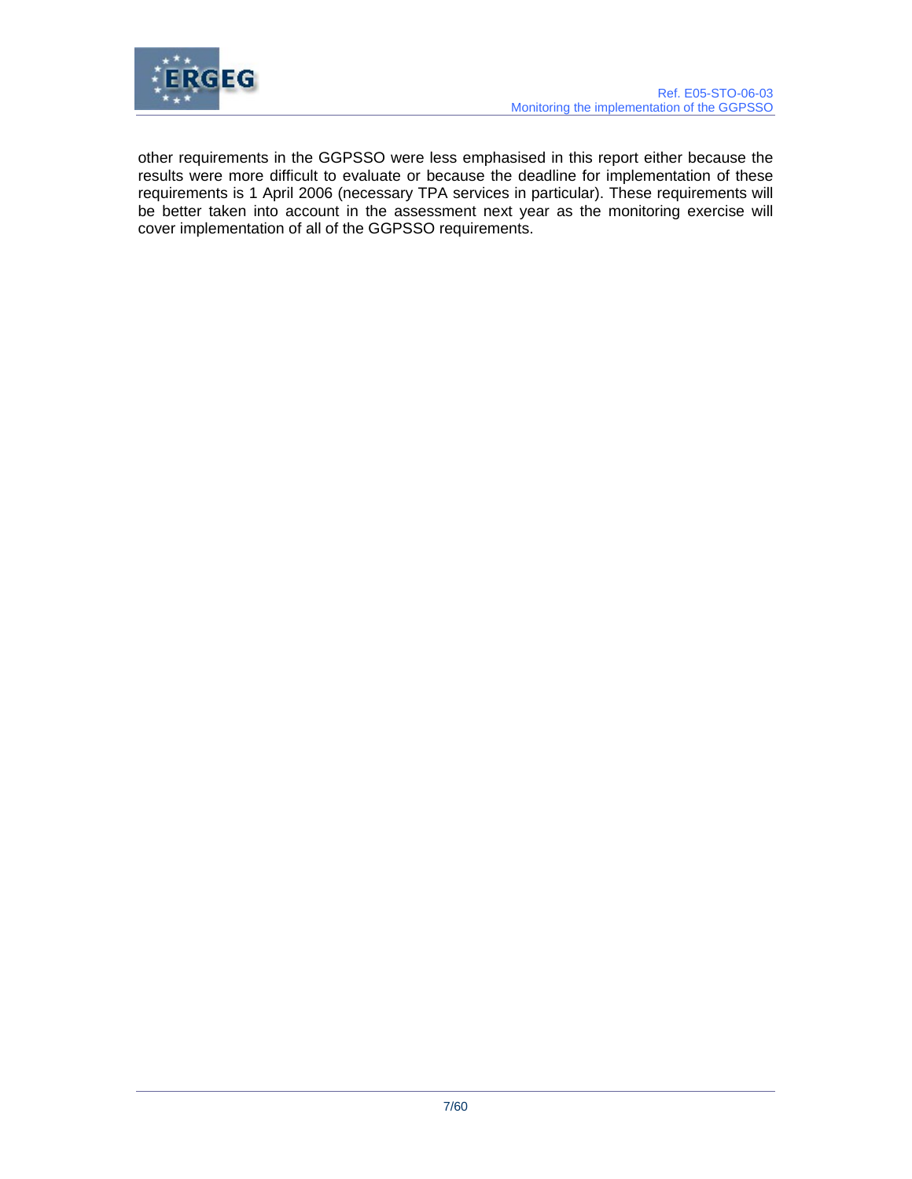other requirements in the GGPSSO were less emphasised in this report either because the results were more difficult to evaluate or because the deadline for implementation of these requirements is 1 April 2006 (necessary TPA services in particular). These requirements will be better taken into account in the assessment next year as the monitoring exercise will cover implementation of all of the GGPSSO requirements.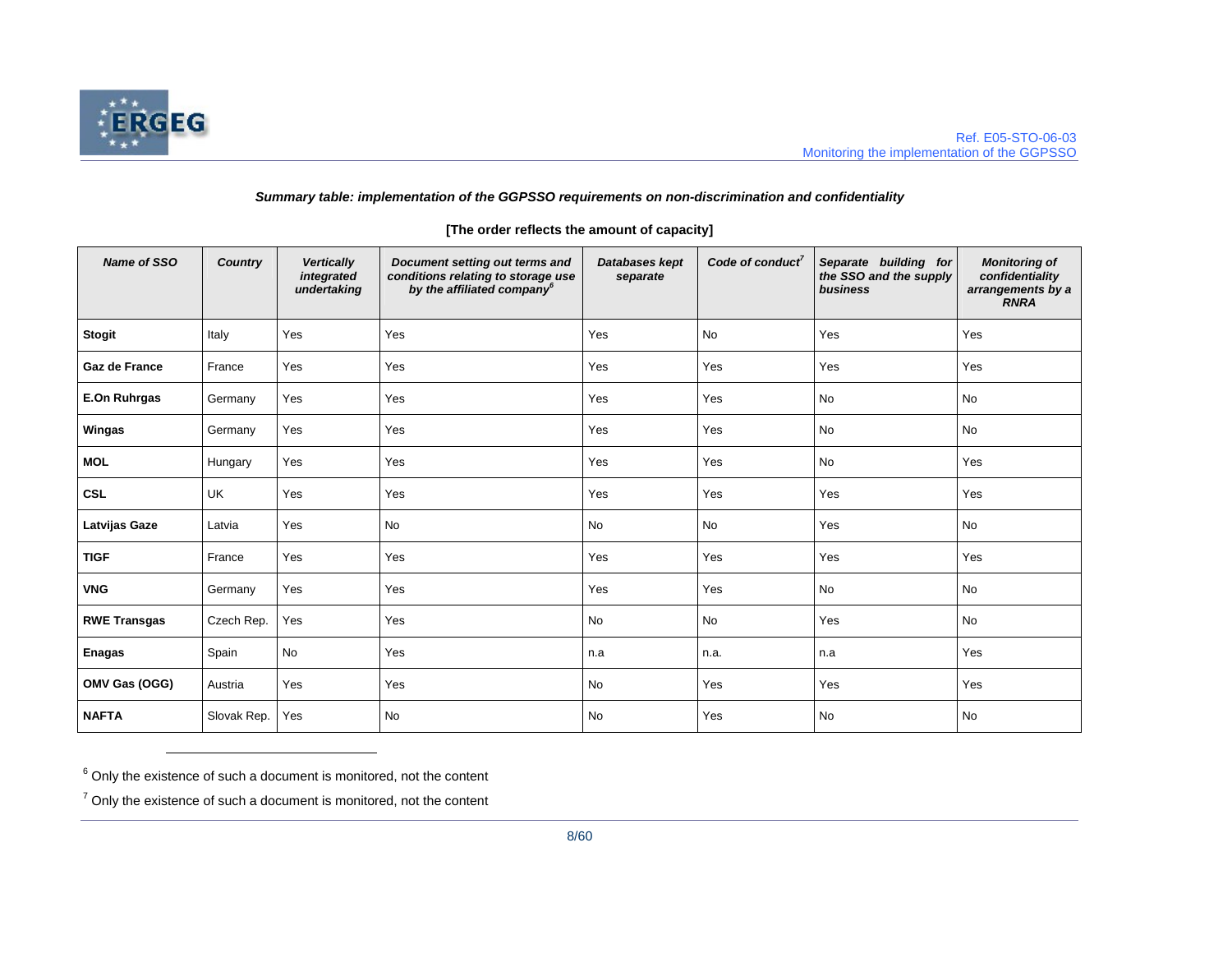***Summary table: implementation of the GGPSSO requirements on non-discrimination and confidentiality***

**[The order reflects the amount of capacity]**

| ***Name of SSO*** | ***Country*** | ***Vertically integrated undertaking*** | ***Document setting out terms and conditions relating to storage use by the affiliated company***[6] | ***Databases kept separate*** | ***Code of conduct***[7] | ***Separate building for the SSO and the supply business*** | ***Monitoring of confidentiality arrangements by a RNRA*** |
|---|---|---|---|---|---|---|---|
| **Stogit** | Italy | Yes | Yes | Yes | No | Yes | Yes |
| **Gaz de France** | France | Yes | Yes | Yes | Yes | Yes | Yes |
| **E.On Ruhrgas** | Germany | Yes | Yes | Yes | Yes | No | No |
| **Wingas** | Germany | Yes | Yes | Yes | Yes | No | No |
| **MOL** | Hungary | Yes | Yes | Yes | Yes | No | Yes |
| **CSL** | UK | Yes | Yes | Yes | Yes | Yes | Yes |
| **Latvijas Gaze** | Latvia | Yes | No | No | No | Yes | No |
| **TIGF** | France | Yes | Yes | Yes | Yes | Yes | Yes |
| **VNG** | Germany | Yes | Yes | Yes | Yes | No | No |
| **RWE Transgas** | Czech Rep. | Yes | Yes | No | No | Yes | No |
| **Enagas** | Spain | No | Yes | n.a | n.a. | n.a | Yes |
| **OMV Gas (OGG)** | Austria | Yes | Yes | No | Yes | Yes | Yes |
| **NAFTA** | Slovak Rep. | Yes | No | No | Yes | No | No |

[6] Only the existence of such a document is monitored, not the content

[7] Only the existence of such a document is monitored, not the content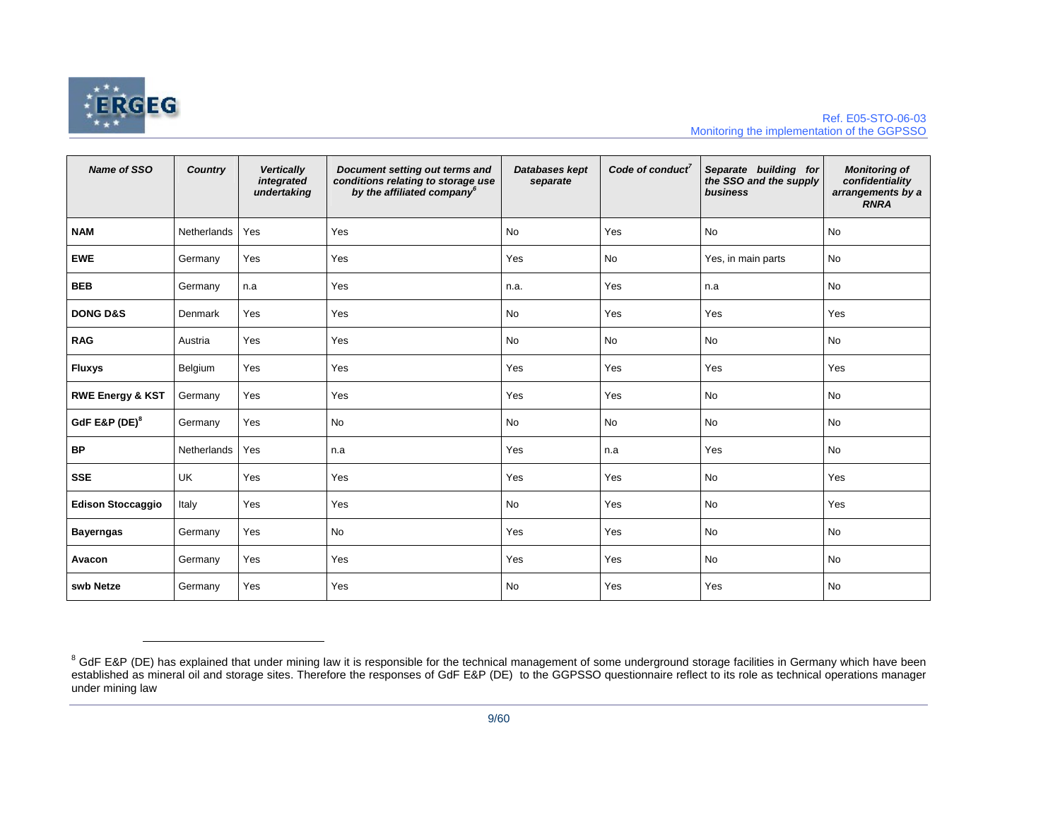| *Name of SSO* | *Country* | *Vertically integrated undertaking* | *Document setting out terms and conditions relating to storage use by the affiliated company*[6] | *Databases kept separate* | *Code of conduct*[7] | *Separate building for the SSO and the supply business* | *Monitoring of confidentiality arrangements by a RNRA* |
|---|---|---|---|---|---|---|---|
| **NAM** | Netherlands | Yes | Yes | No | Yes | No | No |
| **EWE** | Germany | Yes | Yes | Yes | No | Yes, in main parts | No |
| **BEB** | Germany | n.a | Yes | n.a. | Yes | n.a | No |
| **DONG D&S** | Denmark | Yes | Yes | No | Yes | Yes | Yes |
| **RAG** | Austria | Yes | Yes | No | No | No | No |
| **Fluxys** | Belgium | Yes | Yes | Yes | Yes | Yes | Yes |
| **RWE Energy & KST** | Germany | Yes | Yes | Yes | Yes | No | No |
| **GdF E&P (DE)**[8] | Germany | Yes | No | No | No | No | No |
| **BP** | Netherlands | Yes | n.a | Yes | n.a | Yes | No |
| **SSE** | UK | Yes | Yes | Yes | Yes | No | Yes |
| **Edison Stoccaggio** | Italy | Yes | Yes | No | Yes | No | Yes |
| **Bayerngas** | Germany | Yes | No | Yes | Yes | No | No |
| **Avacon** | Germany | Yes | Yes | Yes | Yes | No | No |
| **swb Netze** | Germany | Yes | Yes | No | Yes | Yes | No |

[8] GdF E&P (DE) has explained that under mining law it is responsible for the technical management of some underground storage facilities in Germany which have been established as mineral oil and storage sites. Therefore the responses of GdF E&P (DE) to the GGPSSO questionnaire reflect to its role as technical operations manager under mining law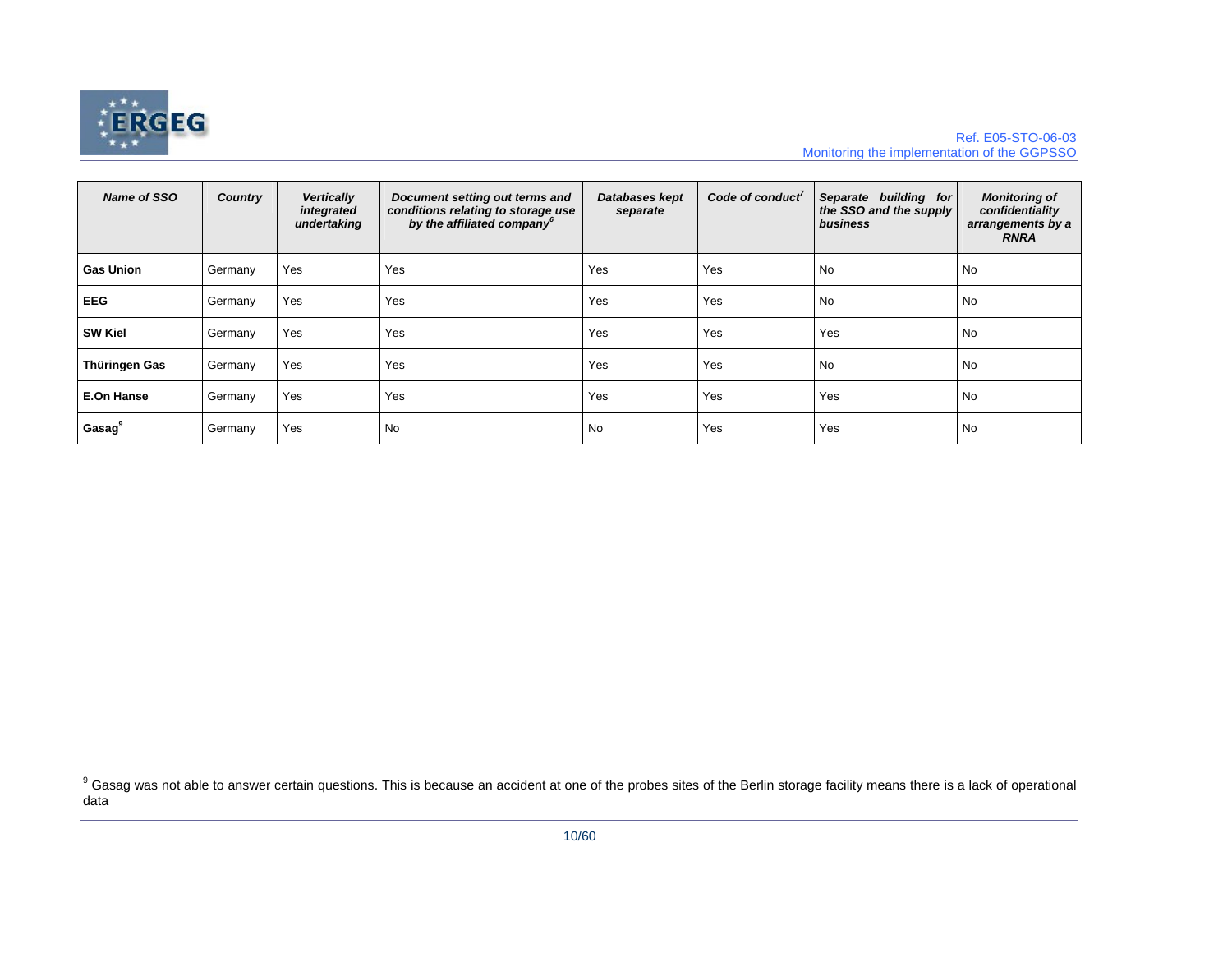| *Name of SSO* | *Country* | *Vertically integrated undertaking* | *Document setting out terms and conditions relating to storage use by the affiliated company*[6] | *Databases kept separate* | *Code of conduct*[7] | *Separate building for the SSO and the supply business* | *Monitoring of confidentiality arrangements by a RNRA* |
|---|---|---|---|---|---|---|---|
| **Gas Union** | Germany | Yes | Yes | Yes | Yes | No | No |
| **EEG** | Germany | Yes | Yes | Yes | Yes | No | No |
| **SW Kiel** | Germany | Yes | Yes | Yes | Yes | Yes | No |
| **Thüringen Gas** | Germany | Yes | Yes | Yes | Yes | No | No |
| **E.On Hanse** | Germany | Yes | Yes | Yes | Yes | Yes | No |
| **Gasag**[9] | Germany | Yes | No | No | Yes | Yes | No |

[9] Gasag was not able to answer certain questions. This is because an accident at one of the probes sites of the Berlin storage facility means there is a lack of operational data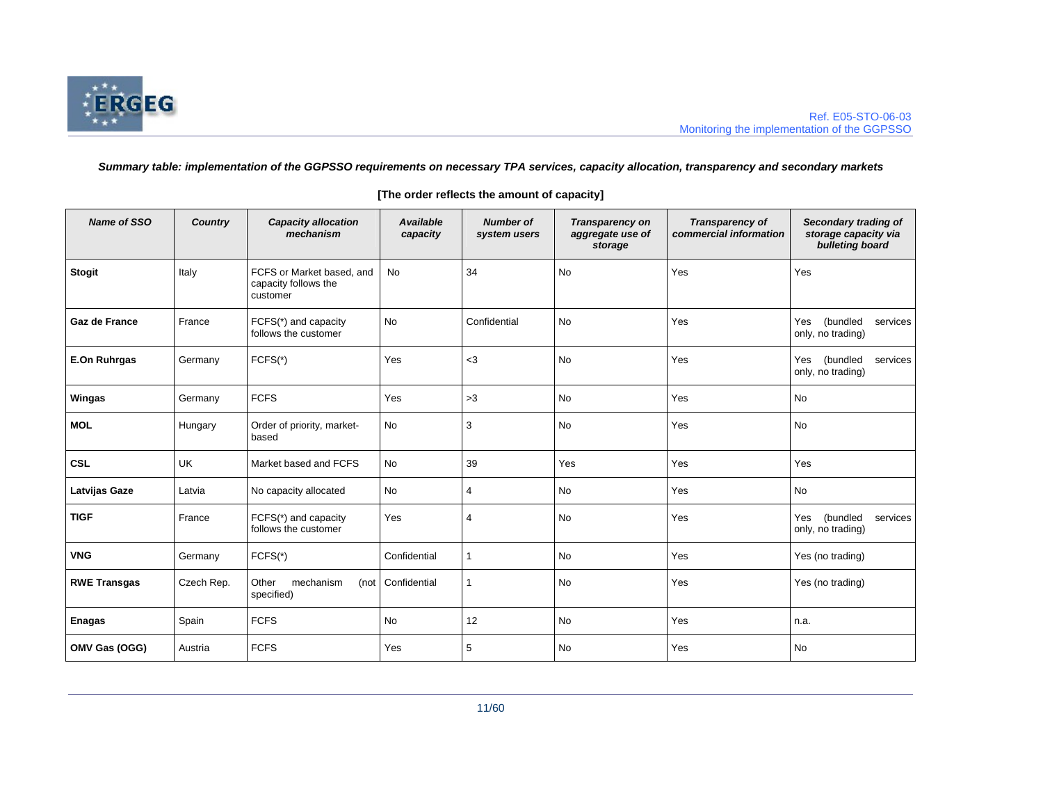***Summary table: implementation of the GGPSSO requirements on necessary TPA services, capacity allocation, transparency and secondary markets***

**[The order reflects the amount of capacity]**

| ***Name of SSO*** | ***Country*** | ***Capacity allocation mechanism*** | ***Available capacity*** | ***Number of system users*** | ***Transparency on aggregate use of storage*** | ***Transparency of commercial information*** | ***Secondary trading of storage capacity via bulleting board*** |
|---|---|---|---|---|---|---|---|
| **Stogit** | Italy | FCFS or Market based, and capacity follows the customer | No | 34 | No | Yes | Yes |
| **Gaz de France** | France | FCFS(*) and capacity follows the customer | No | Confidential | No | Yes | Yes (bundled services only, no trading) |
| **E.On Ruhrgas** | Germany | FCFS(*) | Yes | <3 | No | Yes | Yes (bundled services only, no trading) |
| **Wingas** | Germany | FCFS | Yes | >3 | No | Yes | No |
| **MOL** | Hungary | Order of priority, market-based | No | 3 | No | Yes | No |
| **CSL** | UK | Market based and FCFS | No | 39 | Yes | Yes | Yes |
| **Latvijas Gaze** | Latvia | No capacity allocated | No | 4 | No | Yes | No |
| **TIGF** | France | FCFS(*) and capacity follows the customer | Yes | 4 | No | Yes | Yes (bundled services only, no trading) |
| **VNG** | Germany | FCFS(*) | Confidential | 1 | No | Yes | Yes (no trading) |
| **RWE Transgas** | Czech Rep. | Other mechanism (not specified) | Confidential | 1 | No | Yes | Yes (no trading) |
| **Enagas** | Spain | FCFS | No | 12 | No | Yes | n.a. |
| **OMV Gas (OGG)** | Austria | FCFS | Yes | 5 | No | Yes | No |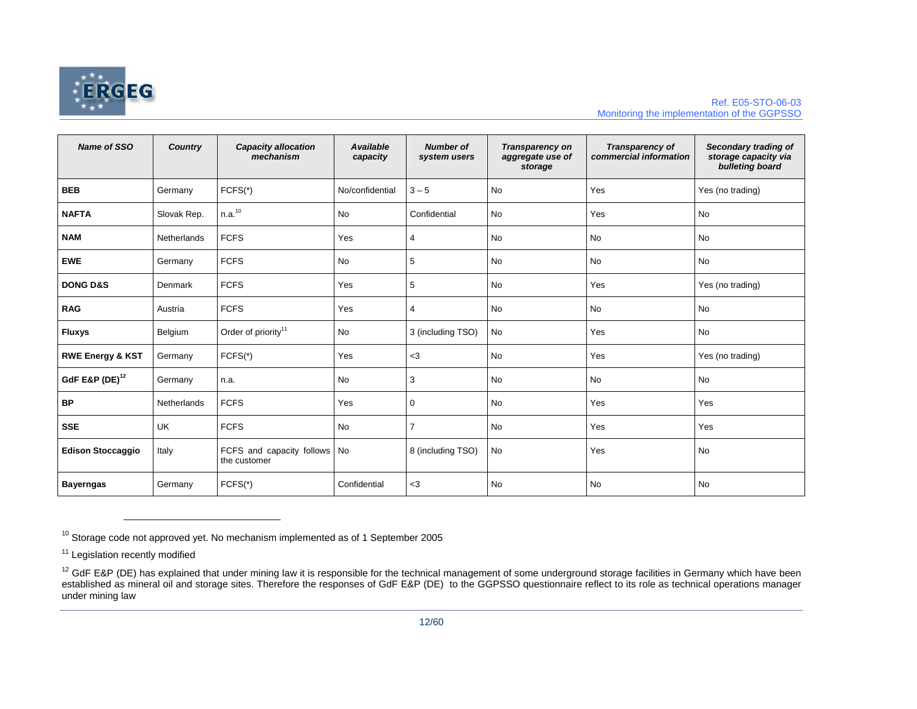| Name of SSO | Country | Capacity allocation mechanism | Available capacity | Number of system users | Transparency on aggregate use of storage | Transparency of commercial information | Secondary trading of storage capacity via bulleting board |
|---|---|---|---|---|---|---|---|
| **BEB** | Germany | FCFS(*) | No/confidential | 3 – 5 | No | Yes | Yes (no trading) |
| **NAFTA** | Slovak Rep. | n.a.[10] | No | Confidential | No | Yes | No |
| **NAM** | Netherlands | FCFS | Yes | 4 | No | No | No |
| **EWE** | Germany | FCFS | No | 5 | No | No | No |
| **DONG D&S** | Denmark | FCFS | Yes | 5 | No | Yes | Yes (no trading) |
| **RAG** | Austria | FCFS | Yes | 4 | No | No | No |
| **Fluxys** | Belgium | Order of priority[11] | No | 3 (including TSO) | No | Yes | No |
| **RWE Energy & KST** | Germany | FCFS(*) | Yes | <3 | No | Yes | Yes (no trading) |
| **GdF E&P (DE)**[12] | Germany | n.a. | No | 3 | No | No | No |
| **BP** | Netherlands | FCFS | Yes | 0 | No | Yes | Yes |
| **SSE** | UK | FCFS | No | 7 | No | Yes | Yes |
| **Edison Stoccaggio** | Italy | FCFS and capacity follows the customer | No | 8 (including TSO) | No | Yes | No |
| **Bayerngas** | Germany | FCFS(*) | Confidential | <3 | No | No | No |

[10] Storage code not approved yet. No mechanism implemented as of 1 September 2005

[11] Legislation recently modified

[12] GdF E&P (DE) has explained that under mining law it is responsible for the technical management of some underground storage facilities in Germany which have been established as mineral oil and storage sites. Therefore the responses of GdF E&P (DE) to the GGPSSO questionnaire reflect to its role as technical operations manager under mining law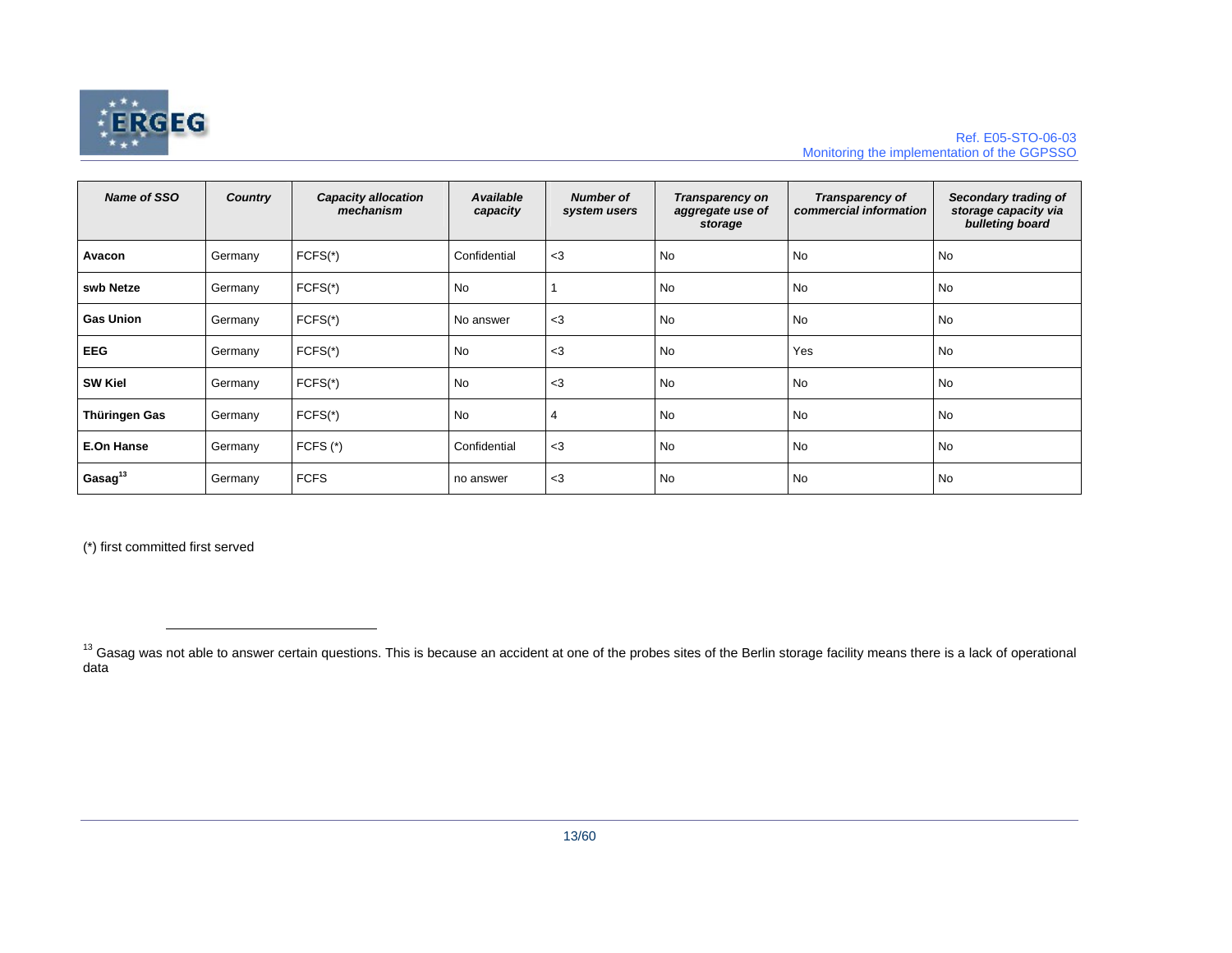| Name of SSO | Country | Capacity allocation mechanism | Available capacity | Number of system users | Transparency on aggregate use of storage | Transparency of commercial information | Secondary trading of storage capacity via bulleting board |
|---|---|---|---|---|---|---|---|
| **Avacon** | Germany | FCFS(*) | Confidential | <3 | No | No | No |
| **swb Netze** | Germany | FCFS(*) | No | 1 | No | No | No |
| **Gas Union** | Germany | FCFS(*) | No answer | <3 | No | No | No |
| **EEG** | Germany | FCFS(*) | No | <3 | No | Yes | No |
| **SW Kiel** | Germany | FCFS(*) | No | <3 | No | No | No |
| **Thüringen Gas** | Germany | FCFS(*) | No | 4 | No | No | No |
| **E.On Hanse** | Germany | FCFS (*) | Confidential | <3 | No | No | No |
| **Gasag**[13] | Germany | FCFS | no answer | <3 | No | No | No |

(*) first committed first served

[13] Gasag was not able to answer certain questions. This is because an accident at one of the probes sites of the Berlin storage facility means there is a lack of operational data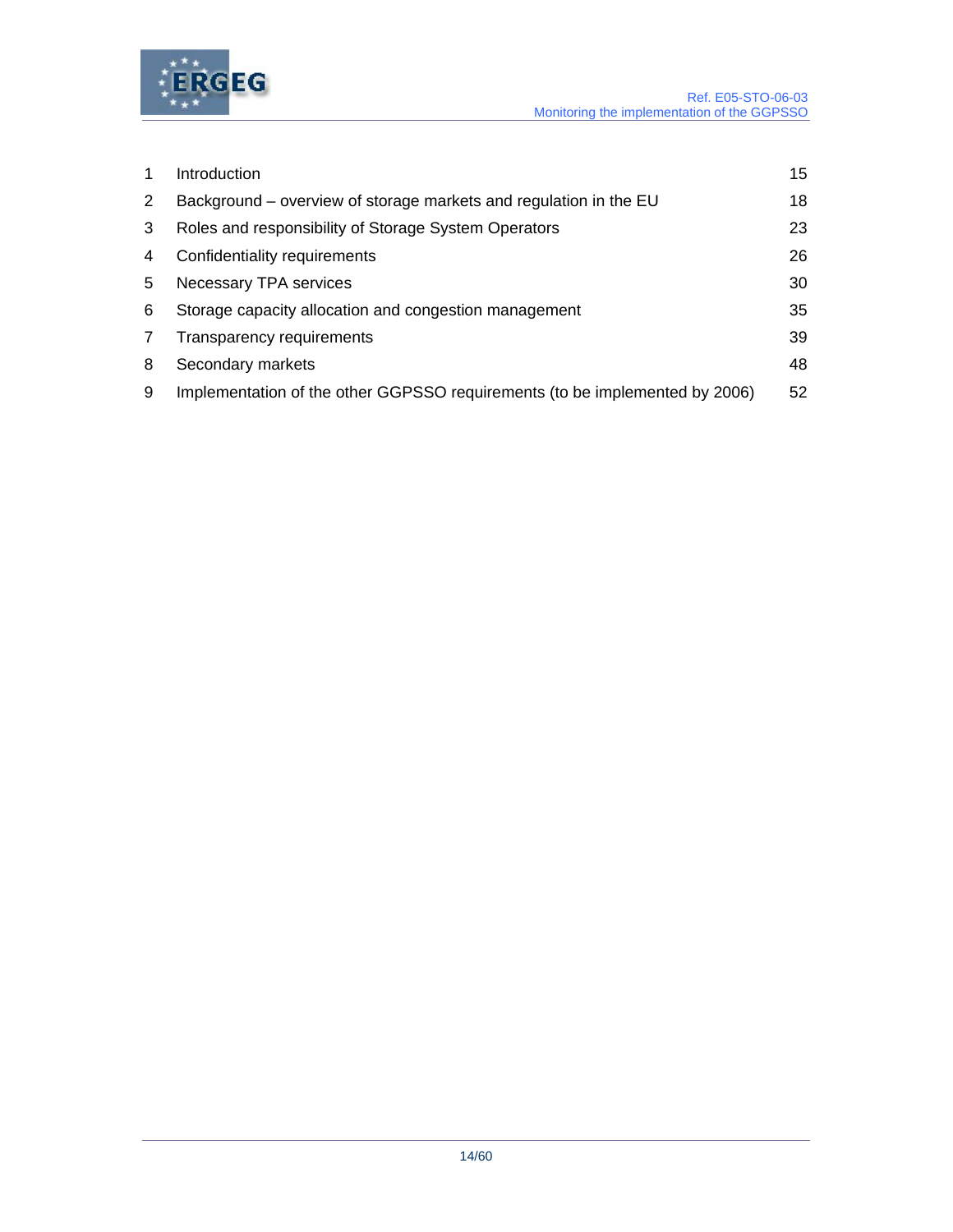| | | |
|---|---|---|
| 1 | Introduction | 15 |
| 2 | Background – overview of storage markets and regulation in the EU | 18 |
| 3 | Roles and responsibility of Storage System Operators | 23 |
| 4 | Confidentiality requirements | 26 |
| 5 | Necessary TPA services | 30 |
| 6 | Storage capacity allocation and congestion management | 35 |
| 7 | Transparency requirements | 39 |
| 8 | Secondary markets | 48 |
| 9 | Implementation of the other GGPSSO requirements (to be implemented by 2006) | 52 |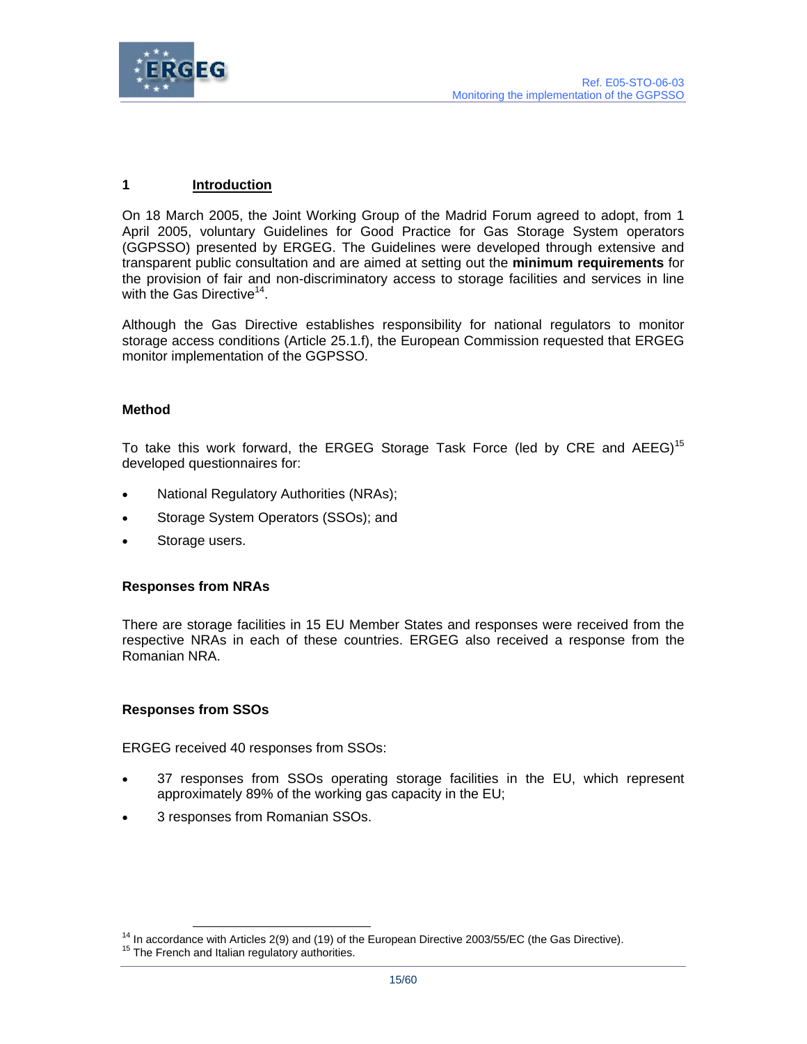# 1 Introduction

On 18 March 2005, the Joint Working Group of the Madrid Forum agreed to adopt, from 1 April 2005, voluntary Guidelines for Good Practice for Gas Storage System operators (GGPSSO) presented by ERGEG. The Guidelines were developed through extensive and transparent public consultation and are aimed at setting out the **minimum requirements** for the provision of fair and non-discriminatory access to storage facilities and services in line with the Gas Directive[14].

Although the Gas Directive establishes responsibility for national regulators to monitor storage access conditions (Article 25.1.f), the European Commission requested that ERGEG monitor implementation of the GGPSSO.

### Method

To take this work forward, the ERGEG Storage Task Force (led by CRE and AEEG)[15] developed questionnaires for:

- National Regulatory Authorities (NRAs);
- Storage System Operators (SSOs); and
- Storage users.

### Responses from NRAs

There are storage facilities in 15 EU Member States and responses were received from the respective NRAs in each of these countries. ERGEG also received a response from the Romanian NRA.

### Responses from SSOs

ERGEG received 40 responses from SSOs:

- 37 responses from SSOs operating storage facilities in the EU, which represent approximately 89% of the working gas capacity in the EU;
- 3 responses from Romanian SSOs.

---

[14] In accordance with Articles 2(9) and (19) of the European Directive 2003/55/EC (the Gas Directive).
[15] The French and Italian regulatory authorities.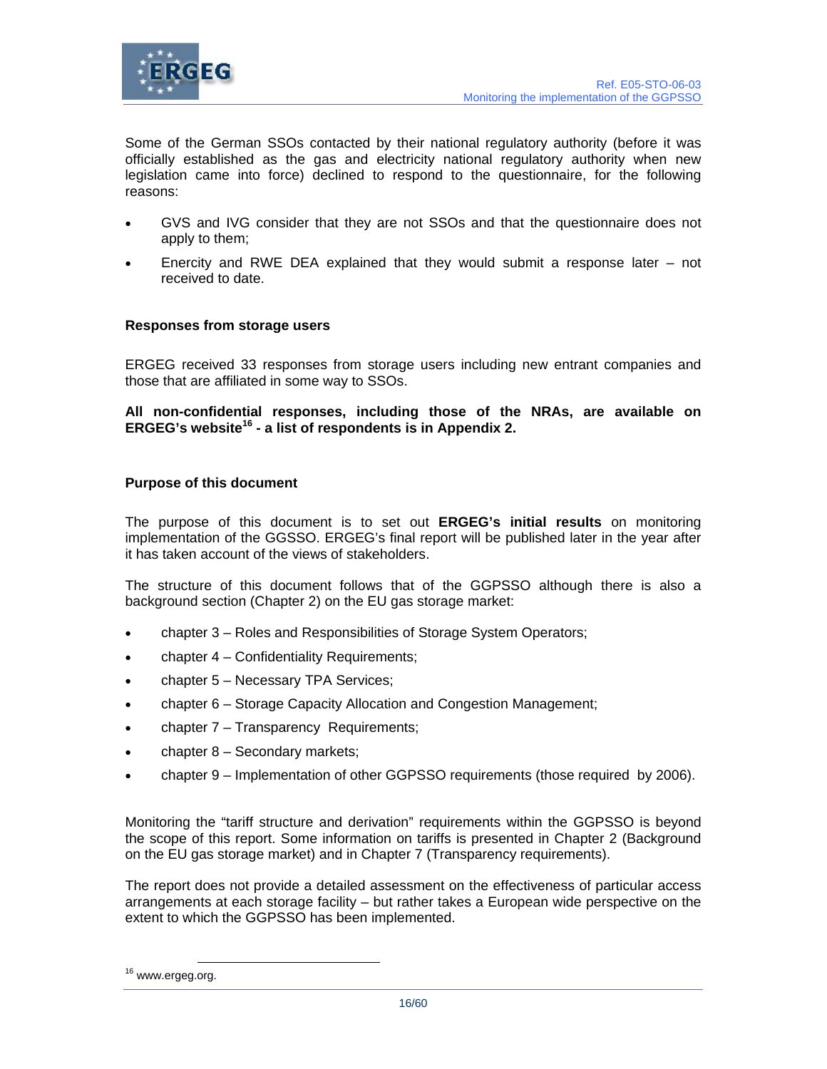Some of the German SSOs contacted by their national regulatory authority (before it was officially established as the gas and electricity national regulatory authority when new legislation came into force) declined to respond to the questionnaire, for the following reasons:

- GVS and IVG consider that they are not SSOs and that the questionnaire does not apply to them;
- Enercity and RWE DEA explained that they would submit a response later – not received to date.

### Responses from storage users

ERGEG received 33 responses from storage users including new entrant companies and those that are affiliated in some way to SSOs.

**All non-confidential responses, including those of the NRAs, are available on ERGEG's website[16] - a list of respondents is in Appendix 2.**

### Purpose of this document

The purpose of this document is to set out **ERGEG's initial results** on monitoring implementation of the GGSSO. ERGEG's final report will be published later in the year after it has taken account of the views of stakeholders.

The structure of this document follows that of the GGPSSO although there is also a background section (Chapter 2) on the EU gas storage market:

- chapter 3 – Roles and Responsibilities of Storage System Operators;
- chapter 4 – Confidentiality Requirements;
- chapter 5 – Necessary TPA Services;
- chapter 6 – Storage Capacity Allocation and Congestion Management;
- chapter 7 – Transparency Requirements;
- chapter 8 – Secondary markets;
- chapter 9 – Implementation of other GGPSSO requirements (those required by 2006).

Monitoring the "tariff structure and derivation" requirements within the GGPSSO is beyond the scope of this report. Some information on tariffs is presented in Chapter 2 (Background on the EU gas storage market) and in Chapter 7 (Transparency requirements).

The report does not provide a detailed assessment on the effectiveness of particular access arrangements at each storage facility – but rather takes a European wide perspective on the extent to which the GGPSSO has been implemented.

[16] www.ergeg.org.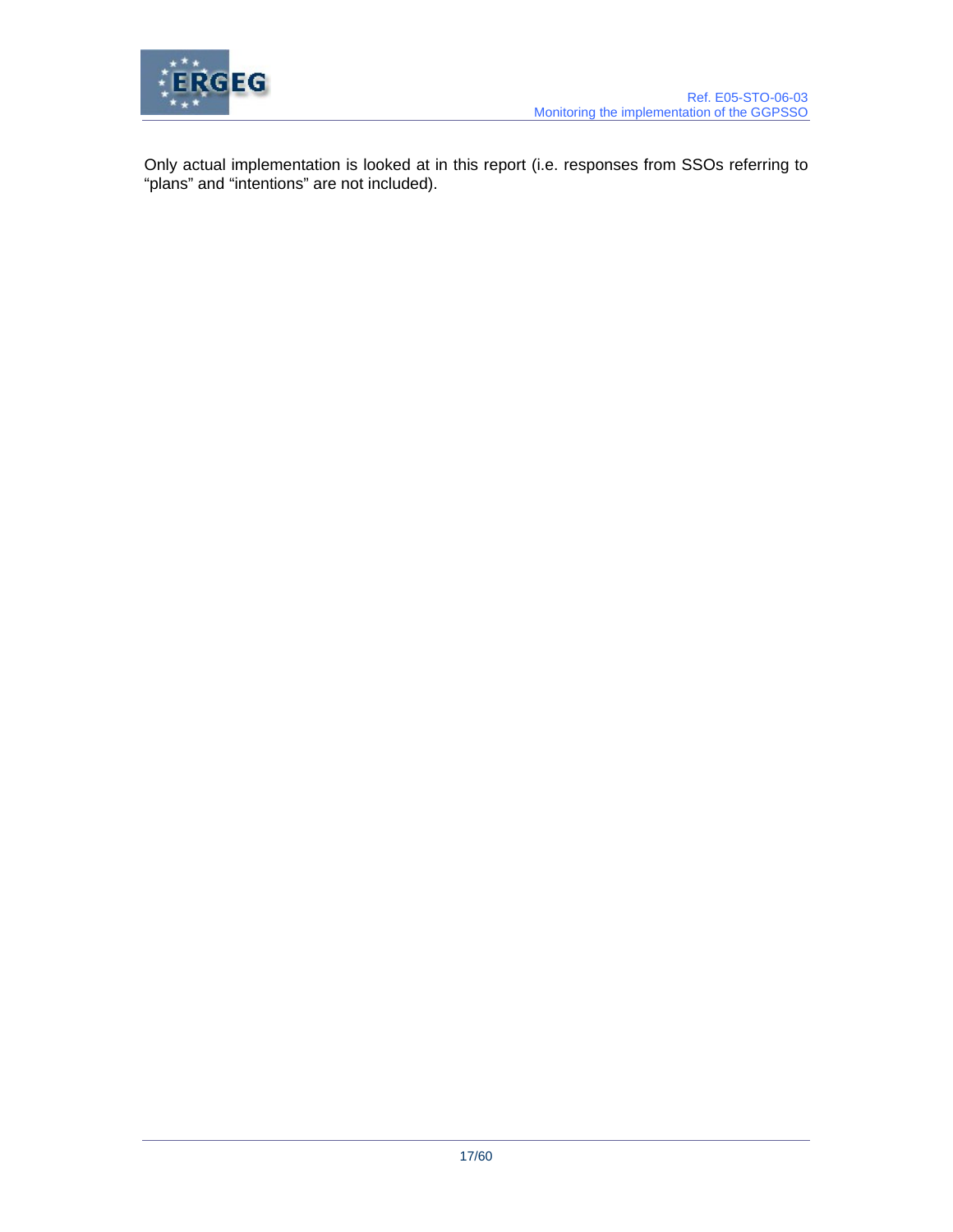Only actual implementation is looked at in this report (i.e. responses from SSOs referring to “plans” and “intentions” are not included).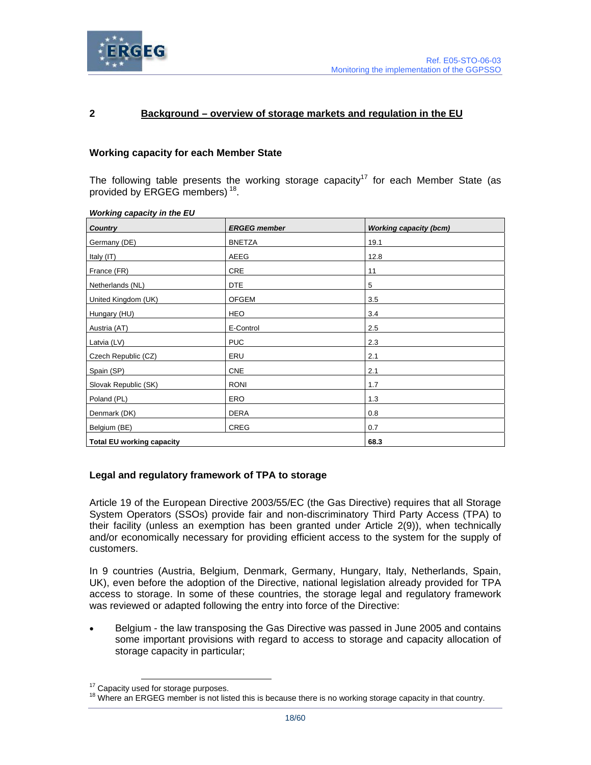## 2 Background – overview of storage markets and regulation in the EU

### Working capacity for each Member State

The following table presents the working storage capacity[17] for each Member State (as provided by ERGEG members) [18].

***Working capacity in the EU***

| *Country* | *ERGEG member* | *Working capacity (bcm)* |
|---|---|---|
| Germany (DE) | BNETZA | 19.1 |
| Italy (IT) | AEEG | 12.8 |
| France (FR) | CRE | 11 |
| Netherlands (NL) | DTE | 5 |
| United Kingdom (UK) | OFGEM | 3.5 |
| Hungary (HU) | HEO | 3.4 |
| Austria (AT) | E-Control | 2.5 |
| Latvia (LV) | PUC | 2.3 |
| Czech Republic (CZ) | ERU | 2.1 |
| Spain (SP) | CNE | 2.1 |
| Slovak Republic (SK) | RONI | 1.7 |
| Poland (PL) | ERO | 1.3 |
| Denmark (DK) | DERA | 0.8 |
| Belgium (BE) | CREG | 0.7 |
| **Total EU working capacity** | | **68.3** |

### Legal and regulatory framework of TPA to storage

Article 19 of the European Directive 2003/55/EC (the Gas Directive) requires that all Storage System Operators (SSOs) provide fair and non-discriminatory Third Party Access (TPA) to their facility (unless an exemption has been granted under Article 2(9)), when technically and/or economically necessary for providing efficient access to the system for the supply of customers.

In 9 countries (Austria, Belgium, Denmark, Germany, Hungary, Italy, Netherlands, Spain, UK), even before the adoption of the Directive, national legislation already provided for TPA access to storage. In some of these countries, the storage legal and regulatory framework was reviewed or adapted following the entry into force of the Directive:

- Belgium - the law transposing the Gas Directive was passed in June 2005 and contains some important provisions with regard to access to storage and capacity allocation of storage capacity in particular;

---

[17] Capacity used for storage purposes.

[18] Where an ERGEG member is not listed this is because there is no working storage capacity in that country.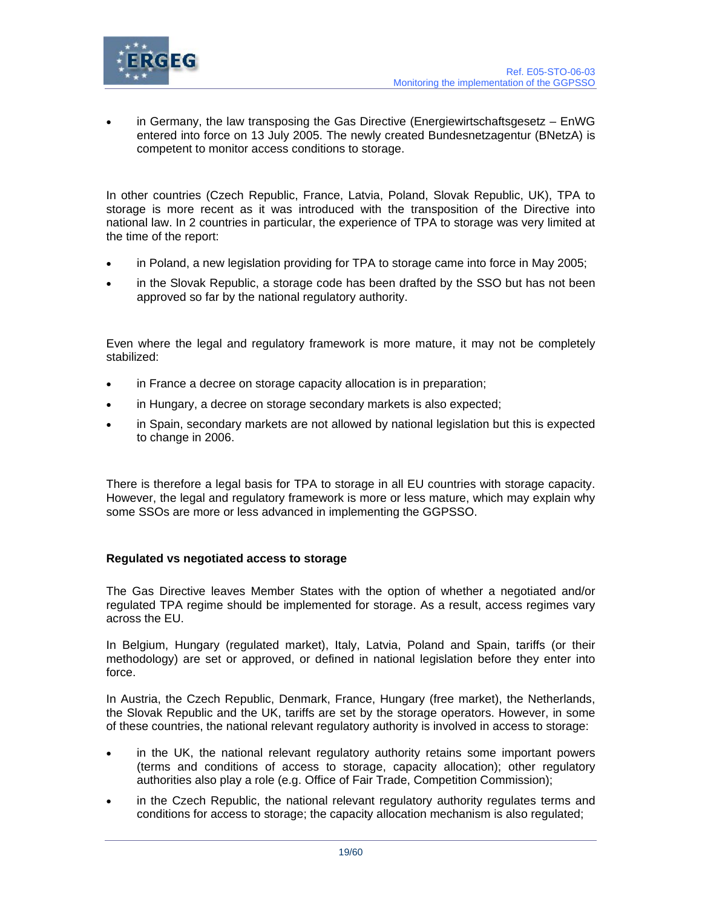- in Germany, the law transposing the Gas Directive (Energiewirtschaftsgesetz – EnWG entered into force on 13 July 2005. The newly created Bundesnetzagentur (BNetzA) is competent to monitor access conditions to storage.

In other countries (Czech Republic, France, Latvia, Poland, Slovak Republic, UK), TPA to storage is more recent as it was introduced with the transposition of the Directive into national law. In 2 countries in particular, the experience of TPA to storage was very limited at the time of the report:

- in Poland, a new legislation providing for TPA to storage came into force in May 2005;
- in the Slovak Republic, a storage code has been drafted by the SSO but has not been approved so far by the national regulatory authority.

Even where the legal and regulatory framework is more mature, it may not be completely stabilized:

- in France a decree on storage capacity allocation is in preparation;
- in Hungary, a decree on storage secondary markets is also expected;
- in Spain, secondary markets are not allowed by national legislation but this is expected to change in 2006.

There is therefore a legal basis for TPA to storage in all EU countries with storage capacity. However, the legal and regulatory framework is more or less mature, which may explain why some SSOs are more or less advanced in implementing the GGPSSO.

**Regulated vs negotiated access to storage**

The Gas Directive leaves Member States with the option of whether a negotiated and/or regulated TPA regime should be implemented for storage. As a result, access regimes vary across the EU.

In Belgium, Hungary (regulated market), Italy, Latvia, Poland and Spain, tariffs (or their methodology) are set or approved, or defined in national legislation before they enter into force.

In Austria, the Czech Republic, Denmark, France, Hungary (free market), the Netherlands, the Slovak Republic and the UK, tariffs are set by the storage operators. However, in some of these countries, the national relevant regulatory authority is involved in access to storage:

- in the UK, the national relevant regulatory authority retains some important powers (terms and conditions of access to storage, capacity allocation); other regulatory authorities also play a role (e.g. Office of Fair Trade, Competition Commission);
- in the Czech Republic, the national relevant regulatory authority regulates terms and conditions for access to storage; the capacity allocation mechanism is also regulated;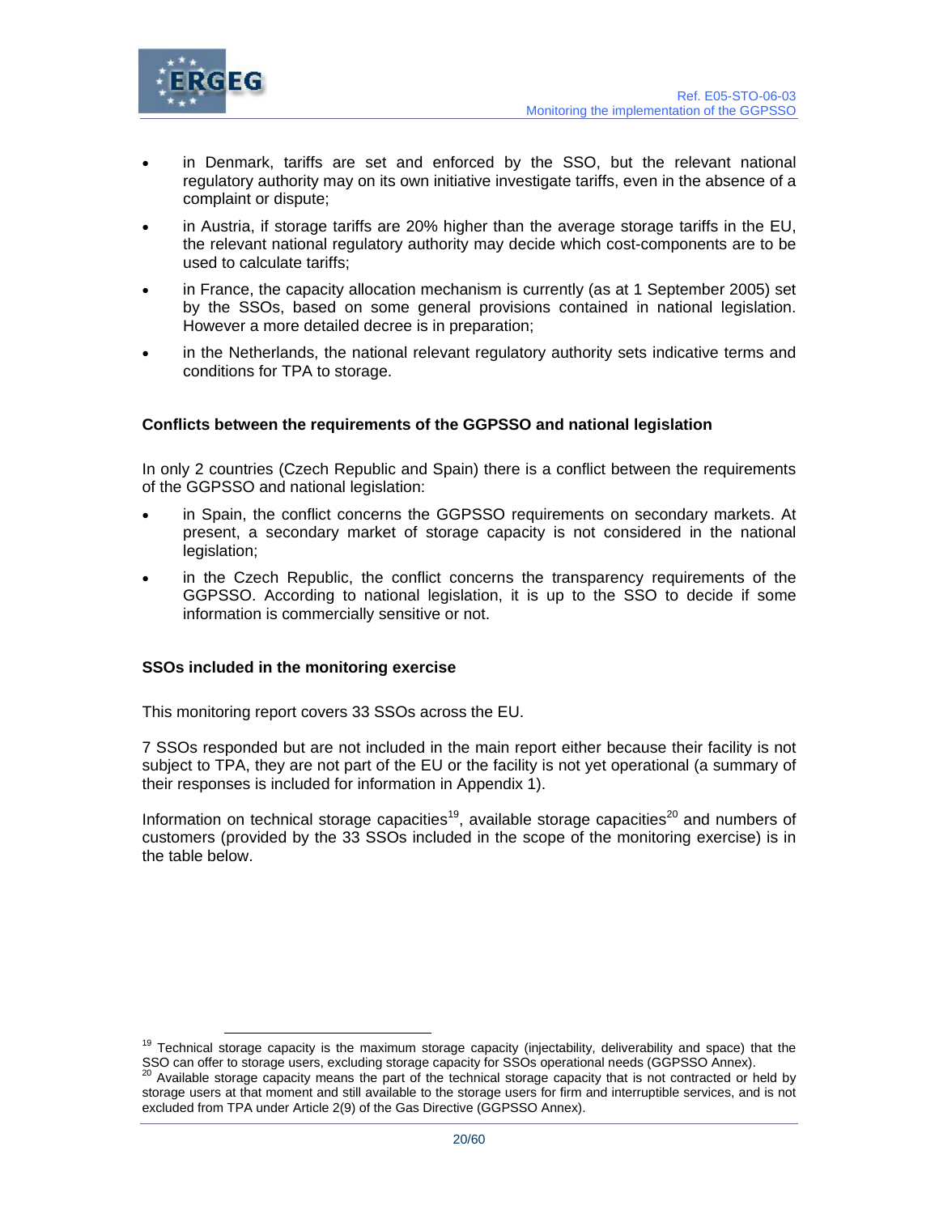- in Denmark, tariffs are set and enforced by the SSO, but the relevant national regulatory authority may on its own initiative investigate tariffs, even in the absence of a complaint or dispute;
- in Austria, if storage tariffs are 20% higher than the average storage tariffs in the EU, the relevant national regulatory authority may decide which cost-components are to be used to calculate tariffs;
- in France, the capacity allocation mechanism is currently (as at 1 September 2005) set by the SSOs, based on some general provisions contained in national legislation. However a more detailed decree is in preparation;
- in the Netherlands, the national relevant regulatory authority sets indicative terms and conditions for TPA to storage.

**Conflicts between the requirements of the GGPSSO and national legislation**

In only 2 countries (Czech Republic and Spain) there is a conflict between the requirements of the GGPSSO and national legislation:

- in Spain, the conflict concerns the GGPSSO requirements on secondary markets. At present, a secondary market of storage capacity is not considered in the national legislation;
- in the Czech Republic, the conflict concerns the transparency requirements of the GGPSSO. According to national legislation, it is up to the SSO to decide if some information is commercially sensitive or not.

**SSOs included in the monitoring exercise**

This monitoring report covers 33 SSOs across the EU.

7 SSOs responded but are not included in the main report either because their facility is not subject to TPA, they are not part of the EU or the facility is not yet operational (a summary of their responses is included for information in Appendix 1).

Information on technical storage capacities[19], available storage capacities[20] and numbers of customers (provided by the 33 SSOs included in the scope of the monitoring exercise) is in the table below.

---

[19] Technical storage capacity is the maximum storage capacity (injectability, deliverability and space) that the SSO can offer to storage users, excluding storage capacity for SSOs operational needs (GGPSSO Annex).

[20] Available storage capacity means the part of the technical storage capacity that is not contracted or held by storage users at that moment and still available to the storage users for firm and interruptible services, and is not excluded from TPA under Article 2(9) of the Gas Directive (GGPSSO Annex).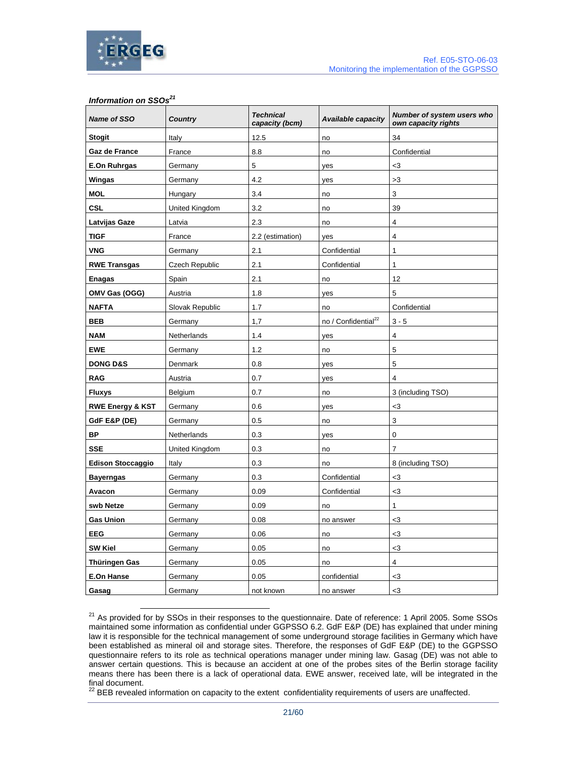***Information on SSOs***[21]

| ***Name of SSO*** | ***Country*** | ***Technical capacity (bcm)*** | ***Available capacity*** | ***Number of system users who own capacity rights*** |
|---|---|---|---|---|
| **Stogit** | Italy | 12.5 | no | 34 |
| **Gaz de France** | France | 8.8 | no | Confidential |
| **E.On Ruhrgas** | Germany | 5 | yes | <3 |
| **Wingas** | Germany | 4.2 | yes | >3 |
| **MOL** | Hungary | 3.4 | no | 3 |
| **CSL** | United Kingdom | 3.2 | no | 39 |
| **Latvijas Gaze** | Latvia | 2.3 | no | 4 |
| **TIGF** | France | 2.2 (estimation) | yes | 4 |
| **VNG** | Germany | 2.1 | Confidential | 1 |
| **RWE Transgas** | Czech Republic | 2.1 | Confidential | 1 |
| **Enagas** | Spain | 2.1 | no | 12 |
| **OMV Gas (OGG)** | Austria | 1.8 | yes | 5 |
| **NAFTA** | Slovak Republic | 1.7 | no | Confidential |
| **BEB** | Germany | 1,7 | no / Confidential[22] | 3 - 5 |
| **NAM** | Netherlands | 1.4 | yes | 4 |
| **EWE** | Germany | 1.2 | no | 5 |
| **DONG D&S** | Denmark | 0.8 | yes | 5 |
| **RAG** | Austria | 0.7 | yes | 4 |
| **Fluxys** | Belgium | 0.7 | no | 3 (including TSO) |
| **RWE Energy & KST** | Germany | 0.6 | yes | <3 |
| **GdF E&P (DE)** | Germany | 0.5 | no | 3 |
| **BP** | Netherlands | 0.3 | yes | 0 |
| **SSE** | United Kingdom | 0.3 | no | 7 |
| **Edison Stoccaggio** | Italy | 0.3 | no | 8 (including TSO) |
| **Bayerngas** | Germany | 0.3 | Confidential | <3 |
| **Avacon** | Germany | 0.09 | Confidential | <3 |
| **swb Netze** | Germany | 0.09 | no | 1 |
| **Gas Union** | Germany | 0.08 | no answer | <3 |
| **EEG** | Germany | 0.06 | no | <3 |
| **SW Kiel** | Germany | 0.05 | no | <3 |
| **Thüringen Gas** | Germany | 0.05 | no | 4 |
| **E.On Hanse** | Germany | 0.05 | confidential | <3 |
| **Gasag** | Germany | not known | no answer | <3 |

[21] As provided for by SSOs in their responses to the questionnaire. Date of reference: 1 April 2005. Some SSOs maintained some information as confidential under GGPSSO 6.2. GdF E&P (DE) has explained that under mining law it is responsible for the technical management of some underground storage facilities in Germany which have been established as mineral oil and storage sites. Therefore, the responses of GdF E&P (DE) to the GGPSSO questionnaire refers to its role as technical operations manager under mining law. Gasag (DE) was not able to answer certain questions. This is because an accident at one of the probes sites of the Berlin storage facility means there has been there is a lack of operational data. EWE answer, received late, will be integrated in the final document.

[22] BEB revealed information on capacity to the extent confidentiality requirements of users are unaffected.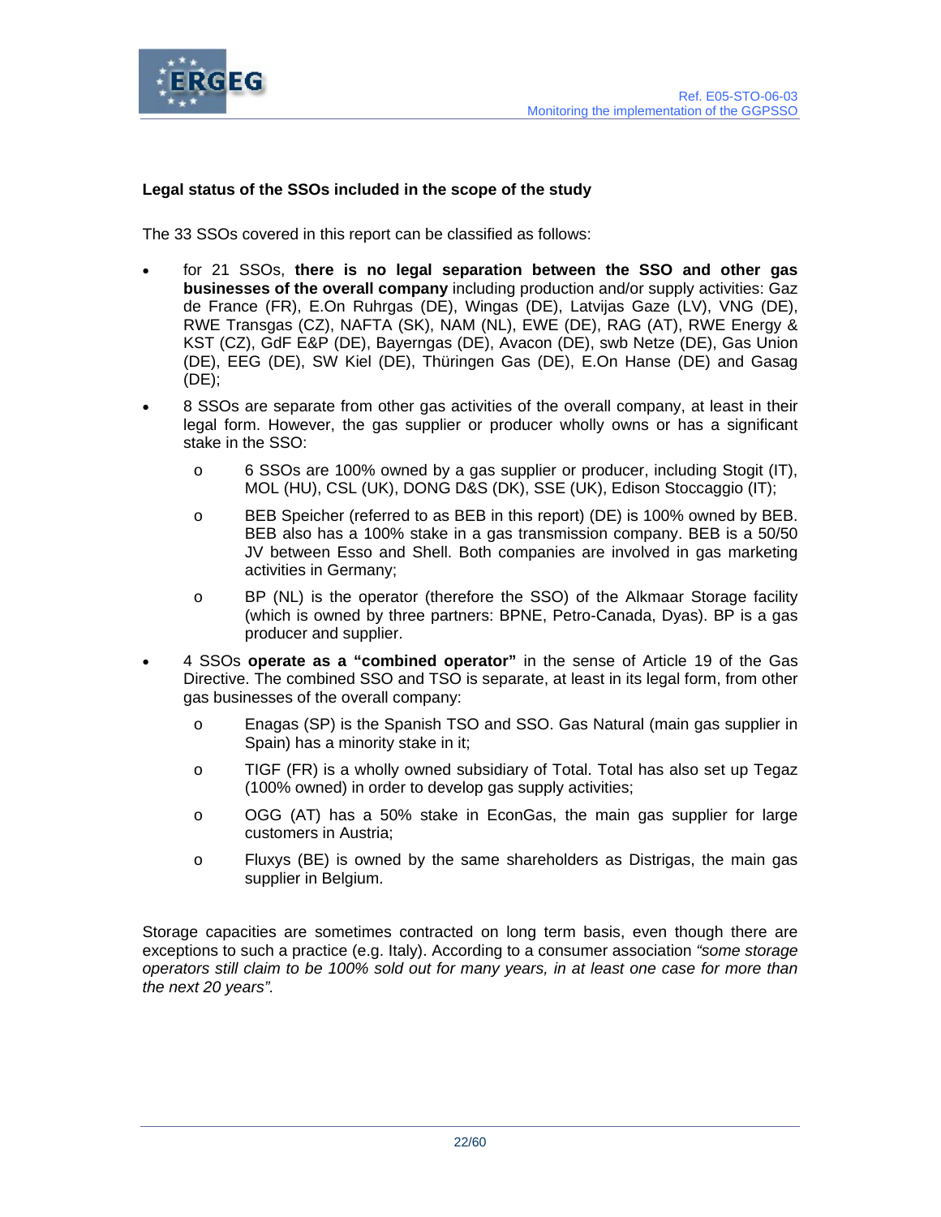**Legal status of the SSOs included in the scope of the study**

The 33 SSOs covered in this report can be classified as follows:

- for 21 SSOs, **there is no legal separation between the SSO and other gas businesses of the overall company** including production and/or supply activities: Gaz de France (FR), E.On Ruhrgas (DE), Wingas (DE), Latvijas Gaze (LV), VNG (DE), RWE Transgas (CZ), NAFTA (SK), NAM (NL), EWE (DE), RAG (AT), RWE Energy & KST (CZ), GdF E&P (DE), Bayerngas (DE), Avacon (DE), swb Netze (DE), Gas Union (DE), EEG (DE), SW Kiel (DE), Thüringen Gas (DE), E.On Hanse (DE) and Gasag (DE);
- 8 SSOs are separate from other gas activities of the overall company, at least in their legal form. However, the gas supplier or producer wholly owns or has a significant stake in the SSO:
  - 6 SSOs are 100% owned by a gas supplier or producer, including Stogit (IT), MOL (HU), CSL (UK), DONG D&S (DK), SSE (UK), Edison Stoccaggio (IT);
  - BEB Speicher (referred to as BEB in this report) (DE) is 100% owned by BEB. BEB also has a 100% stake in a gas transmission company. BEB is a 50/50 JV between Esso and Shell. Both companies are involved in gas marketing activities in Germany;
  - BP (NL) is the operator (therefore the SSO) of the Alkmaar Storage facility (which is owned by three partners: BPNE, Petro-Canada, Dyas). BP is a gas producer and supplier.
- 4 SSOs **operate as a "combined operator"** in the sense of Article 19 of the Gas Directive. The combined SSO and TSO is separate, at least in its legal form, from other gas businesses of the overall company:
  - Enagas (SP) is the Spanish TSO and SSO. Gas Natural (main gas supplier in Spain) has a minority stake in it;
  - TIGF (FR) is a wholly owned subsidiary of Total. Total has also set up Tegaz (100% owned) in order to develop gas supply activities;
  - OGG (AT) has a 50% stake in EconGas, the main gas supplier for large customers in Austria;
  - Fluxys (BE) is owned by the same shareholders as Distrigas, the main gas supplier in Belgium.

Storage capacities are sometimes contracted on long term basis, even though there are exceptions to such a practice (e.g. Italy). According to a consumer association *"some storage operators still claim to be 100% sold out for many years, in at least one case for more than the next 20 years".*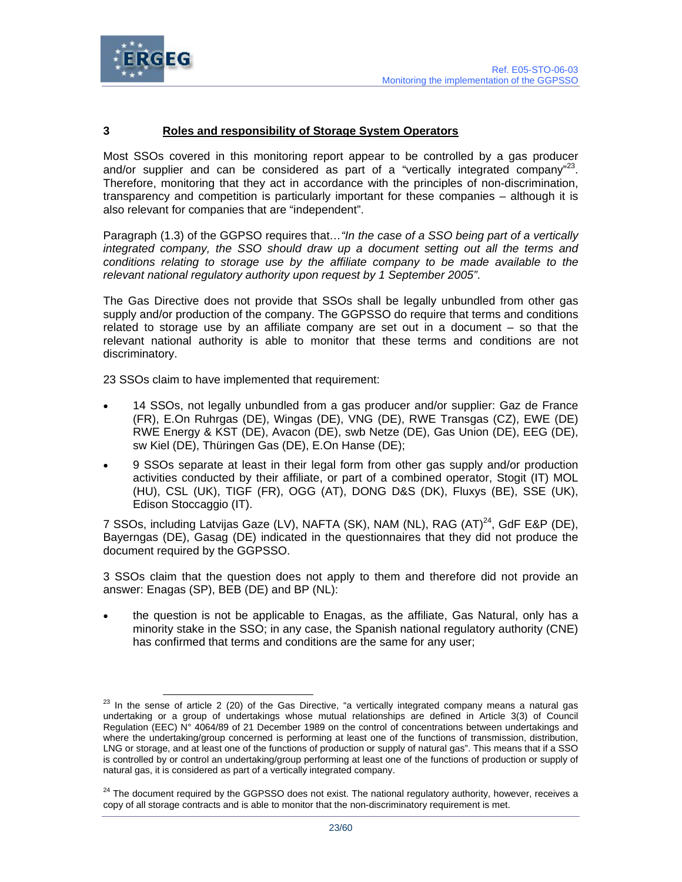## 3 Roles and responsibility of Storage System Operators

Most SSOs covered in this monitoring report appear to be controlled by a gas producer and/or supplier and can be considered as part of a "vertically integrated company"[23]. Therefore, monitoring that they act in accordance with the principles of non-discrimination, transparency and competition is particularly important for these companies – although it is also relevant for companies that are "independent".

Paragraph (1.3) of the GGPSO requires that…*"In the case of a SSO being part of a vertically integrated company, the SSO should draw up a document setting out all the terms and conditions relating to storage use by the affiliate company to be made available to the relevant national regulatory authority upon request by 1 September 2005"*.

The Gas Directive does not provide that SSOs shall be legally unbundled from other gas supply and/or production of the company. The GGPSSO do require that terms and conditions related to storage use by an affiliate company are set out in a document – so that the relevant national authority is able to monitor that these terms and conditions are not discriminatory.

23 SSOs claim to have implemented that requirement:

- 14 SSOs, not legally unbundled from a gas producer and/or supplier: Gaz de France (FR), E.On Ruhrgas (DE), Wingas (DE), VNG (DE), RWE Transgas (CZ), EWE (DE) RWE Energy & KST (DE), Avacon (DE), swb Netze (DE), Gas Union (DE), EEG (DE), sw Kiel (DE), Thüringen Gas (DE), E.On Hanse (DE);
- 9 SSOs separate at least in their legal form from other gas supply and/or production activities conducted by their affiliate, or part of a combined operator, Stogit (IT) MOL (HU), CSL (UK), TIGF (FR), OGG (AT), DONG D&S (DK), Fluxys (BE), SSE (UK), Edison Stoccaggio (IT).

7 SSOs, including Latvijas Gaze (LV), NAFTA (SK), NAM (NL), RAG (AT)[24], GdF E&P (DE), Bayerngas (DE), Gasag (DE) indicated in the questionnaires that they did not produce the document required by the GGPSSO.

3 SSOs claim that the question does not apply to them and therefore did not provide an answer: Enagas (SP), BEB (DE) and BP (NL):

- the question is not be applicable to Enagas, as the affiliate, Gas Natural, only has a minority stake in the SSO; in any case, the Spanish national regulatory authority (CNE) has confirmed that terms and conditions are the same for any user;

---

[23] In the sense of article 2 (20) of the Gas Directive, "a vertically integrated company means a natural gas undertaking or a group of undertakings whose mutual relationships are defined in Article 3(3) of Council Regulation (EEC) N° 4064/89 of 21 December 1989 on the control of concentrations between undertakings and where the undertaking/group concerned is performing at least one of the functions of transmission, distribution, LNG or storage, and at least one of the functions of production or supply of natural gas". This means that if a SSO is controlled by or control an undertaking/group performing at least one of the functions of production or supply of natural gas, it is considered as part of a vertically integrated company.

[24] The document required by the GGPSSO does not exist. The national regulatory authority, however, receives a copy of all storage contracts and is able to monitor that the non-discriminatory requirement is met.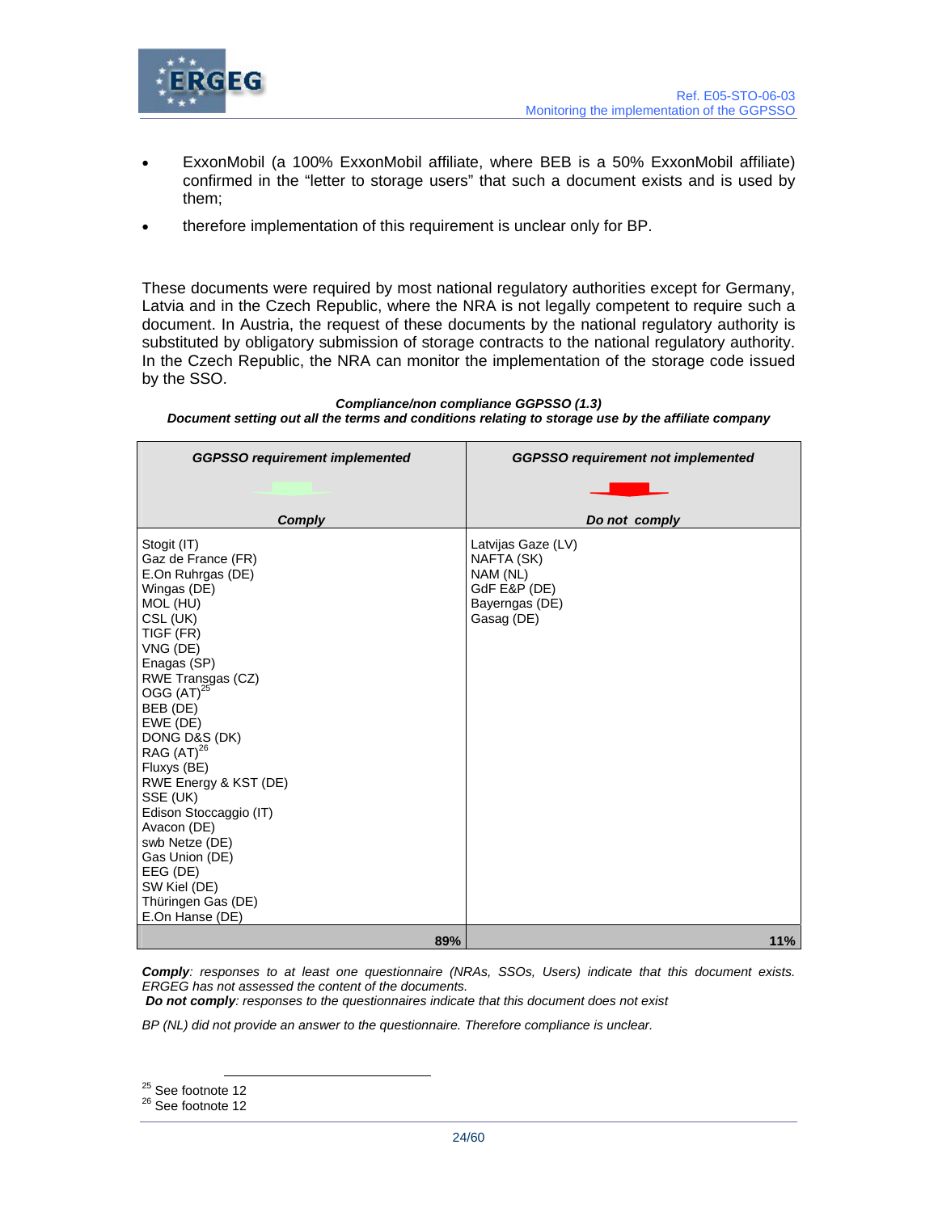- ExxonMobil (a 100% ExxonMobil affiliate, where BEB is a 50% ExxonMobil affiliate) confirmed in the "letter to storage users" that such a document exists and is used by them;
- therefore implementation of this requirement is unclear only for BP.

These documents were required by most national regulatory authorities except for Germany, Latvia and in the Czech Republic, where the NRA is not legally competent to require such a document. In Austria, the request of these documents by the national regulatory authority is substituted by obligatory submission of storage contracts to the national regulatory authority. In the Czech Republic, the NRA can monitor the implementation of the storage code issued by the SSO.

***Compliance/non compliance GGPSSO (1.3)***
***Document setting out all the terms and conditions relating to storage use by the affiliate company***

| *GGPSSO requirement implemented* *Comply* | *GGPSSO requirement not implemented* *Do not comply* |
|---|---|
| Stogit (IT)<br>Gaz de France (FR)<br>E.On Ruhrgas (DE)<br>Wingas (DE)<br>MOL (HU)<br>CSL (UK)<br>TIGF (FR)<br>VNG (DE)<br>Enagas (SP)<br>RWE Transgas (CZ)<br>OGG (AT)[25]<br>BEB (DE)<br>EWE (DE)<br>DONG D&S (DK)<br>RAG (AT)[26]<br>Fluxys (BE)<br>RWE Energy & KST (DE)<br>SSE (UK)<br>Edison Stoccaggio (IT)<br>Avacon (DE)<br>swb Netze (DE)<br>Gas Union (DE)<br>EEG (DE)<br>SW Kiel (DE)<br>Thüringen Gas (DE)<br>E.On Hanse (DE) | Latvijas Gaze (LV)<br>NAFTA (SK)<br>NAM (NL)<br>GdF E&P (DE)<br>Bayerngas (DE)<br>Gasag (DE) |
| **89%** | **11%** |

***Comply**: responses to at least one questionnaire (NRAs, SSOs, Users) indicate that this document exists. ERGEG has not assessed the content of the documents.*
***Do not comply**: responses to the questionnaires indicate that this document does not exist*

*BP (NL) did not provide an answer to the questionnaire. Therefore compliance is unclear.*

[25] See footnote 12
[26] See footnote 12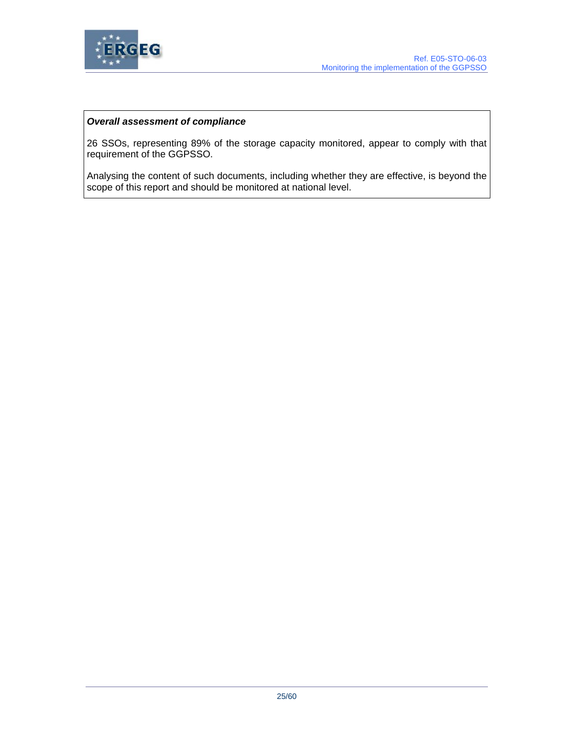***Overall assessment of compliance***

26 SSOs, representing 89% of the storage capacity monitored, appear to comply with that requirement of the GGPSSO.

Analysing the content of such documents, including whether they are effective, is beyond the scope of this report and should be monitored at national level.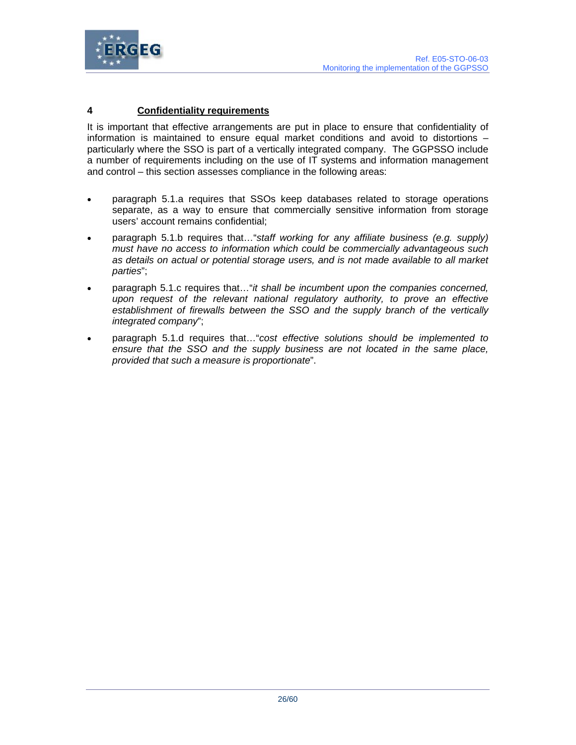# 4 Confidentiality requirements

It is important that effective arrangements are put in place to ensure that confidentiality of information is maintained to ensure equal market conditions and avoid to distortions – particularly where the SSO is part of a vertically integrated company. The GGPSSO include a number of requirements including on the use of IT systems and information management and control – this section assesses compliance in the following areas:

- paragraph 5.1.a requires that SSOs keep databases related to storage operations separate, as a way to ensure that commercially sensitive information from storage users' account remains confidential;
- paragraph 5.1.b requires that…"*staff working for any affiliate business (e.g. supply) must have no access to information which could be commercially advantageous such as details on actual or potential storage users, and is not made available to all market parties*";
- paragraph 5.1.c requires that…"*it shall be incumbent upon the companies concerned, upon request of the relevant national regulatory authority, to prove an effective establishment of firewalls between the SSO and the supply branch of the vertically integrated company*";
- paragraph 5.1.d requires that…"*cost effective solutions should be implemented to ensure that the SSO and the supply business are not located in the same place, provided that such a measure is proportionate*".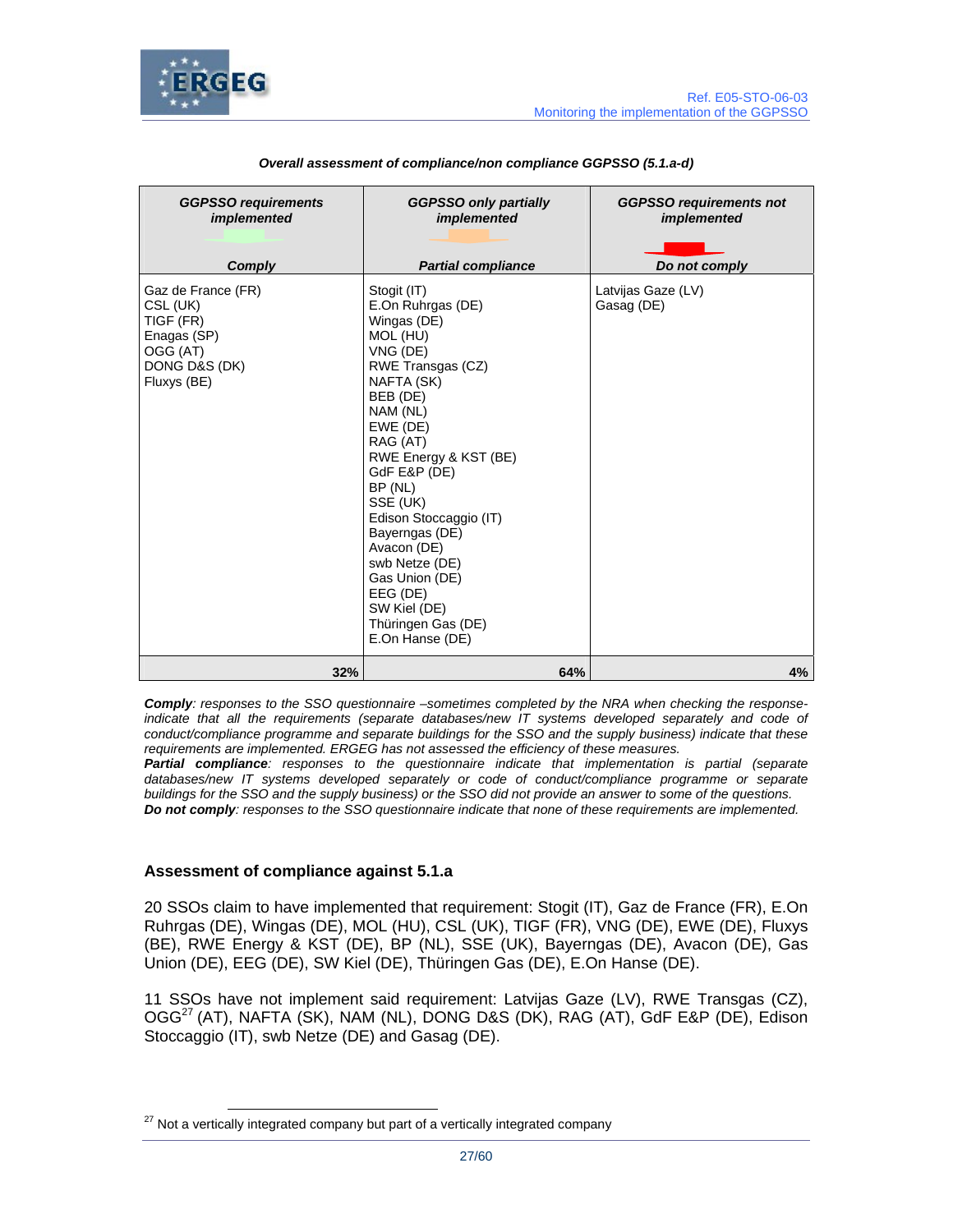***Overall assessment of compliance/non compliance GGPSSO (5.1.a-d)***

| *GGPSSO requirements implemented*<br><br>*Comply* | *GGPSSO only partially implemented*<br><br>*Partial compliance* | *GGPSSO requirements not implemented*<br><br>*Do not comply* |
|---|---|---|
| Gaz de France (FR)<br>CSL (UK)<br>TIGF (FR)<br>Enagas (SP)<br>OGG (AT)<br>DONG D&S (DK)<br>Fluxys (BE) | Stogit (IT)<br>E.On Ruhrgas (DE)<br>Wingas (DE)<br>MOL (HU)<br>VNG (DE)<br>RWE Transgas (CZ)<br>NAFTA (SK)<br>BEB (DE)<br>NAM (NL)<br>EWE (DE)<br>RAG (AT)<br>RWE Energy & KST (BE)<br>GdF E&P (DE)<br>BP (NL)<br>SSE (UK)<br>Edison Stoccaggio (IT)<br>Bayerngas (DE)<br>Avacon (DE)<br>swb Netze (DE)<br>Gas Union (DE)<br>EEG (DE)<br>SW Kiel (DE)<br>Thüringen Gas (DE)<br>E.On Hanse (DE) | Latvijas Gaze (LV)<br>Gasag (DE) |
| 32% | 64% | 4% |

***Comply**: responses to the SSO questionnaire –sometimes completed by the NRA when checking the response- indicate that all the requirements (separate databases/new IT systems developed separately and code of conduct/compliance programme and separate buildings for the SSO and the supply business) indicate that these requirements are implemented. ERGEG has not assessed the efficiency of these measures.*
***Partial compliance**: responses to the questionnaire indicate that implementation is partial (separate databases/new IT systems developed separately or code of conduct/compliance programme or separate buildings for the SSO and the supply business) or the SSO did not provide an answer to some of the questions.*
***Do not comply**: responses to the SSO questionnaire indicate that none of these requirements are implemented.*

### Assessment of compliance against 5.1.a

20 SSOs claim to have implemented that requirement: Stogit (IT), Gaz de France (FR), E.On Ruhrgas (DE), Wingas (DE), MOL (HU), CSL (UK), TIGF (FR), VNG (DE), EWE (DE), Fluxys (BE), RWE Energy & KST (DE), BP (NL), SSE (UK), Bayerngas (DE), Avacon (DE), Gas Union (DE), EEG (DE), SW Kiel (DE), Thüringen Gas (DE), E.On Hanse (DE).

11 SSOs have not implement said requirement: Latvijas Gaze (LV), RWE Transgas (CZ), OGG[27] (AT), NAFTA (SK), NAM (NL), DONG D&S (DK), RAG (AT), GdF E&P (DE), Edison Stoccaggio (IT), swb Netze (DE) and Gasag (DE).

[27] Not a vertically integrated company but part of a vertically integrated company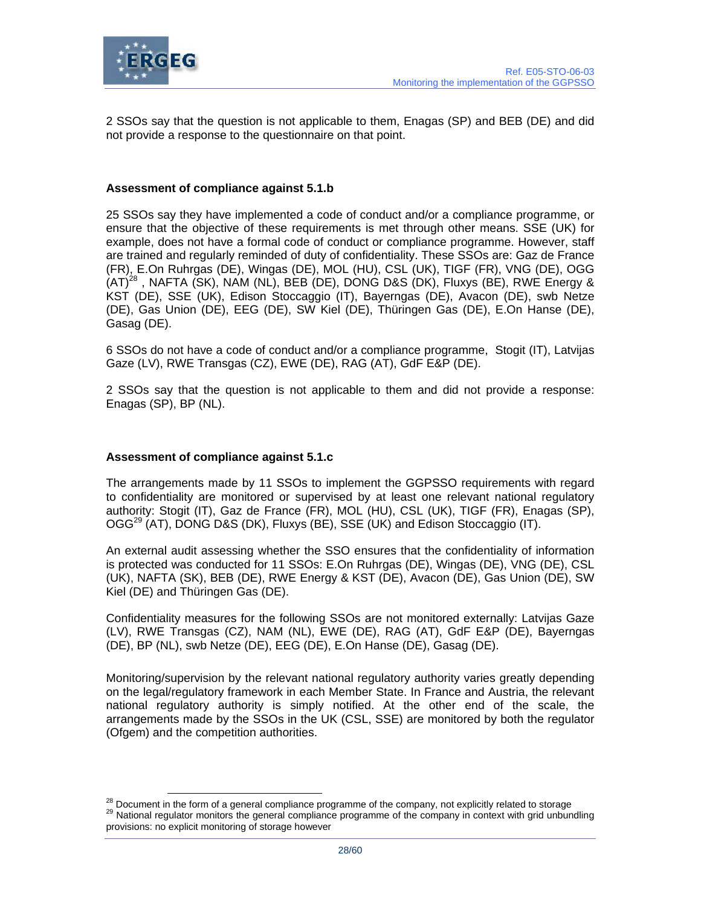2 SSOs say that the question is not applicable to them, Enagas (SP) and BEB (DE) and did not provide a response to the questionnaire on that point.

**Assessment of compliance against 5.1.b**

25 SSOs say they have implemented a code of conduct and/or a compliance programme, or ensure that the objective of these requirements is met through other means. SSE (UK) for example, does not have a formal code of conduct or compliance programme. However, staff are trained and regularly reminded of duty of confidentiality. These SSOs are: Gaz de France (FR), E.On Ruhrgas (DE), Wingas (DE), MOL (HU), CSL (UK), TIGF (FR), VNG (DE), OGG (AT)[28] , NAFTA (SK), NAM (NL), BEB (DE), DONG D&S (DK), Fluxys (BE), RWE Energy & KST (DE), SSE (UK), Edison Stoccaggio (IT), Bayerngas (DE), Avacon (DE), swb Netze (DE), Gas Union (DE), EEG (DE), SW Kiel (DE), Thüringen Gas (DE), E.On Hanse (DE), Gasag (DE).

6 SSOs do not have a code of conduct and/or a compliance programme, Stogit (IT), Latvijas Gaze (LV), RWE Transgas (CZ), EWE (DE), RAG (AT), GdF E&P (DE).

2 SSOs say that the question is not applicable to them and did not provide a response: Enagas (SP), BP (NL).

**Assessment of compliance against 5.1.c**

The arrangements made by 11 SSOs to implement the GGPSSO requirements with regard to confidentiality are monitored or supervised by at least one relevant national regulatory authority: Stogit (IT), Gaz de France (FR), MOL (HU), CSL (UK), TIGF (FR), Enagas (SP), OGG[29] (AT), DONG D&S (DK), Fluxys (BE), SSE (UK) and Edison Stoccaggio (IT).

An external audit assessing whether the SSO ensures that the confidentiality of information is protected was conducted for 11 SSOs: E.On Ruhrgas (DE), Wingas (DE), VNG (DE), CSL (UK), NAFTA (SK), BEB (DE), RWE Energy & KST (DE), Avacon (DE), Gas Union (DE), SW Kiel (DE) and Thüringen Gas (DE).

Confidentiality measures for the following SSOs are not monitored externally: Latvijas Gaze (LV), RWE Transgas (CZ), NAM (NL), EWE (DE), RAG (AT), GdF E&P (DE), Bayerngas (DE), BP (NL), swb Netze (DE), EEG (DE), E.On Hanse (DE), Gasag (DE).

Monitoring/supervision by the relevant national regulatory authority varies greatly depending on the legal/regulatory framework in each Member State. In France and Austria, the relevant national regulatory authority is simply notified. At the other end of the scale, the arrangements made by the SSOs in the UK (CSL, SSE) are monitored by both the regulator (Ofgem) and the competition authorities.

[28] Document in the form of a general compliance programme of the company, not explicitly related to storage

[29] National regulator monitors the general compliance programme of the company in context with grid unbundling provisions: no explicit monitoring of storage however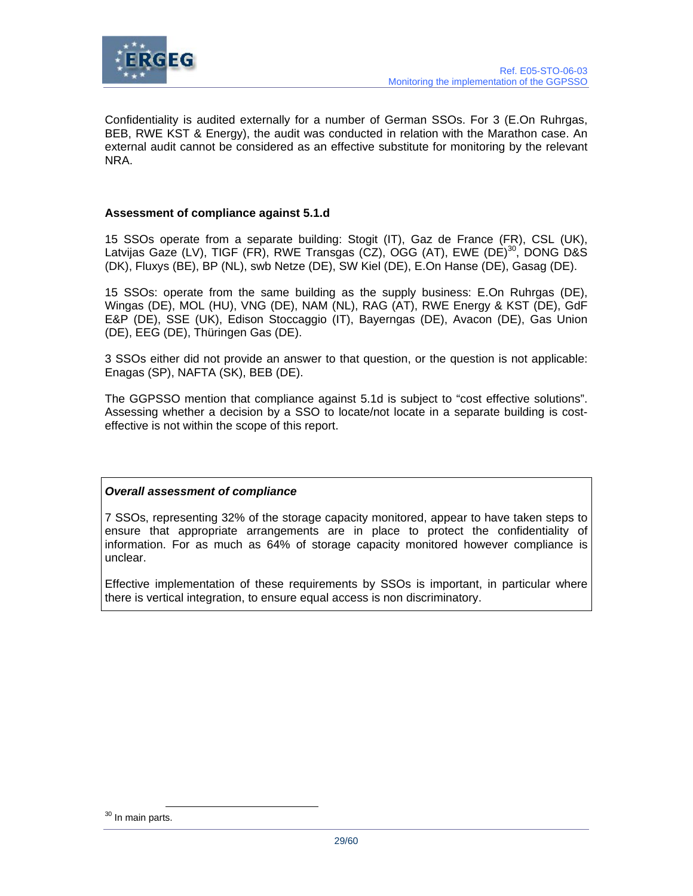Confidentiality is audited externally for a number of German SSOs. For 3 (E.On Ruhrgas, BEB, RWE KST & Energy), the audit was conducted in relation with the Marathon case. An external audit cannot be considered as an effective substitute for monitoring by the relevant NRA.

**Assessment of compliance against 5.1.d**

15 SSOs operate from a separate building: Stogit (IT), Gaz de France (FR), CSL (UK), Latvijas Gaze (LV), TIGF (FR), RWE Transgas (CZ), OGG (AT), EWE (DE)[30], DONG D&S (DK), Fluxys (BE), BP (NL), swb Netze (DE), SW Kiel (DE), E.On Hanse (DE), Gasag (DE).

15 SSOs: operate from the same building as the supply business: E.On Ruhrgas (DE), Wingas (DE), MOL (HU), VNG (DE), NAM (NL), RAG (AT), RWE Energy & KST (DE), GdF E&P (DE), SSE (UK), Edison Stoccaggio (IT), Bayerngas (DE), Avacon (DE), Gas Union (DE), EEG (DE), Thüringen Gas (DE).

3 SSOs either did not provide an answer to that question, or the question is not applicable: Enagas (SP), NAFTA (SK), BEB (DE).

The GGPSSO mention that compliance against 5.1d is subject to "cost effective solutions". Assessing whether a decision by a SSO to locate/not locate in a separate building is cost-effective is not within the scope of this report.

***Overall assessment of compliance***

7 SSOs, representing 32% of the storage capacity monitored, appear to have taken steps to ensure that appropriate arrangements are in place to protect the confidentiality of information. For as much as 64% of storage capacity monitored however compliance is unclear.

Effective implementation of these requirements by SSOs is important, in particular where there is vertical integration, to ensure equal access is non discriminatory.

[30] In main parts.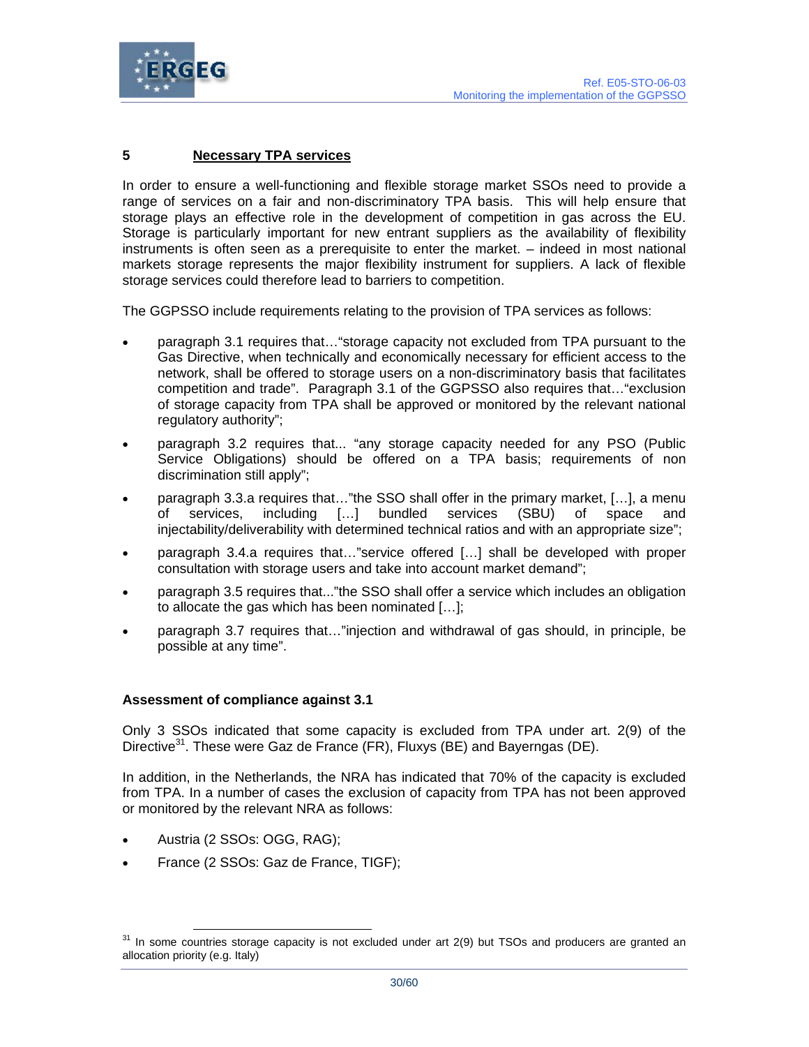## 5 Necessary TPA services

In order to ensure a well-functioning and flexible storage market SSOs need to provide a range of services on a fair and non-discriminatory TPA basis. This will help ensure that storage plays an effective role in the development of competition in gas across the EU. Storage is particularly important for new entrant suppliers as the availability of flexibility instruments is often seen as a prerequisite to enter the market. – indeed in most national markets storage represents the major flexibility instrument for suppliers. A lack of flexible storage services could therefore lead to barriers to competition.

The GGPSSO include requirements relating to the provision of TPA services as follows:

- paragraph 3.1 requires that…"storage capacity not excluded from TPA pursuant to the Gas Directive, when technically and economically necessary for efficient access to the network, shall be offered to storage users on a non-discriminatory basis that facilitates competition and trade". Paragraph 3.1 of the GGPSSO also requires that…"exclusion of storage capacity from TPA shall be approved or monitored by the relevant national regulatory authority";
- paragraph 3.2 requires that... "any storage capacity needed for any PSO (Public Service Obligations) should be offered on a TPA basis; requirements of non discrimination still apply";
- paragraph 3.3.a requires that…"the SSO shall offer in the primary market, […], a menu of services, including […] bundled services (SBU) of space and injectability/deliverability with determined technical ratios and with an appropriate size";
- paragraph 3.4.a requires that…"service offered […] shall be developed with proper consultation with storage users and take into account market demand";
- paragraph 3.5 requires that..."the SSO shall offer a service which includes an obligation to allocate the gas which has been nominated […];
- paragraph 3.7 requires that…"injection and withdrawal of gas should, in principle, be possible at any time".

**Assessment of compliance against 3.1**

Only 3 SSOs indicated that some capacity is excluded from TPA under art. 2(9) of the Directive[31]. These were Gaz de France (FR), Fluxys (BE) and Bayerngas (DE).

In addition, in the Netherlands, the NRA has indicated that 70% of the capacity is excluded from TPA. In a number of cases the exclusion of capacity from TPA has not been approved or monitored by the relevant NRA as follows:

- Austria (2 SSOs: OGG, RAG);
- France (2 SSOs: Gaz de France, TIGF);

[31] In some countries storage capacity is not excluded under art 2(9) but TSOs and producers are granted an allocation priority (e.g. Italy)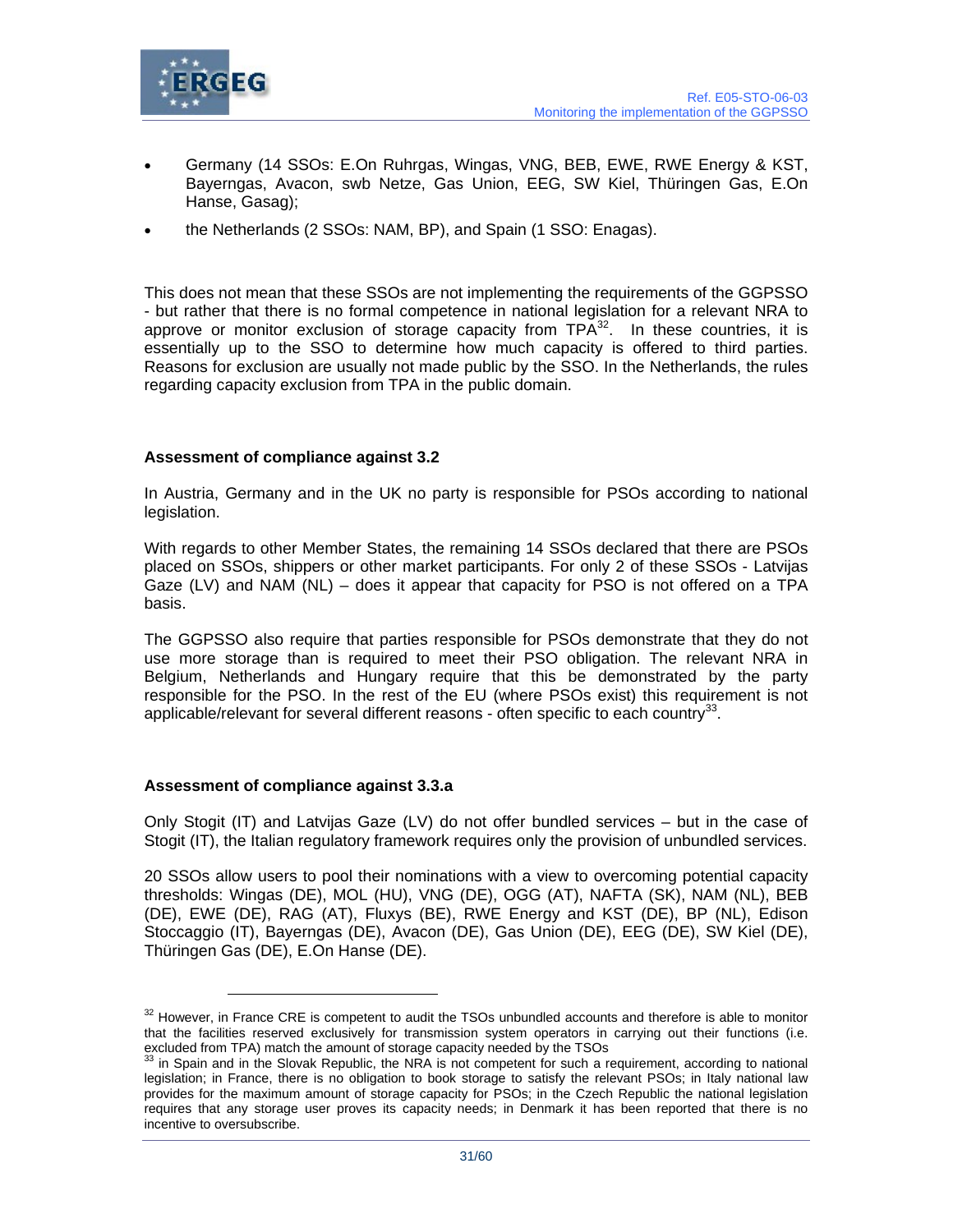- Germany (14 SSOs: E.On Ruhrgas, Wingas, VNG, BEB, EWE, RWE Energy & KST, Bayerngas, Avacon, swb Netze, Gas Union, EEG, SW Kiel, Thüringen Gas, E.On Hanse, Gasag);
- the Netherlands (2 SSOs: NAM, BP), and Spain (1 SSO: Enagas).

This does not mean that these SSOs are not implementing the requirements of the GGPSSO - but rather that there is no formal competence in national legislation for a relevant NRA to approve or monitor exclusion of storage capacity from TPA[32]. In these countries, it is essentially up to the SSO to determine how much capacity is offered to third parties. Reasons for exclusion are usually not made public by the SSO. In the Netherlands, the rules regarding capacity exclusion from TPA in the public domain.

### Assessment of compliance against 3.2

In Austria, Germany and in the UK no party is responsible for PSOs according to national legislation.

With regards to other Member States, the remaining 14 SSOs declared that there are PSOs placed on SSOs, shippers or other market participants. For only 2 of these SSOs - Latvijas Gaze (LV) and NAM (NL) – does it appear that capacity for PSO is not offered on a TPA basis.

The GGPSSO also require that parties responsible for PSOs demonstrate that they do not use more storage than is required to meet their PSO obligation. The relevant NRA in Belgium, Netherlands and Hungary require that this be demonstrated by the party responsible for the PSO. In the rest of the EU (where PSOs exist) this requirement is not applicable/relevant for several different reasons - often specific to each country[33].

### Assessment of compliance against 3.3.a

Only Stogit (IT) and Latvijas Gaze (LV) do not offer bundled services – but in the case of Stogit (IT), the Italian regulatory framework requires only the provision of unbundled services.

20 SSOs allow users to pool their nominations with a view to overcoming potential capacity thresholds: Wingas (DE), MOL (HU), VNG (DE), OGG (AT), NAFTA (SK), NAM (NL), BEB (DE), EWE (DE), RAG (AT), Fluxys (BE), RWE Energy and KST (DE), BP (NL), Edison Stoccaggio (IT), Bayerngas (DE), Avacon (DE), Gas Union (DE), EEG (DE), SW Kiel (DE), Thüringen Gas (DE), E.On Hanse (DE).

---

[32] However, in France CRE is competent to audit the TSOs unbundled accounts and therefore is able to monitor that the facilities reserved exclusively for transmission system operators in carrying out their functions (i.e. excluded from TPA) match the amount of storage capacity needed by the TSOs

[33] in Spain and in the Slovak Republic, the NRA is not competent for such a requirement, according to national legislation; in France, there is no obligation to book storage to satisfy the relevant PSOs; in Italy national law provides for the maximum amount of storage capacity for PSOs; in the Czech Republic the national legislation requires that any storage user proves its capacity needs; in Denmark it has been reported that there is no incentive to oversubscribe.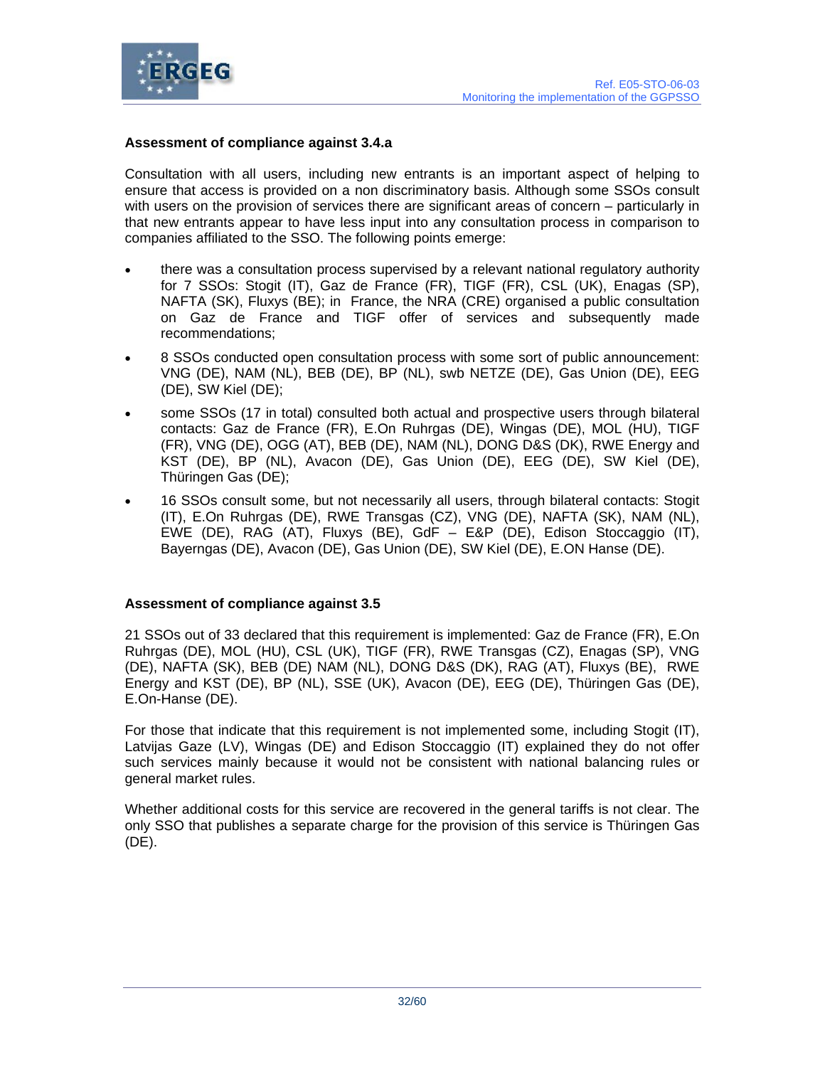**Assessment of compliance against 3.4.a**

Consultation with all users, including new entrants is an important aspect of helping to ensure that access is provided on a non discriminatory basis. Although some SSOs consult with users on the provision of services there are significant areas of concern – particularly in that new entrants appear to have less input into any consultation process in comparison to companies affiliated to the SSO. The following points emerge:

- there was a consultation process supervised by a relevant national regulatory authority for 7 SSOs: Stogit (IT), Gaz de France (FR), TIGF (FR), CSL (UK), Enagas (SP), NAFTA (SK), Fluxys (BE); in France, the NRA (CRE) organised a public consultation on Gaz de France and TIGF offer of services and subsequently made recommendations;
- 8 SSOs conducted open consultation process with some sort of public announcement: VNG (DE), NAM (NL), BEB (DE), BP (NL), swb NETZE (DE), Gas Union (DE), EEG (DE), SW Kiel (DE);
- some SSOs (17 in total) consulted both actual and prospective users through bilateral contacts: Gaz de France (FR), E.On Ruhrgas (DE), Wingas (DE), MOL (HU), TIGF (FR), VNG (DE), OGG (AT), BEB (DE), NAM (NL), DONG D&S (DK), RWE Energy and KST (DE), BP (NL), Avacon (DE), Gas Union (DE), EEG (DE), SW Kiel (DE), Thüringen Gas (DE);
- 16 SSOs consult some, but not necessarily all users, through bilateral contacts: Stogit (IT), E.On Ruhrgas (DE), RWE Transgas (CZ), VNG (DE), NAFTA (SK), NAM (NL), EWE (DE), RAG (AT), Fluxys (BE), GdF – E&P (DE), Edison Stoccaggio (IT), Bayerngas (DE), Avacon (DE), Gas Union (DE), SW Kiel (DE), E.ON Hanse (DE).

**Assessment of compliance against 3.5**

21 SSOs out of 33 declared that this requirement is implemented: Gaz de France (FR), E.On Ruhrgas (DE), MOL (HU), CSL (UK), TIGF (FR), RWE Transgas (CZ), Enagas (SP), VNG (DE), NAFTA (SK), BEB (DE) NAM (NL), DONG D&S (DK), RAG (AT), Fluxys (BE), RWE Energy and KST (DE), BP (NL), SSE (UK), Avacon (DE), EEG (DE), Thüringen Gas (DE), E.On-Hanse (DE).

For those that indicate that this requirement is not implemented some, including Stogit (IT), Latvijas Gaze (LV), Wingas (DE) and Edison Stoccaggio (IT) explained they do not offer such services mainly because it would not be consistent with national balancing rules or general market rules.

Whether additional costs for this service are recovered in the general tariffs is not clear. The only SSO that publishes a separate charge for the provision of this service is Thüringen Gas (DE).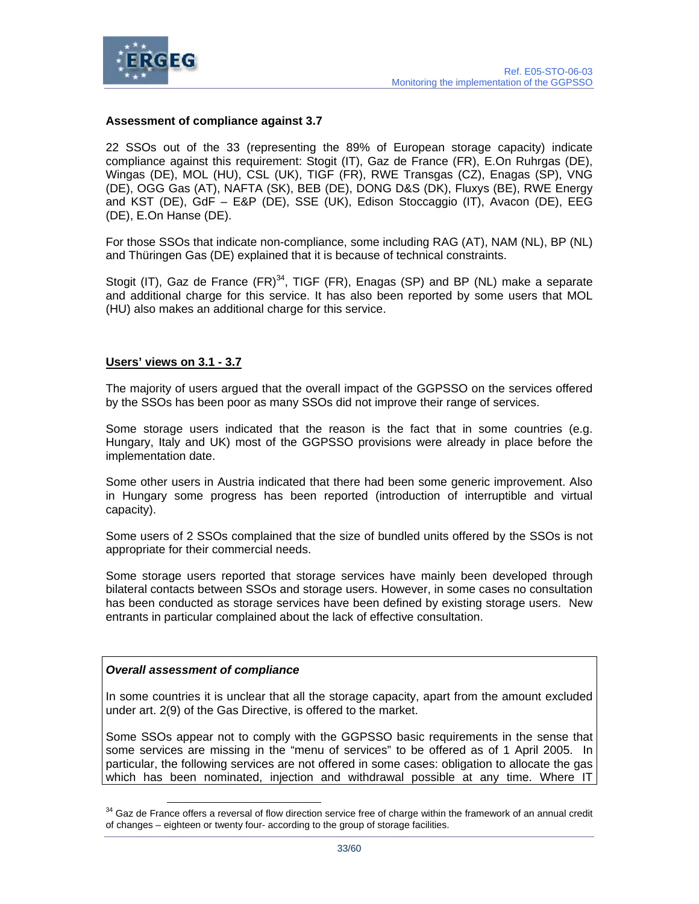**Assessment of compliance against 3.7**

22 SSOs out of the 33 (representing the 89% of European storage capacity) indicate compliance against this requirement: Stogit (IT), Gaz de France (FR), E.On Ruhrgas (DE), Wingas (DE), MOL (HU), CSL (UK), TIGF (FR), RWE Transgas (CZ), Enagas (SP), VNG (DE), OGG Gas (AT), NAFTA (SK), BEB (DE), DONG D&S (DK), Fluxys (BE), RWE Energy and KST (DE), GdF – E&P (DE), SSE (UK), Edison Stoccaggio (IT), Avacon (DE), EEG (DE), E.On Hanse (DE).

For those SSOs that indicate non-compliance, some including RAG (AT), NAM (NL), BP (NL) and Thüringen Gas (DE) explained that it is because of technical constraints.

Stogit (IT), Gaz de France (FR)[34], TIGF (FR), Enagas (SP) and BP (NL) make a separate and additional charge for this service. It has also been reported by some users that MOL (HU) also makes an additional charge for this service.

**Users' views on 3.1 - 3.7**

The majority of users argued that the overall impact of the GGPSSO on the services offered by the SSOs has been poor as many SSOs did not improve their range of services.

Some storage users indicated that the reason is the fact that in some countries (e.g. Hungary, Italy and UK) most of the GGPSSO provisions were already in place before the implementation date.

Some other users in Austria indicated that there had been some generic improvement. Also in Hungary some progress has been reported (introduction of interruptible and virtual capacity).

Some users of 2 SSOs complained that the size of bundled units offered by the SSOs is not appropriate for their commercial needs.

Some storage users reported that storage services have mainly been developed through bilateral contacts between SSOs and storage users. However, in some cases no consultation has been conducted as storage services have been defined by existing storage users. New entrants in particular complained about the lack of effective consultation.

***Overall assessment of compliance***

In some countries it is unclear that all the storage capacity, apart from the amount excluded under art. 2(9) of the Gas Directive, is offered to the market.

Some SSOs appear not to comply with the GGPSSO basic requirements in the sense that some services are missing in the "menu of services" to be offered as of 1 April 2005. In particular, the following services are not offered in some cases: obligation to allocate the gas which has been nominated, injection and withdrawal possible at any time. Where IT

[34] Gaz de France offers a reversal of flow direction service free of charge within the framework of an annual credit of changes – eighteen or twenty four- according to the group of storage facilities.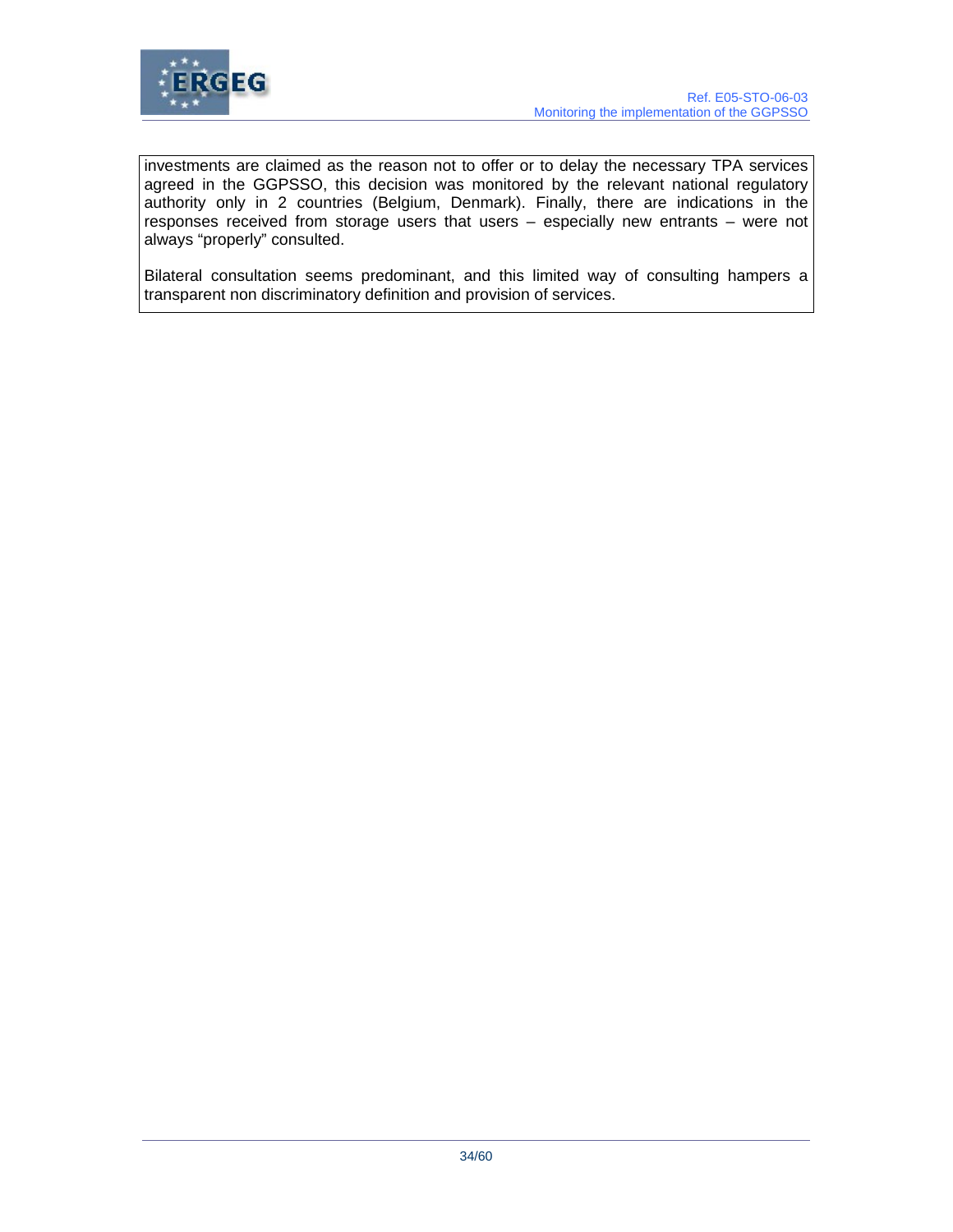investments are claimed as the reason not to offer or to delay the necessary TPA services agreed in the GGPSSO, this decision was monitored by the relevant national regulatory authority only in 2 countries (Belgium, Denmark). Finally, there are indications in the responses received from storage users that users – especially new entrants – were not always "properly" consulted.

Bilateral consultation seems predominant, and this limited way of consulting hampers a transparent non discriminatory definition and provision of services.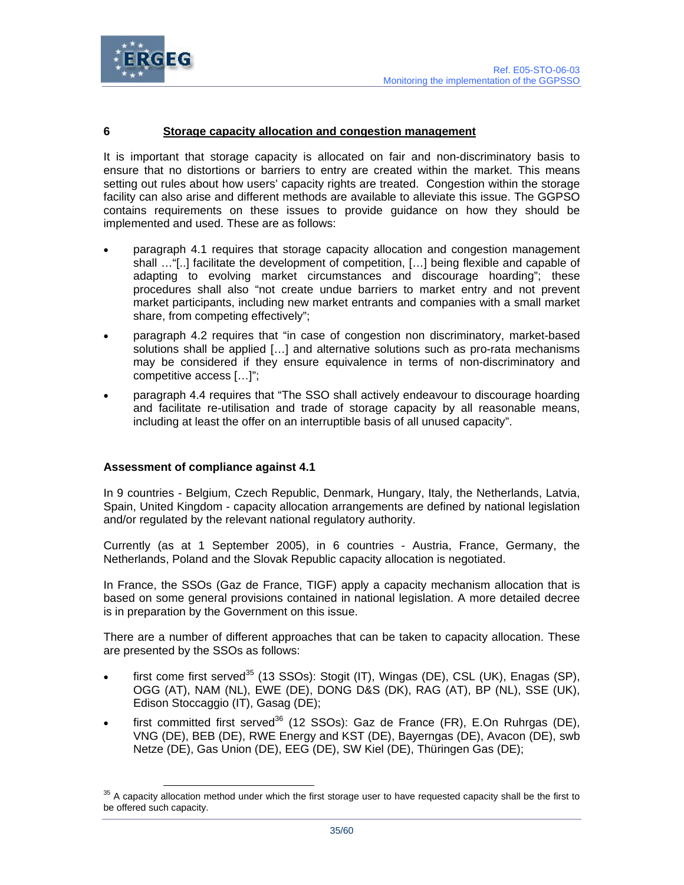## 6 Storage capacity allocation and congestion management

It is important that storage capacity is allocated on fair and non-discriminatory basis to ensure that no distortions or barriers to entry are created within the market. This means setting out rules about how users' capacity rights are treated. Congestion within the storage facility can also arise and different methods are available to alleviate this issue. The GGPSO contains requirements on these issues to provide guidance on how they should be implemented and used. These are as follows:

- paragraph 4.1 requires that storage capacity allocation and congestion management shall …"[..] facilitate the development of competition, […] being flexible and capable of adapting to evolving market circumstances and discourage hoarding"; these procedures shall also "not create undue barriers to market entry and not prevent market participants, including new market entrants and companies with a small market share, from competing effectively";
- paragraph 4.2 requires that "in case of congestion non discriminatory, market-based solutions shall be applied […] and alternative solutions such as pro-rata mechanisms may be considered if they ensure equivalence in terms of non-discriminatory and competitive access […]";
- paragraph 4.4 requires that "The SSO shall actively endeavour to discourage hoarding and facilitate re-utilisation and trade of storage capacity by all reasonable means, including at least the offer on an interruptible basis of all unused capacity".

**Assessment of compliance against 4.1**

In 9 countries - Belgium, Czech Republic, Denmark, Hungary, Italy, the Netherlands, Latvia, Spain, United Kingdom - capacity allocation arrangements are defined by national legislation and/or regulated by the relevant national regulatory authority.

Currently (as at 1 September 2005), in 6 countries - Austria, France, Germany, the Netherlands, Poland and the Slovak Republic capacity allocation is negotiated.

In France, the SSOs (Gaz de France, TIGF) apply a capacity mechanism allocation that is based on some general provisions contained in national legislation. A more detailed decree is in preparation by the Government on this issue.

There are a number of different approaches that can be taken to capacity allocation. These are presented by the SSOs as follows:

- first come first served[35] (13 SSOs): Stogit (IT), Wingas (DE), CSL (UK), Enagas (SP), OGG (AT), NAM (NL), EWE (DE), DONG D&S (DK), RAG (AT), BP (NL), SSE (UK), Edison Stoccaggio (IT), Gasag (DE);
- first committed first served[36] (12 SSOs): Gaz de France (FR), E.On Ruhrgas (DE), VNG (DE), BEB (DE), RWE Energy and KST (DE), Bayerngas (DE), Avacon (DE), swb Netze (DE), Gas Union (DE), EEG (DE), SW Kiel (DE), Thüringen Gas (DE);

[35] A capacity allocation method under which the first storage user to have requested capacity shall be the first to be offered such capacity.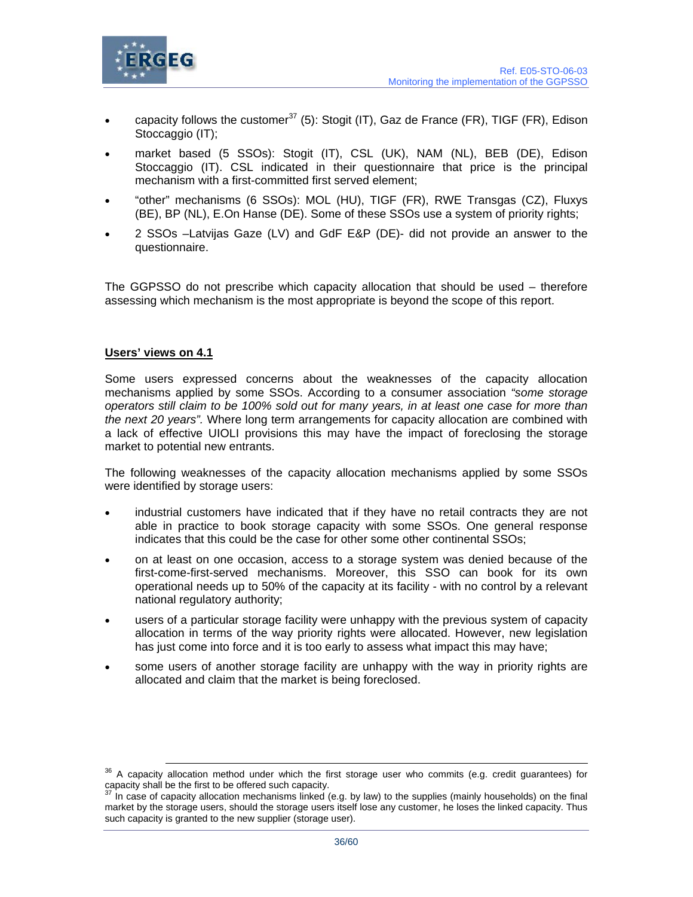- capacity follows the customer[37] (5): Stogit (IT), Gaz de France (FR), TIGF (FR), Edison Stoccaggio (IT);
- market based (5 SSOs): Stogit (IT), CSL (UK), NAM (NL), BEB (DE), Edison Stoccaggio (IT). CSL indicated in their questionnaire that price is the principal mechanism with a first-committed first served element;
- "other" mechanisms (6 SSOs): MOL (HU), TIGF (FR), RWE Transgas (CZ), Fluxys (BE), BP (NL), E.On Hanse (DE). Some of these SSOs use a system of priority rights;
- 2 SSOs –Latvijas Gaze (LV) and GdF E&P (DE)- did not provide an answer to the questionnaire.

The GGPSSO do not prescribe which capacity allocation that should be used – therefore assessing which mechanism is the most appropriate is beyond the scope of this report.

**Users' views on 4.1**

Some users expressed concerns about the weaknesses of the capacity allocation mechanisms applied by some SSOs. According to a consumer association *"some storage operators still claim to be 100% sold out for many years, in at least one case for more than the next 20 years".* Where long term arrangements for capacity allocation are combined with a lack of effective UIOLI provisions this may have the impact of foreclosing the storage market to potential new entrants.

The following weaknesses of the capacity allocation mechanisms applied by some SSOs were identified by storage users:

- industrial customers have indicated that if they have no retail contracts they are not able in practice to book storage capacity with some SSOs. One general response indicates that this could be the case for other some other continental SSOs;
- on at least on one occasion, access to a storage system was denied because of the first-come-first-served mechanisms. Moreover, this SSO can book for its own operational needs up to 50% of the capacity at its facility - with no control by a relevant national regulatory authority;
- users of a particular storage facility were unhappy with the previous system of capacity allocation in terms of the way priority rights were allocated. However, new legislation has just come into force and it is too early to assess what impact this may have;
- some users of another storage facility are unhappy with the way in priority rights are allocated and claim that the market is being foreclosed.

---

[36] A capacity allocation method under which the first storage user who commits (e.g. credit guarantees) for capacity shall be the first to be offered such capacity.

[37] In case of capacity allocation mechanisms linked (e.g. by law) to the supplies (mainly households) on the final market by the storage users, should the storage users itself lose any customer, he loses the linked capacity. Thus such capacity is granted to the new supplier (storage user).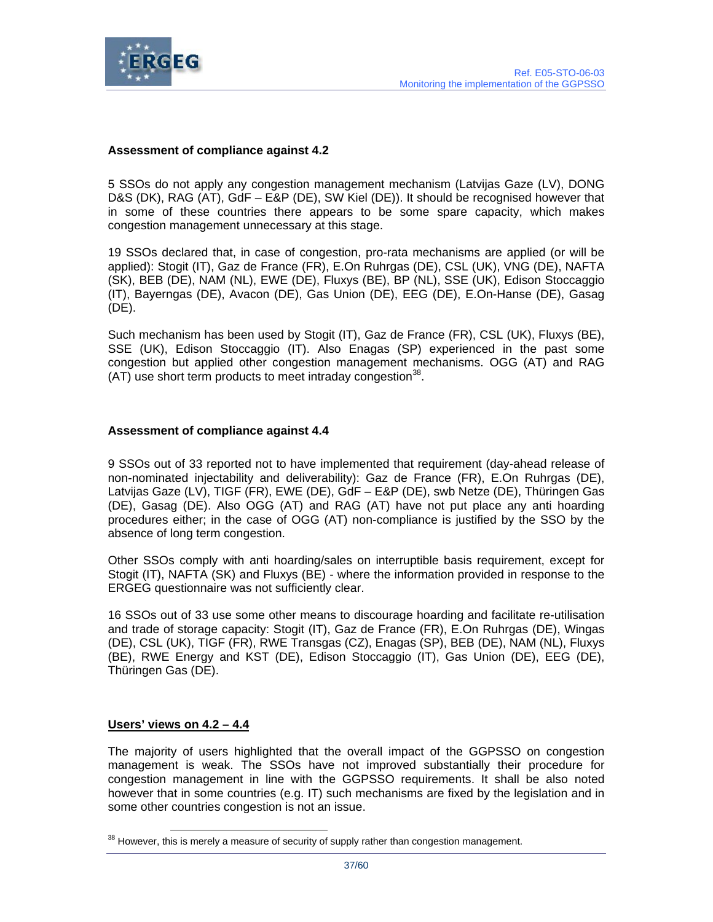**Assessment of compliance against 4.2**

5 SSOs do not apply any congestion management mechanism (Latvijas Gaze (LV), DONG D&S (DK), RAG (AT), GdF – E&P (DE), SW Kiel (DE)). It should be recognised however that in some of these countries there appears to be some spare capacity, which makes congestion management unnecessary at this stage.

19 SSOs declared that, in case of congestion, pro-rata mechanisms are applied (or will be applied): Stogit (IT), Gaz de France (FR), E.On Ruhrgas (DE), CSL (UK), VNG (DE), NAFTA (SK), BEB (DE), NAM (NL), EWE (DE), Fluxys (BE), BP (NL), SSE (UK), Edison Stoccaggio (IT), Bayerngas (DE), Avacon (DE), Gas Union (DE), EEG (DE), E.On-Hanse (DE), Gasag (DE).

Such mechanism has been used by Stogit (IT), Gaz de France (FR), CSL (UK), Fluxys (BE), SSE (UK), Edison Stoccaggio (IT). Also Enagas (SP) experienced in the past some congestion but applied other congestion management mechanisms. OGG (AT) and RAG (AT) use short term products to meet intraday congestion[38].

**Assessment of compliance against 4.4**

9 SSOs out of 33 reported not to have implemented that requirement (day-ahead release of non-nominated injectability and deliverability): Gaz de France (FR), E.On Ruhrgas (DE), Latvijas Gaze (LV), TIGF (FR), EWE (DE), GdF – E&P (DE), swb Netze (DE), Thüringen Gas (DE), Gasag (DE). Also OGG (AT) and RAG (AT) have not put place any anti hoarding procedures either; in the case of OGG (AT) non-compliance is justified by the SSO by the absence of long term congestion.

Other SSOs comply with anti hoarding/sales on interruptible basis requirement, except for Stogit (IT), NAFTA (SK) and Fluxys (BE) - where the information provided in response to the ERGEG questionnaire was not sufficiently clear.

16 SSOs out of 33 use some other means to discourage hoarding and facilitate re-utilisation and trade of storage capacity: Stogit (IT), Gaz de France (FR), E.On Ruhrgas (DE), Wingas (DE), CSL (UK), TIGF (FR), RWE Transgas (CZ), Enagas (SP), BEB (DE), NAM (NL), Fluxys (BE), RWE Energy and KST (DE), Edison Stoccaggio (IT), Gas Union (DE), EEG (DE), Thüringen Gas (DE).

**<u>Users' views on 4.2 – 4.4</u>**

The majority of users highlighted that the overall impact of the GGPSSO on congestion management is weak. The SSOs have not improved substantially their procedure for congestion management in line with the GGPSSO requirements. It shall be also noted however that in some countries (e.g. IT) such mechanisms are fixed by the legislation and in some other countries congestion is not an issue.

[38] However, this is merely a measure of security of supply rather than congestion management.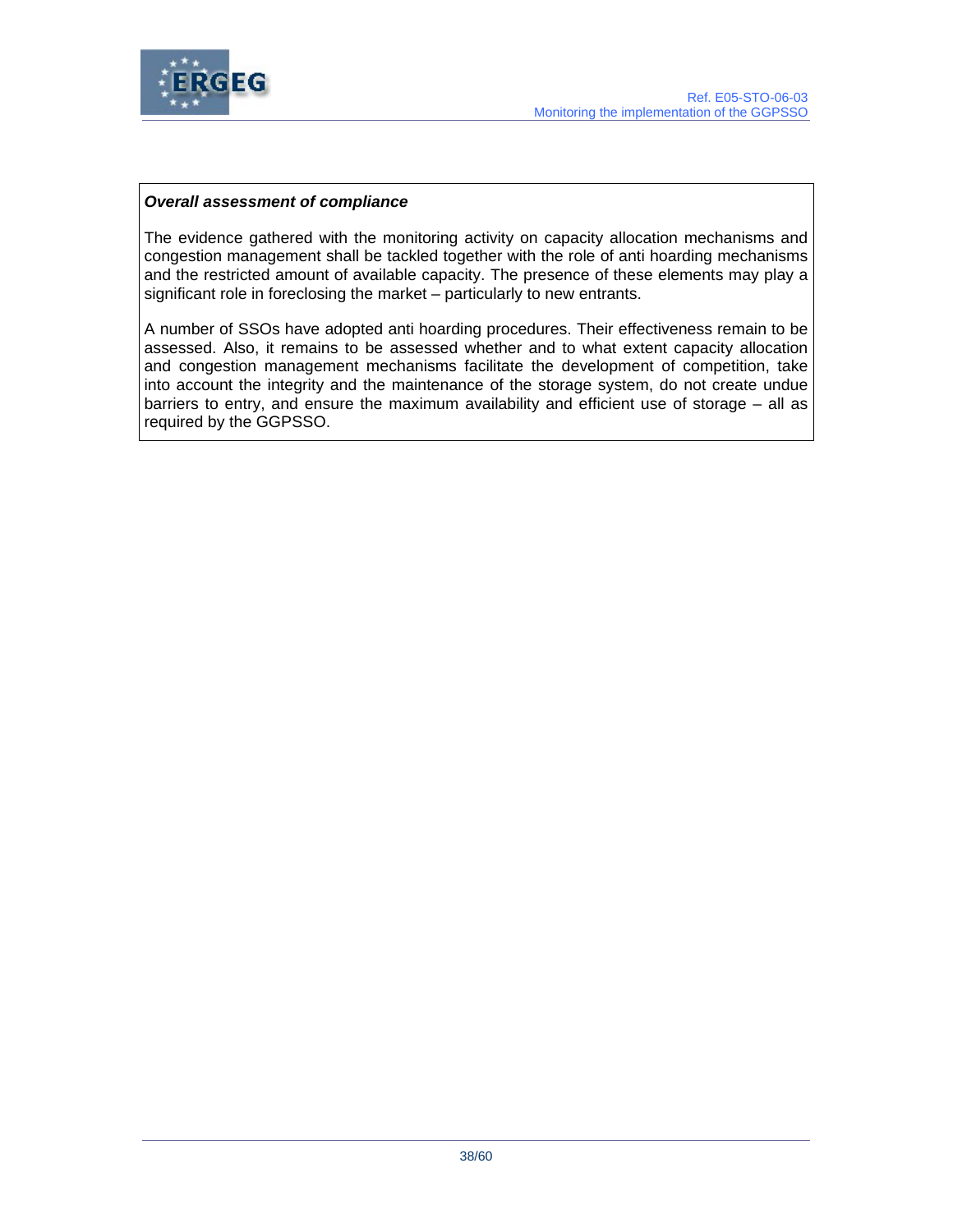***Overall assessment of compliance***

The evidence gathered with the monitoring activity on capacity allocation mechanisms and congestion management shall be tackled together with the role of anti hoarding mechanisms and the restricted amount of available capacity. The presence of these elements may play a significant role in foreclosing the market – particularly to new entrants.

A number of SSOs have adopted anti hoarding procedures. Their effectiveness remain to be assessed. Also, it remains to be assessed whether and to what extent capacity allocation and congestion management mechanisms facilitate the development of competition, take into account the integrity and the maintenance of the storage system, do not create undue barriers to entry, and ensure the maximum availability and efficient use of storage – all as required by the GGPSSO.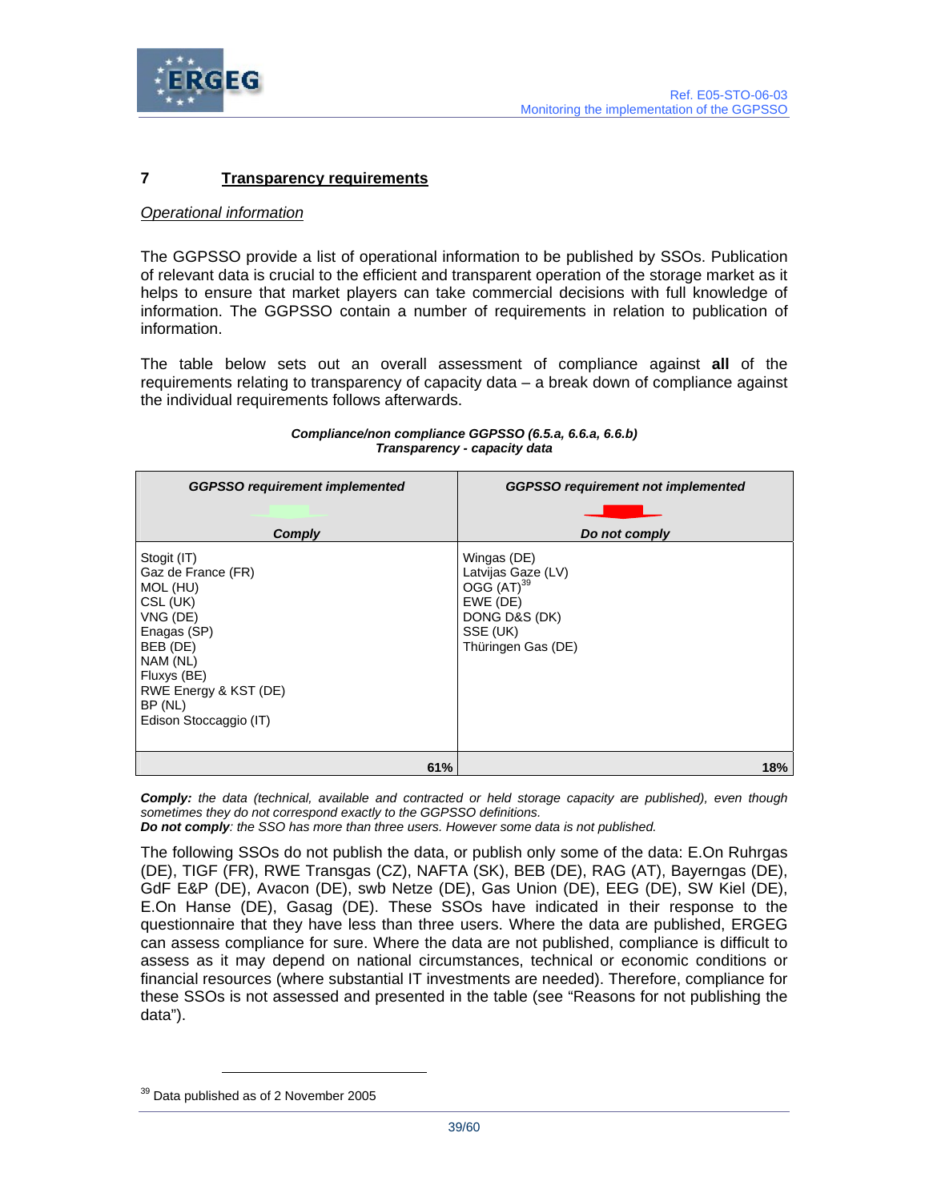## 7 Transparency requirements

*Operational information*

The GGPSSO provide a list of operational information to be published by SSOs. Publication of relevant data is crucial to the efficient and transparent operation of the storage market as it helps to ensure that market players can take commercial decisions with full knowledge of information. The GGPSSO contain a number of requirements in relation to publication of information.

The table below sets out an overall assessment of compliance against **all** of the requirements relating to transparency of capacity data – a break down of compliance against the individual requirements follows afterwards.

***Compliance/non compliance GGPSSO (6.5.a, 6.6.a, 6.6.b)***
***Transparency - capacity data***

| ***GGPSSO requirement implemented*** <br> ***Comply*** | ***GGPSSO requirement not implemented*** <br> ***Do not comply*** |
|---|---|
| Stogit (IT)<br>Gaz de France (FR)<br>MOL (HU)<br>CSL (UK)<br>VNG (DE)<br>Enagas (SP)<br>BEB (DE)<br>NAM (NL)<br>Fluxys (BE)<br>RWE Energy & KST (DE)<br>BP (NL)<br>Edison Stoccaggio (IT) | Wingas (DE)<br>Latvijas Gaze (LV)<br>OGG (AT)[39]<br>EWE (DE)<br>DONG D&S (DK)<br>SSE (UK)<br>Thüringen Gas (DE) |
| **61%** | **18%** |

***Comply:*** *the data (technical, available and contracted or held storage capacity are published), even though sometimes they do not correspond exactly to the GGPSSO definitions.*
***Do not comply****: the SSO has more than three users. However some data is not published.*

The following SSOs do not publish the data, or publish only some of the data: E.On Ruhrgas (DE), TIGF (FR), RWE Transgas (CZ), NAFTA (SK), BEB (DE), RAG (AT), Bayerngas (DE), GdF E&P (DE), Avacon (DE), swb Netze (DE), Gas Union (DE), EEG (DE), SW Kiel (DE), E.On Hanse (DE), Gasag (DE). These SSOs have indicated in their response to the questionnaire that they have less than three users. Where the data are published, ERGEG can assess compliance for sure. Where the data are not published, compliance is difficult to assess as it may depend on national circumstances, technical or economic conditions or financial resources (where substantial IT investments are needed). Therefore, compliance for these SSOs is not assessed and presented in the table (see "Reasons for not publishing the data").

[39] Data published as of 2 November 2005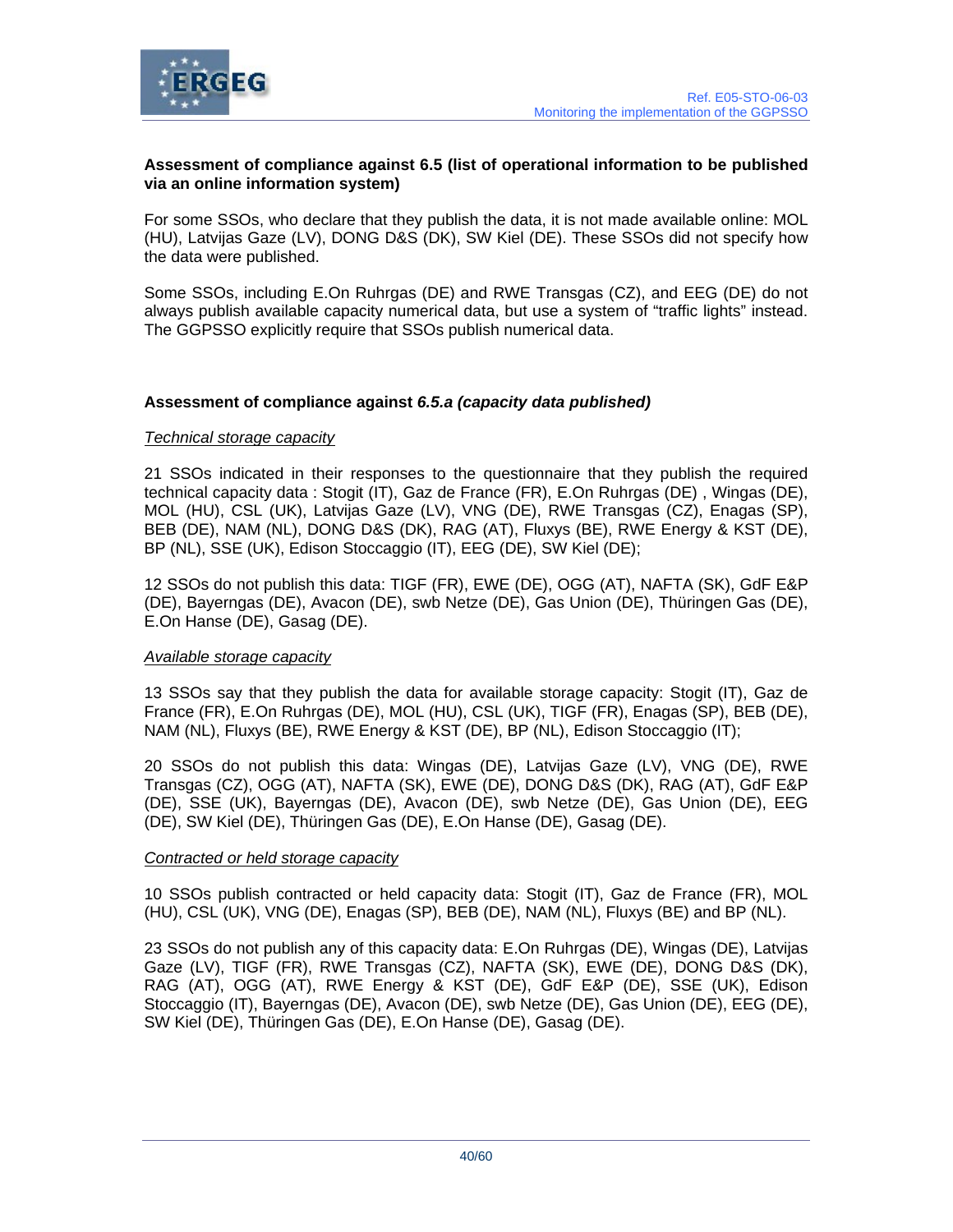**Assessment of compliance against 6.5 (list of operational information to be published via an online information system)**

For some SSOs, who declare that they publish the data, it is not made available online: MOL (HU), Latvijas Gaze (LV), DONG D&S (DK), SW Kiel (DE). These SSOs did not specify how the data were published.

Some SSOs, including E.On Ruhrgas (DE) and RWE Transgas (CZ), and EEG (DE) do not always publish available capacity numerical data, but use a system of "traffic lights" instead. The GGPSSO explicitly require that SSOs publish numerical data.

**Assessment of compliance against *6.5.a (capacity data published)***

*Technical storage capacity*

21 SSOs indicated in their responses to the questionnaire that they publish the required technical capacity data : Stogit (IT), Gaz de France (FR), E.On Ruhrgas (DE) , Wingas (DE), MOL (HU), CSL (UK), Latvijas Gaze (LV), VNG (DE), RWE Transgas (CZ), Enagas (SP), BEB (DE), NAM (NL), DONG D&S (DK), RAG (AT), Fluxys (BE), RWE Energy & KST (DE), BP (NL), SSE (UK), Edison Stoccaggio (IT), EEG (DE), SW Kiel (DE);

12 SSOs do not publish this data: TIGF (FR), EWE (DE), OGG (AT), NAFTA (SK), GdF E&P (DE), Bayerngas (DE), Avacon (DE), swb Netze (DE), Gas Union (DE), Thüringen Gas (DE), E.On Hanse (DE), Gasag (DE).

*Available storage capacity*

13 SSOs say that they publish the data for available storage capacity: Stogit (IT), Gaz de France (FR), E.On Ruhrgas (DE), MOL (HU), CSL (UK), TIGF (FR), Enagas (SP), BEB (DE), NAM (NL), Fluxys (BE), RWE Energy & KST (DE), BP (NL), Edison Stoccaggio (IT);

20 SSOs do not publish this data: Wingas (DE), Latvijas Gaze (LV), VNG (DE), RWE Transgas (CZ), OGG (AT), NAFTA (SK), EWE (DE), DONG D&S (DK), RAG (AT), GdF E&P (DE), SSE (UK), Bayerngas (DE), Avacon (DE), swb Netze (DE), Gas Union (DE), EEG (DE), SW Kiel (DE), Thüringen Gas (DE), E.On Hanse (DE), Gasag (DE).

*Contracted or held storage capacity*

10 SSOs publish contracted or held capacity data: Stogit (IT), Gaz de France (FR), MOL (HU), CSL (UK), VNG (DE), Enagas (SP), BEB (DE), NAM (NL), Fluxys (BE) and BP (NL).

23 SSOs do not publish any of this capacity data: E.On Ruhrgas (DE), Wingas (DE), Latvijas Gaze (LV), TIGF (FR), RWE Transgas (CZ), NAFTA (SK), EWE (DE), DONG D&S (DK), RAG (AT), OGG (AT), RWE Energy & KST (DE), GdF E&P (DE), SSE (UK), Edison Stoccaggio (IT), Bayerngas (DE), Avacon (DE), swb Netze (DE), Gas Union (DE), EEG (DE), SW Kiel (DE), Thüringen Gas (DE), E.On Hanse (DE), Gasag (DE).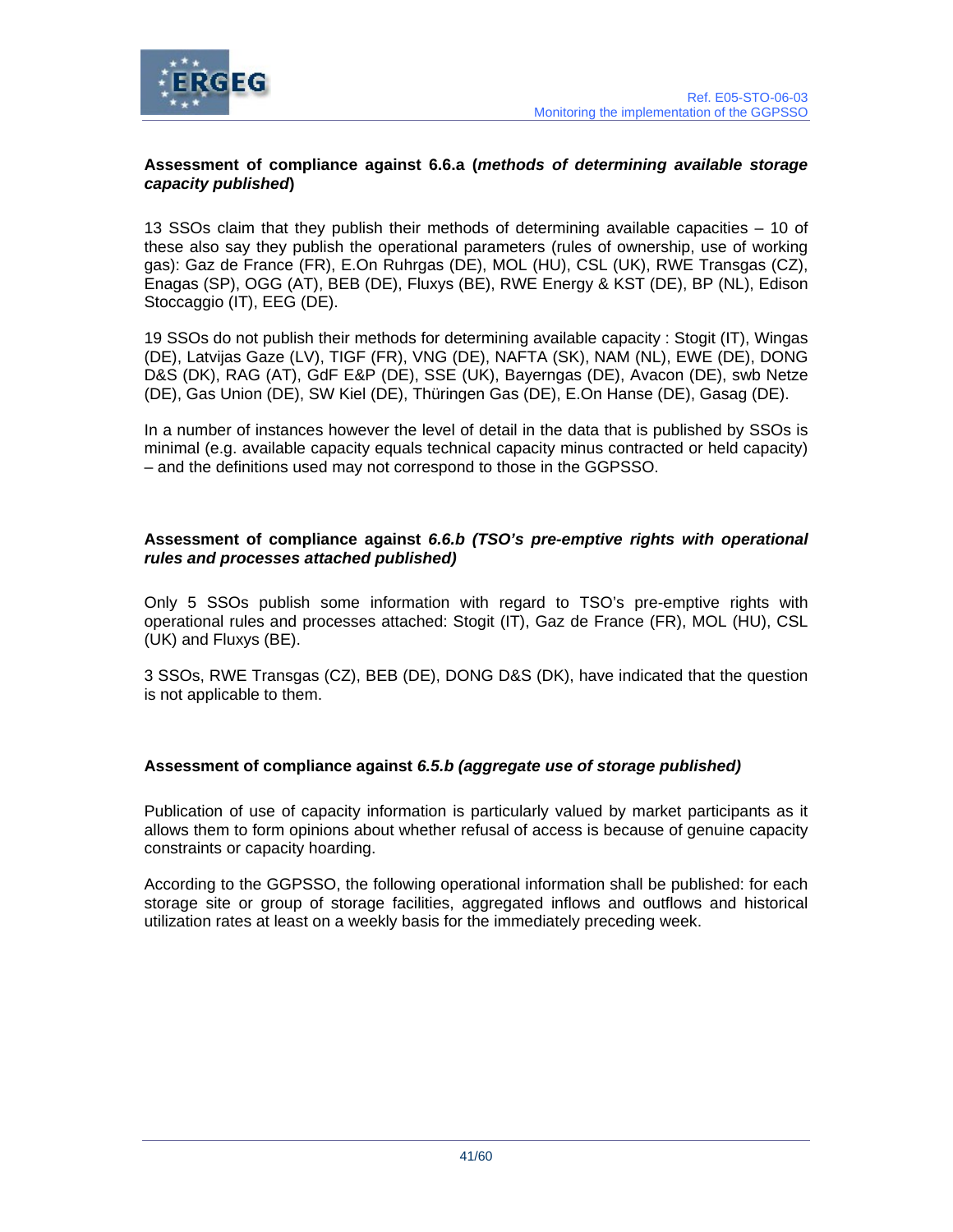**Assessment of compliance against 6.6.a (*methods of determining available storage capacity published*)**

13 SSOs claim that they publish their methods of determining available capacities – 10 of these also say they publish the operational parameters (rules of ownership, use of working gas): Gaz de France (FR), E.On Ruhrgas (DE), MOL (HU), CSL (UK), RWE Transgas (CZ), Enagas (SP), OGG (AT), BEB (DE), Fluxys (BE), RWE Energy & KST (DE), BP (NL), Edison Stoccaggio (IT), EEG (DE).

19 SSOs do not publish their methods for determining available capacity : Stogit (IT), Wingas (DE), Latvijas Gaze (LV), TIGF (FR), VNG (DE), NAFTA (SK), NAM (NL), EWE (DE), DONG D&S (DK), RAG (AT), GdF E&P (DE), SSE (UK), Bayerngas (DE), Avacon (DE), swb Netze (DE), Gas Union (DE), SW Kiel (DE), Thüringen Gas (DE), E.On Hanse (DE), Gasag (DE).

In a number of instances however the level of detail in the data that is published by SSOs is minimal (e.g. available capacity equals technical capacity minus contracted or held capacity) – and the definitions used may not correspond to those in the GGPSSO.

**Assessment of compliance against *6.6.b (TSO's pre-emptive rights with operational rules and processes attached published)***

Only 5 SSOs publish some information with regard to TSO's pre-emptive rights with operational rules and processes attached: Stogit (IT), Gaz de France (FR), MOL (HU), CSL (UK) and Fluxys (BE).

3 SSOs, RWE Transgas (CZ), BEB (DE), DONG D&S (DK), have indicated that the question is not applicable to them.

**Assessment of compliance against *6.5.b (aggregate use of storage published)***

Publication of use of capacity information is particularly valued by market participants as it allows them to form opinions about whether refusal of access is because of genuine capacity constraints or capacity hoarding.

According to the GGPSSO, the following operational information shall be published: for each storage site or group of storage facilities, aggregated inflows and outflows and historical utilization rates at least on a weekly basis for the immediately preceding week.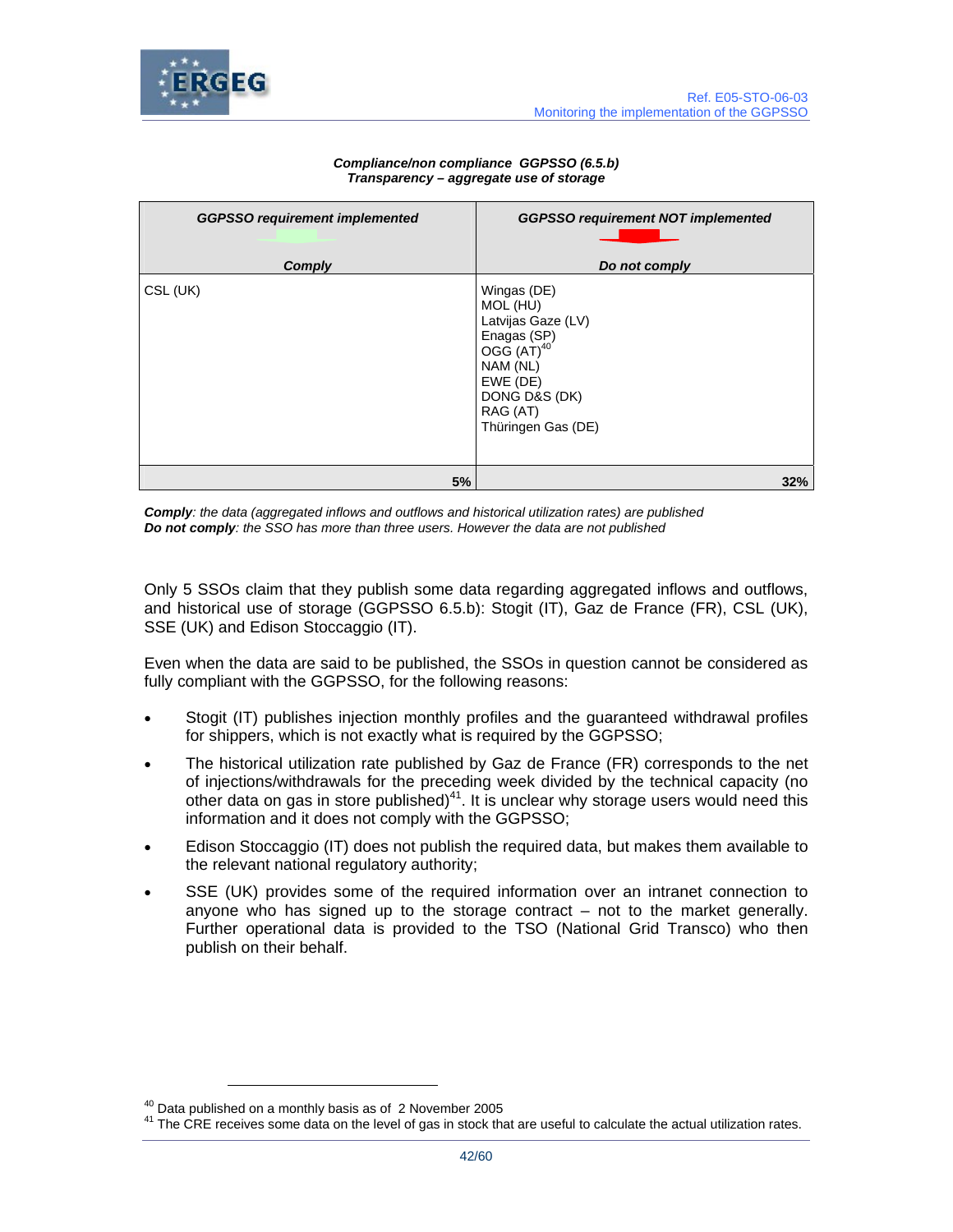***Compliance/non compliance GGPSSO (6.5.b)***
***Transparency – aggregate use of storage***

| ***GGPSSO requirement implemented*** <br><br> ***Comply*** | ***GGPSSO requirement NOT implemented*** <br><br> ***Do not comply*** |
|---|---|
| CSL (UK) | Wingas (DE)<br>MOL (HU)<br>Latvijas Gaze (LV)<br>Enagas (SP)<br>OGG (AT)[40]<br>NAM (NL)<br>EWE (DE)<br>DONG D&S (DK)<br>RAG (AT)<br>Thüringen Gas (DE) |
| **5%** | **32%** |

***Comply**: the data (aggregated inflows and outflows and historical utilization rates) are published*
***Do not comply**: the SSO has more than three users. However the data are not published*

Only 5 SSOs claim that they publish some data regarding aggregated inflows and outflows, and historical use of storage (GGPSSO 6.5.b): Stogit (IT), Gaz de France (FR), CSL (UK), SSE (UK) and Edison Stoccaggio (IT).

Even when the data are said to be published, the SSOs in question cannot be considered as fully compliant with the GGPSSO, for the following reasons:

- Stogit (IT) publishes injection monthly profiles and the guaranteed withdrawal profiles for shippers, which is not exactly what is required by the GGPSSO;
- The historical utilization rate published by Gaz de France (FR) corresponds to the net of injections/withdrawals for the preceding week divided by the technical capacity (no other data on gas in store published)[41]. It is unclear why storage users would need this information and it does not comply with the GGPSSO;
- Edison Stoccaggio (IT) does not publish the required data, but makes them available to the relevant national regulatory authority;
- SSE (UK) provides some of the required information over an intranet connection to anyone who has signed up to the storage contract – not to the market generally. Further operational data is provided to the TSO (National Grid Transco) who then publish on their behalf.

[40] Data published on a monthly basis as of 2 November 2005
[41] The CRE receives some data on the level of gas in stock that are useful to calculate the actual utilization rates.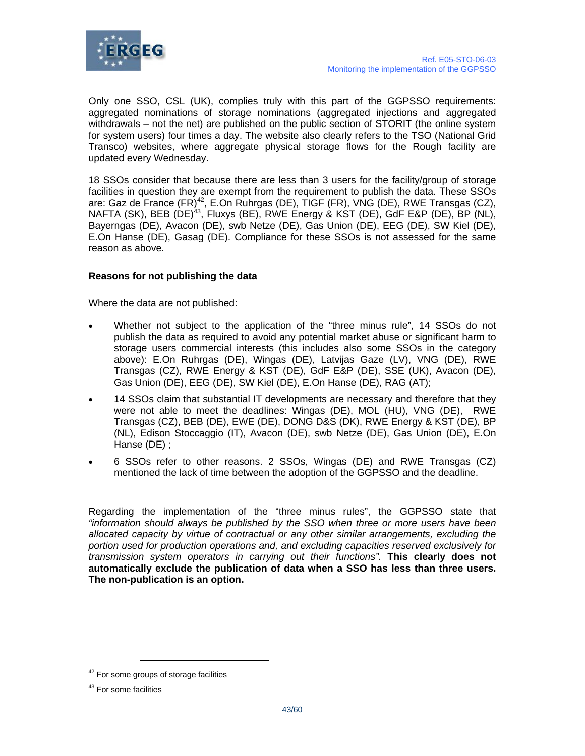Only one SSO, CSL (UK), complies truly with this part of the GGPSSO requirements: aggregated nominations of storage nominations (aggregated injections and aggregated withdrawals – not the net) are published on the public section of STORIT (the online system for system users) four times a day. The website also clearly refers to the TSO (National Grid Transco) websites, where aggregate physical storage flows for the Rough facility are updated every Wednesday.

18 SSOs consider that because there are less than 3 users for the facility/group of storage facilities in question they are exempt from the requirement to publish the data. These SSOs are: Gaz de France (FR)[42], E.On Ruhrgas (DE), TIGF (FR), VNG (DE), RWE Transgas (CZ), NAFTA (SK), BEB (DE)[43], Fluxys (BE), RWE Energy & KST (DE), GdF E&P (DE), BP (NL), Bayerngas (DE), Avacon (DE), swb Netze (DE), Gas Union (DE), EEG (DE), SW Kiel (DE), E.On Hanse (DE), Gasag (DE). Compliance for these SSOs is not assessed for the same reason as above.

**Reasons for not publishing the data**

Where the data are not published:

- Whether not subject to the application of the "three minus rule", 14 SSOs do not publish the data as required to avoid any potential market abuse or significant harm to storage users commercial interests (this includes also some SSOs in the category above): E.On Ruhrgas (DE), Wingas (DE), Latvijas Gaze (LV), VNG (DE), RWE Transgas (CZ), RWE Energy & KST (DE), GdF E&P (DE), SSE (UK), Avacon (DE), Gas Union (DE), EEG (DE), SW Kiel (DE), E.On Hanse (DE), RAG (AT);
- 14 SSOs claim that substantial IT developments are necessary and therefore that they were not able to meet the deadlines: Wingas (DE), MOL (HU), VNG (DE), RWE Transgas (CZ), BEB (DE), EWE (DE), DONG D&S (DK), RWE Energy & KST (DE), BP (NL), Edison Stoccaggio (IT), Avacon (DE), swb Netze (DE), Gas Union (DE), E.On Hanse (DE) ;
- 6 SSOs refer to other reasons. 2 SSOs, Wingas (DE) and RWE Transgas (CZ) mentioned the lack of time between the adoption of the GGPSSO and the deadline.

Regarding the implementation of the "three minus rules", the GGPSSO state that *"information should always be published by the SSO when three or more users have been allocated capacity by virtue of contractual or any other similar arrangements, excluding the portion used for production operations and, and excluding capacities reserved exclusively for transmission system operators in carrying out their functions".* **This clearly does not automatically exclude the publication of data when a SSO has less than three users. The non-publication is an option.**

[42] For some groups of storage facilities

[43] For some facilities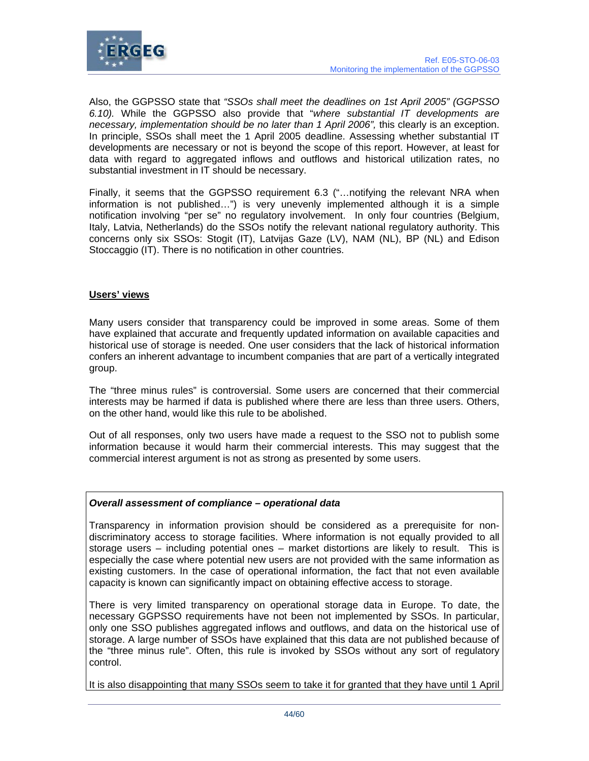Also, the GGPSSO state that *"SSOs shall meet the deadlines on 1st April 2005" (GGPSSO 6.10).* While the GGPSSO also provide that "*where substantial IT developments are necessary, implementation should be no later than 1 April 2006",* this clearly is an exception. In principle, SSOs shall meet the 1 April 2005 deadline. Assessing whether substantial IT developments are necessary or not is beyond the scope of this report. However, at least for data with regard to aggregated inflows and outflows and historical utilization rates, no substantial investment in IT should be necessary.

Finally, it seems that the GGPSSO requirement 6.3 ("…notifying the relevant NRA when information is not published…") is very unevenly implemented although it is a simple notification involving "per se" no regulatory involvement. In only four countries (Belgium, Italy, Latvia, Netherlands) do the SSOs notify the relevant national regulatory authority. This concerns only six SSOs: Stogit (IT), Latvijas Gaze (LV), NAM (NL), BP (NL) and Edison Stoccaggio (IT). There is no notification in other countries.

**Users' views**

Many users consider that transparency could be improved in some areas. Some of them have explained that accurate and frequently updated information on available capacities and historical use of storage is needed. One user considers that the lack of historical information confers an inherent advantage to incumbent companies that are part of a vertically integrated group.

The "three minus rules" is controversial. Some users are concerned that their commercial interests may be harmed if data is published where there are less than three users. Others, on the other hand, would like this rule to be abolished.

Out of all responses, only two users have made a request to the SSO not to publish some information because it would harm their commercial interests. This may suggest that the commercial interest argument is not as strong as presented by some users.

***Overall assessment of compliance – operational data***

Transparency in information provision should be considered as a prerequisite for non-discriminatory access to storage facilities. Where information is not equally provided to all storage users – including potential ones – market distortions are likely to result. This is especially the case where potential new users are not provided with the same information as existing customers. In the case of operational information, the fact that not even available capacity is known can significantly impact on obtaining effective access to storage.

There is very limited transparency on operational storage data in Europe. To date, the necessary GGPSSO requirements have not been not implemented by SSOs. In particular, only one SSO publishes aggregated inflows and outflows, and data on the historical use of storage. A large number of SSOs have explained that this data are not published because of the "three minus rule". Often, this rule is invoked by SSOs without any sort of regulatory control.

It is also disappointing that many SSOs seem to take it for granted that they have until 1 April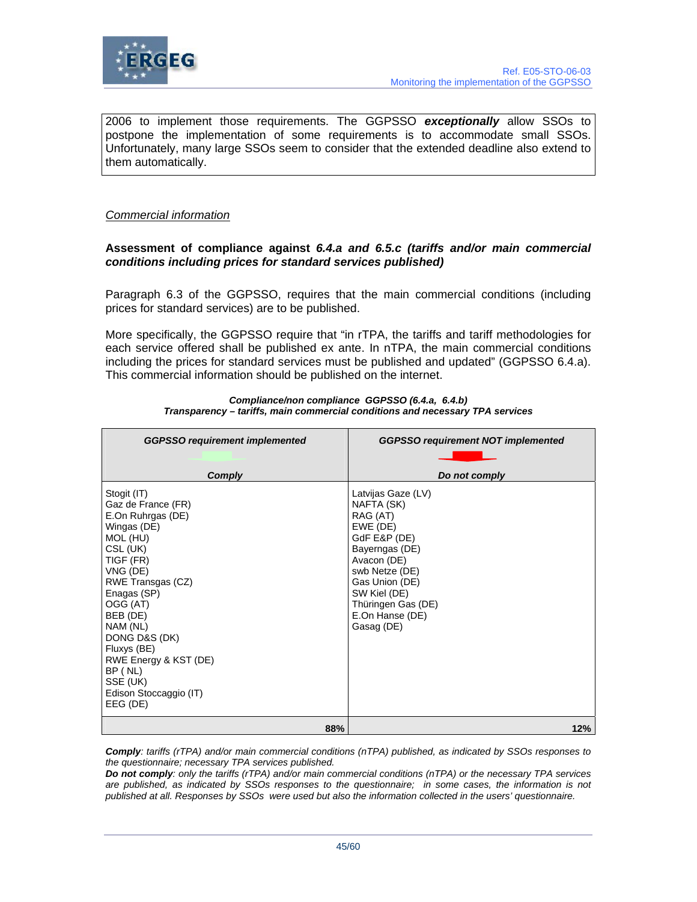2006 to implement those requirements. The GGPSSO ***exceptionally*** allow SSOs to postpone the implementation of some requirements is to accommodate small SSOs. Unfortunately, many large SSOs seem to consider that the extended deadline also extend to them automatically.

*Commercial information*

**Assessment of compliance against *6.4.a and 6.5.c (tariffs and/or main commercial conditions including prices for standard services published)***

Paragraph 6.3 of the GGPSSO, requires that the main commercial conditions (including prices for standard services) are to be published.

More specifically, the GGPSSO require that "in rTPA, the tariffs and tariff methodologies for each service offered shall be published ex ante. In nTPA, the main commercial conditions including the prices for standard services must be published and updated" (GGPSSO 6.4.a). This commercial information should be published on the internet.

***Compliance/non compliance GGPSSO (6.4.a, 6.4.b)***
***Transparency – tariffs, main commercial conditions and necessary TPA services***

| *GGPSSO requirement implemented* <br> ***Comply*** | *GGPSSO requirement NOT implemented* <br> ***Do not comply*** |
|---|---|
| Stogit (IT)<br>Gaz de France (FR)<br>E.On Ruhrgas (DE)<br>Wingas (DE)<br>MOL (HU)<br>CSL (UK)<br>TIGF (FR)<br>VNG (DE)<br>RWE Transgas (CZ)<br>Enagas (SP)<br>OGG (AT)<br>BEB (DE)<br>NAM (NL)<br>DONG D&S (DK)<br>Fluxys (BE)<br>RWE Energy & KST (DE)<br>BP ( NL)<br>SSE (UK)<br>Edison Stoccaggio (IT)<br>EEG (DE) | Latvijas Gaze (LV)<br>NAFTA (SK)<br>RAG (AT)<br>EWE (DE)<br>GdF E&P (DE)<br>Bayerngas (DE)<br>Avacon (DE)<br>swb Netze (DE)<br>Gas Union (DE)<br>SW Kiel (DE)<br>Thüringen Gas (DE)<br>E.On Hanse (DE)<br>Gasag (DE) |
| **88%** | **12%** |

***Comply****: tariffs (rTPA) and/or main commercial conditions (nTPA) published, as indicated by SSOs responses to the questionnaire; necessary TPA services published.*
***Do not comply****: only the tariffs (rTPA) and/or main commercial conditions (nTPA) or the necessary TPA services are published, as indicated by SSOs responses to the questionnaire; in some cases, the information is not published at all. Responses by SSOs were used but also the information collected in the users' questionnaire.*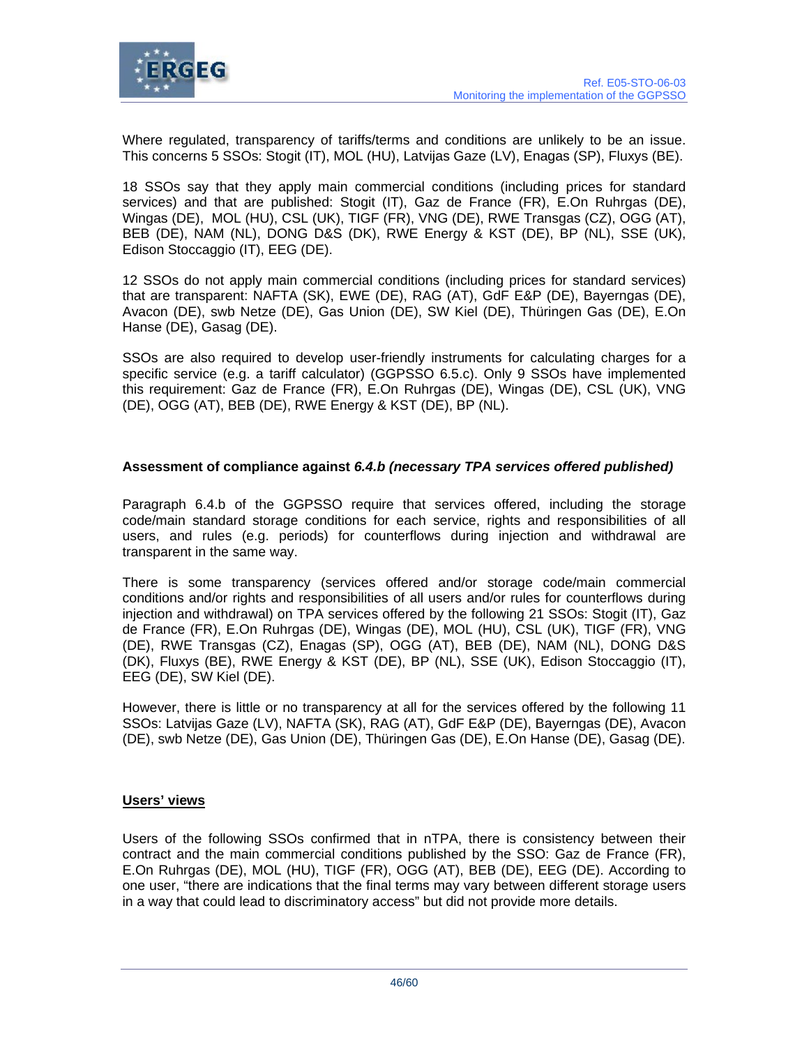Where regulated, transparency of tariffs/terms and conditions are unlikely to be an issue. This concerns 5 SSOs: Stogit (IT), MOL (HU), Latvijas Gaze (LV), Enagas (SP), Fluxys (BE).

18 SSOs say that they apply main commercial conditions (including prices for standard services) and that are published: Stogit (IT), Gaz de France (FR), E.On Ruhrgas (DE), Wingas (DE), MOL (HU), CSL (UK), TIGF (FR), VNG (DE), RWE Transgas (CZ), OGG (AT), BEB (DE), NAM (NL), DONG D&S (DK), RWE Energy & KST (DE), BP (NL), SSE (UK), Edison Stoccaggio (IT), EEG (DE).

12 SSOs do not apply main commercial conditions (including prices for standard services) that are transparent: NAFTA (SK), EWE (DE), RAG (AT), GdF E&P (DE), Bayerngas (DE), Avacon (DE), swb Netze (DE), Gas Union (DE), SW Kiel (DE), Thüringen Gas (DE), E.On Hanse (DE), Gasag (DE).

SSOs are also required to develop user-friendly instruments for calculating charges for a specific service (e.g. a tariff calculator) (GGPSSO 6.5.c). Only 9 SSOs have implemented this requirement: Gaz de France (FR), E.On Ruhrgas (DE), Wingas (DE), CSL (UK), VNG (DE), OGG (AT), BEB (DE), RWE Energy & KST (DE), BP (NL).

**Assessment of compliance against *6.4.b (necessary TPA services offered published)***

Paragraph 6.4.b of the GGPSSO require that services offered, including the storage code/main standard storage conditions for each service, rights and responsibilities of all users, and rules (e.g. periods) for counterflows during injection and withdrawal are transparent in the same way.

There is some transparency (services offered and/or storage code/main commercial conditions and/or rights and responsibilities of all users and/or rules for counterflows during injection and withdrawal) on TPA services offered by the following 21 SSOs: Stogit (IT), Gaz de France (FR), E.On Ruhrgas (DE), Wingas (DE), MOL (HU), CSL (UK), TIGF (FR), VNG (DE), RWE Transgas (CZ), Enagas (SP), OGG (AT), BEB (DE), NAM (NL), DONG D&S (DK), Fluxys (BE), RWE Energy & KST (DE), BP (NL), SSE (UK), Edison Stoccaggio (IT), EEG (DE), SW Kiel (DE).

However, there is little or no transparency at all for the services offered by the following 11 SSOs: Latvijas Gaze (LV), NAFTA (SK), RAG (AT), GdF E&P (DE), Bayerngas (DE), Avacon (DE), swb Netze (DE), Gas Union (DE), Thüringen Gas (DE), E.On Hanse (DE), Gasag (DE).

**<u>Users' views</u>**

Users of the following SSOs confirmed that in nTPA, there is consistency between their contract and the main commercial conditions published by the SSO: Gaz de France (FR), E.On Ruhrgas (DE), MOL (HU), TIGF (FR), OGG (AT), BEB (DE), EEG (DE). According to one user, "there are indications that the final terms may vary between different storage users in a way that could lead to discriminatory access" but did not provide more details.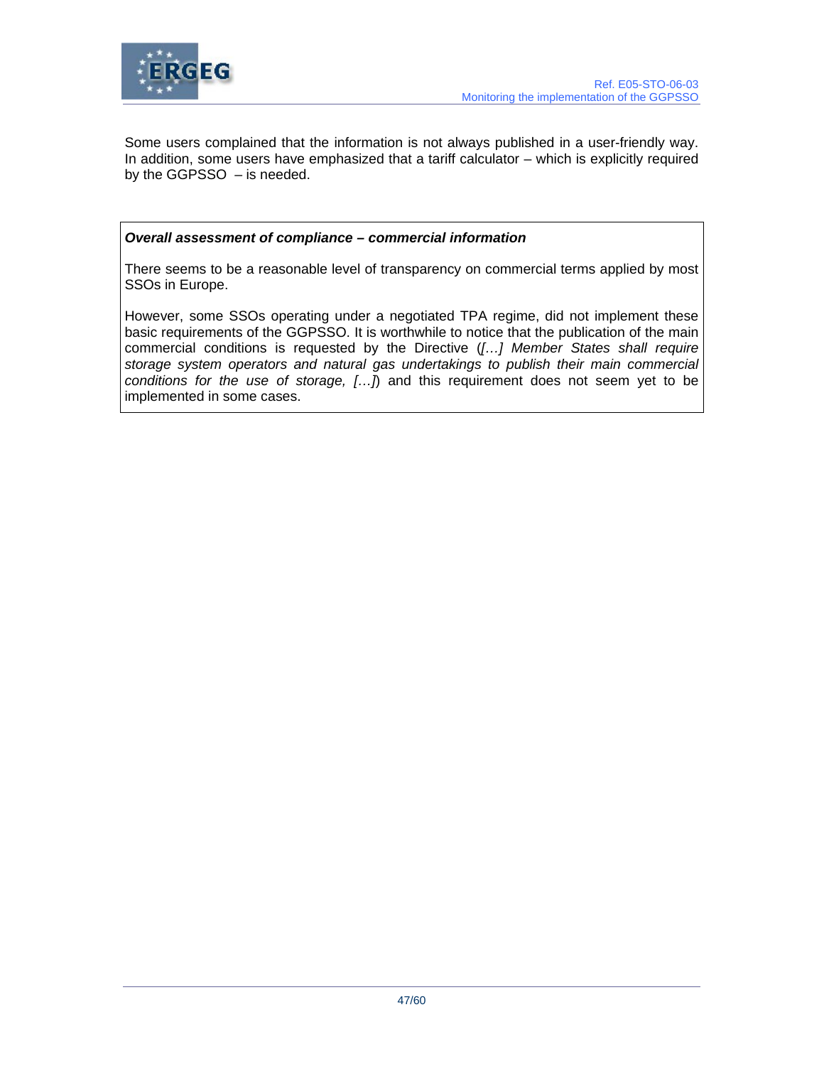Some users complained that the information is not always published in a user-friendly way. In addition, some users have emphasized that a tariff calculator – which is explicitly required by the GGPSSO – is needed.

***Overall assessment of compliance – commercial information***

There seems to be a reasonable level of transparency on commercial terms applied by most SSOs in Europe.

However, some SSOs operating under a negotiated TPA regime, did not implement these basic requirements of the GGPSSO. It is worthwhile to notice that the publication of the main commercial conditions is requested by the Directive (*[…] Member States shall require storage system operators and natural gas undertakings to publish their main commercial conditions for the use of storage, […]*) and this requirement does not seem yet to be implemented in some cases.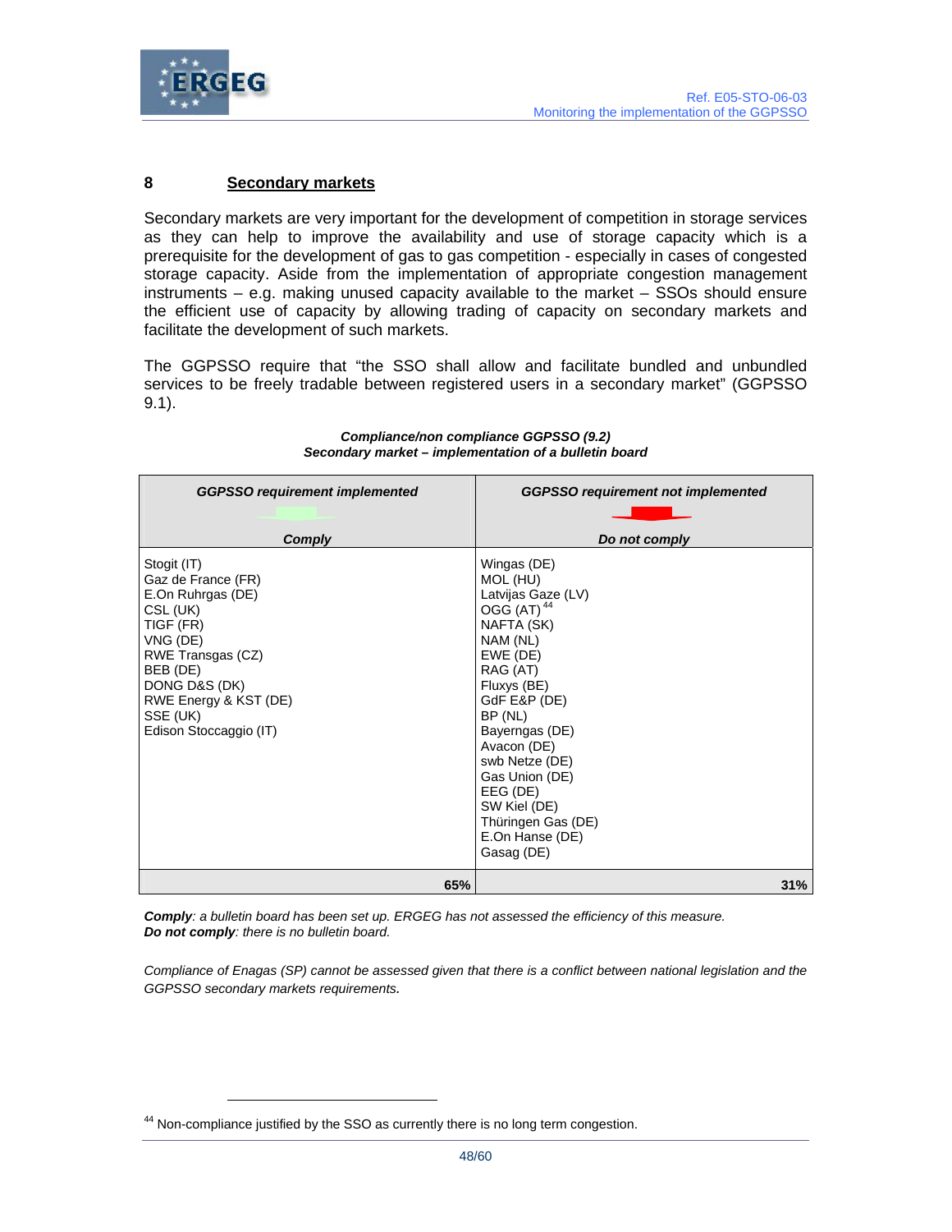## 8 Secondary markets

Secondary markets are very important for the development of competition in storage services as they can help to improve the availability and use of storage capacity which is a prerequisite for the development of gas to gas competition - especially in cases of congested storage capacity. Aside from the implementation of appropriate congestion management instruments – e.g. making unused capacity available to the market – SSOs should ensure the efficient use of capacity by allowing trading of capacity on secondary markets and facilitate the development of such markets.

The GGPSSO require that "the SSO shall allow and facilitate bundled and unbundled services to be freely tradable between registered users in a secondary market" (GGPSSO 9.1).

***Compliance/non compliance GGPSSO (9.2)***
***Secondary market – implementation of a bulletin board***

| ***GGPSSO requirement implemented*** <br> ***Comply*** | ***GGPSSO requirement not implemented*** <br> ***Do not comply*** |
|---|---|
| Stogit (IT)<br>Gaz de France (FR)<br>E.On Ruhrgas (DE)<br>CSL (UK)<br>TIGF (FR)<br>VNG (DE)<br>RWE Transgas (CZ)<br>BEB (DE)<br>DONG D&S (DK)<br>RWE Energy & KST (DE)<br>SSE (UK)<br>Edison Stoccaggio (IT) | Wingas (DE)<br>MOL (HU)<br>Latvijas Gaze (LV)<br>OGG (AT)[44]<br>NAFTA (SK)<br>NAM (NL)<br>EWE (DE)<br>RAG (AT)<br>Fluxys (BE)<br>GdF E&P (DE)<br>BP (NL)<br>Bayerngas (DE)<br>Avacon (DE)<br>swb Netze (DE)<br>Gas Union (DE)<br>EEG (DE)<br>SW Kiel (DE)<br>Thüringen Gas (DE)<br>E.On Hanse (DE)<br>Gasag (DE) |
| **65%** | **31%** |

***Comply****: a bulletin board has been set up. ERGEG has not assessed the efficiency of this measure.*
***Do not comply****: there is no bulletin board.*

*Compliance of Enagas (SP) cannot be assessed given that there is a conflict between national legislation and the GGPSSO secondary markets requirements.*

---

[44] Non-compliance justified by the SSO as currently there is no long term congestion.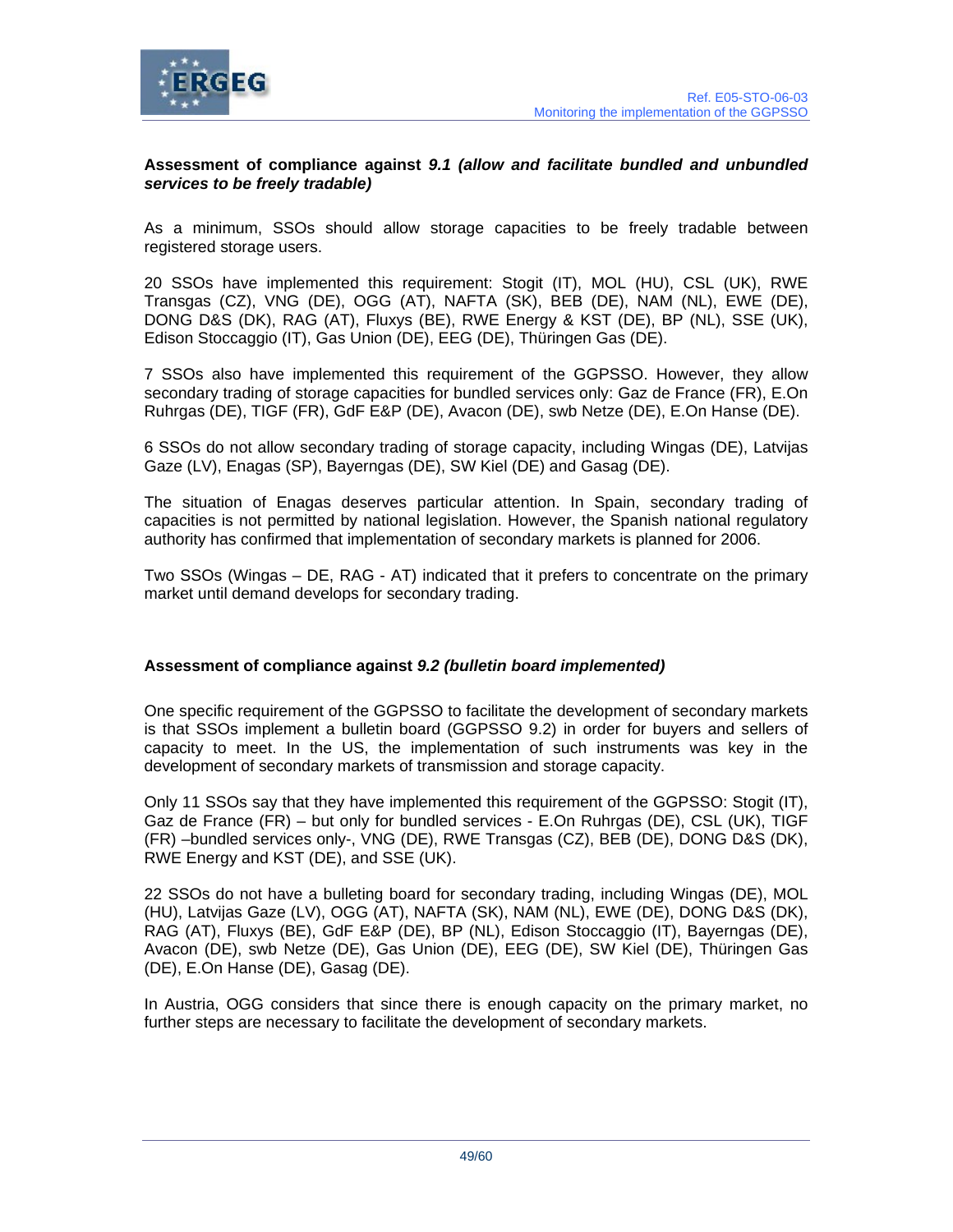**Assessment of compliance against *9.1 (allow and facilitate bundled and unbundled services to be freely tradable)***

As a minimum, SSOs should allow storage capacities to be freely tradable between registered storage users.

20 SSOs have implemented this requirement: Stogit (IT), MOL (HU), CSL (UK), RWE Transgas (CZ), VNG (DE), OGG (AT), NAFTA (SK), BEB (DE), NAM (NL), EWE (DE), DONG D&S (DK), RAG (AT), Fluxys (BE), RWE Energy & KST (DE), BP (NL), SSE (UK), Edison Stoccaggio (IT), Gas Union (DE), EEG (DE), Thüringen Gas (DE).

7 SSOs also have implemented this requirement of the GGPSSO. However, they allow secondary trading of storage capacities for bundled services only: Gaz de France (FR), E.On Ruhrgas (DE), TIGF (FR), GdF E&P (DE), Avacon (DE), swb Netze (DE), E.On Hanse (DE).

6 SSOs do not allow secondary trading of storage capacity, including Wingas (DE), Latvijas Gaze (LV), Enagas (SP), Bayerngas (DE), SW Kiel (DE) and Gasag (DE).

The situation of Enagas deserves particular attention. In Spain, secondary trading of capacities is not permitted by national legislation. However, the Spanish national regulatory authority has confirmed that implementation of secondary markets is planned for 2006.

Two SSOs (Wingas – DE, RAG - AT) indicated that it prefers to concentrate on the primary market until demand develops for secondary trading.

**Assessment of compliance against *9.2 (bulletin board implemented)***

One specific requirement of the GGPSSO to facilitate the development of secondary markets is that SSOs implement a bulletin board (GGPSSO 9.2) in order for buyers and sellers of capacity to meet. In the US, the implementation of such instruments was key in the development of secondary markets of transmission and storage capacity.

Only 11 SSOs say that they have implemented this requirement of the GGPSSO: Stogit (IT), Gaz de France (FR) – but only for bundled services - E.On Ruhrgas (DE), CSL (UK), TIGF (FR) –bundled services only-, VNG (DE), RWE Transgas (CZ), BEB (DE), DONG D&S (DK), RWE Energy and KST (DE), and SSE (UK).

22 SSOs do not have a bulleting board for secondary trading, including Wingas (DE), MOL (HU), Latvijas Gaze (LV), OGG (AT), NAFTA (SK), NAM (NL), EWE (DE), DONG D&S (DK), RAG (AT), Fluxys (BE), GdF E&P (DE), BP (NL), Edison Stoccaggio (IT), Bayerngas (DE), Avacon (DE), swb Netze (DE), Gas Union (DE), EEG (DE), SW Kiel (DE), Thüringen Gas (DE), E.On Hanse (DE), Gasag (DE).

In Austria, OGG considers that since there is enough capacity on the primary market, no further steps are necessary to facilitate the development of secondary markets.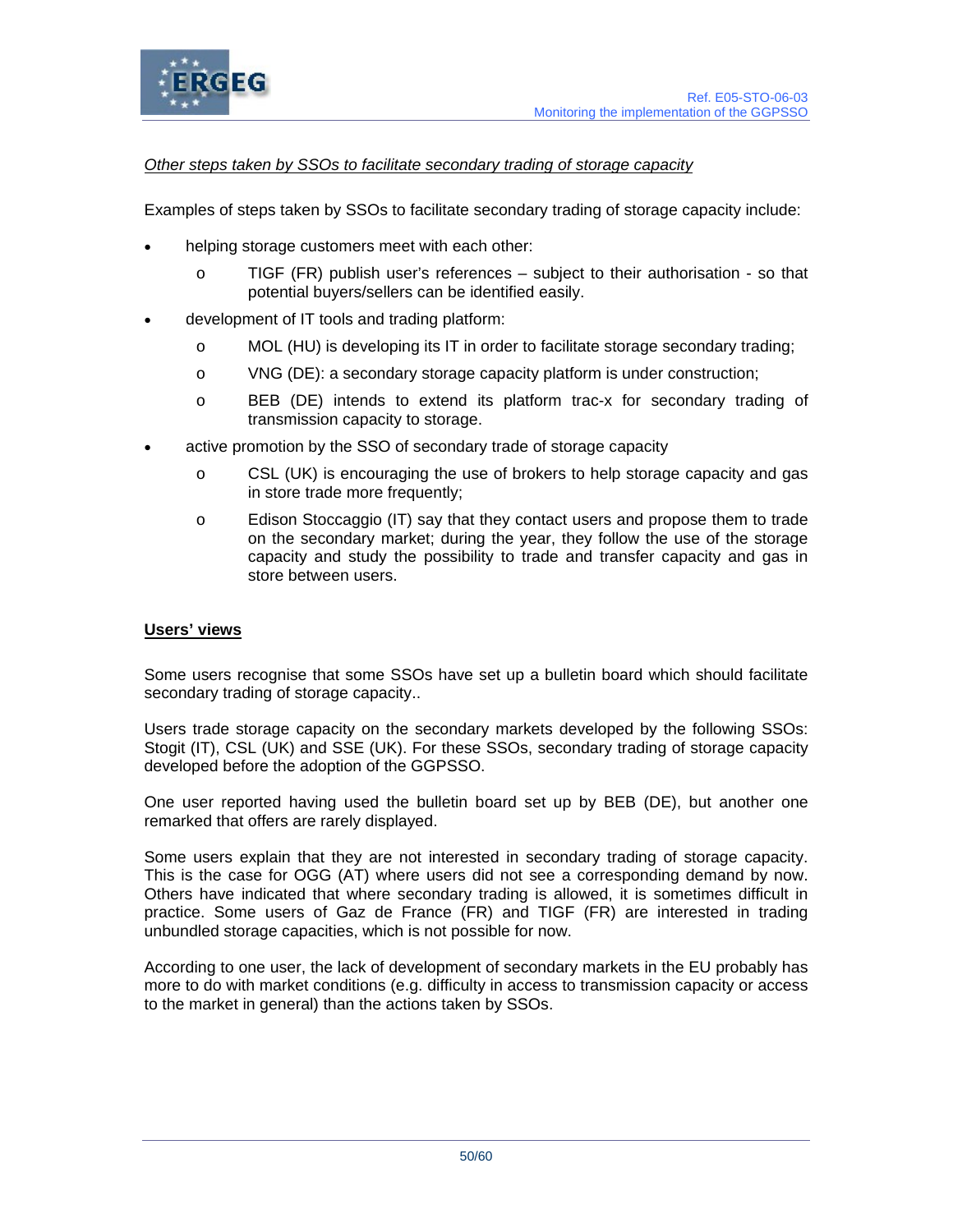*Other steps taken by SSOs to facilitate secondary trading of storage capacity*

Examples of steps taken by SSOs to facilitate secondary trading of storage capacity include:

- helping storage customers meet with each other:
  - TIGF (FR) publish user's references – subject to their authorisation - so that potential buyers/sellers can be identified easily.
- development of IT tools and trading platform:
  - MOL (HU) is developing its IT in order to facilitate storage secondary trading;
  - VNG (DE): a secondary storage capacity platform is under construction;
  - BEB (DE) intends to extend its platform trac-x for secondary trading of transmission capacity to storage.
- active promotion by the SSO of secondary trade of storage capacity
  - CSL (UK) is encouraging the use of brokers to help storage capacity and gas in store trade more frequently;
  - Edison Stoccaggio (IT) say that they contact users and propose them to trade on the secondary market; during the year, they follow the use of the storage capacity and study the possibility to trade and transfer capacity and gas in store between users.

**Users' views**

Some users recognise that some SSOs have set up a bulletin board which should facilitate secondary trading of storage capacity..

Users trade storage capacity on the secondary markets developed by the following SSOs: Stogit (IT), CSL (UK) and SSE (UK). For these SSOs, secondary trading of storage capacity developed before the adoption of the GGPSSO.

One user reported having used the bulletin board set up by BEB (DE), but another one remarked that offers are rarely displayed.

Some users explain that they are not interested in secondary trading of storage capacity. This is the case for OGG (AT) where users did not see a corresponding demand by now. Others have indicated that where secondary trading is allowed, it is sometimes difficult in practice. Some users of Gaz de France (FR) and TIGF (FR) are interested in trading unbundled storage capacities, which is not possible for now.

According to one user, the lack of development of secondary markets in the EU probably has more to do with market conditions (e.g. difficulty in access to transmission capacity or access to the market in general) than the actions taken by SSOs.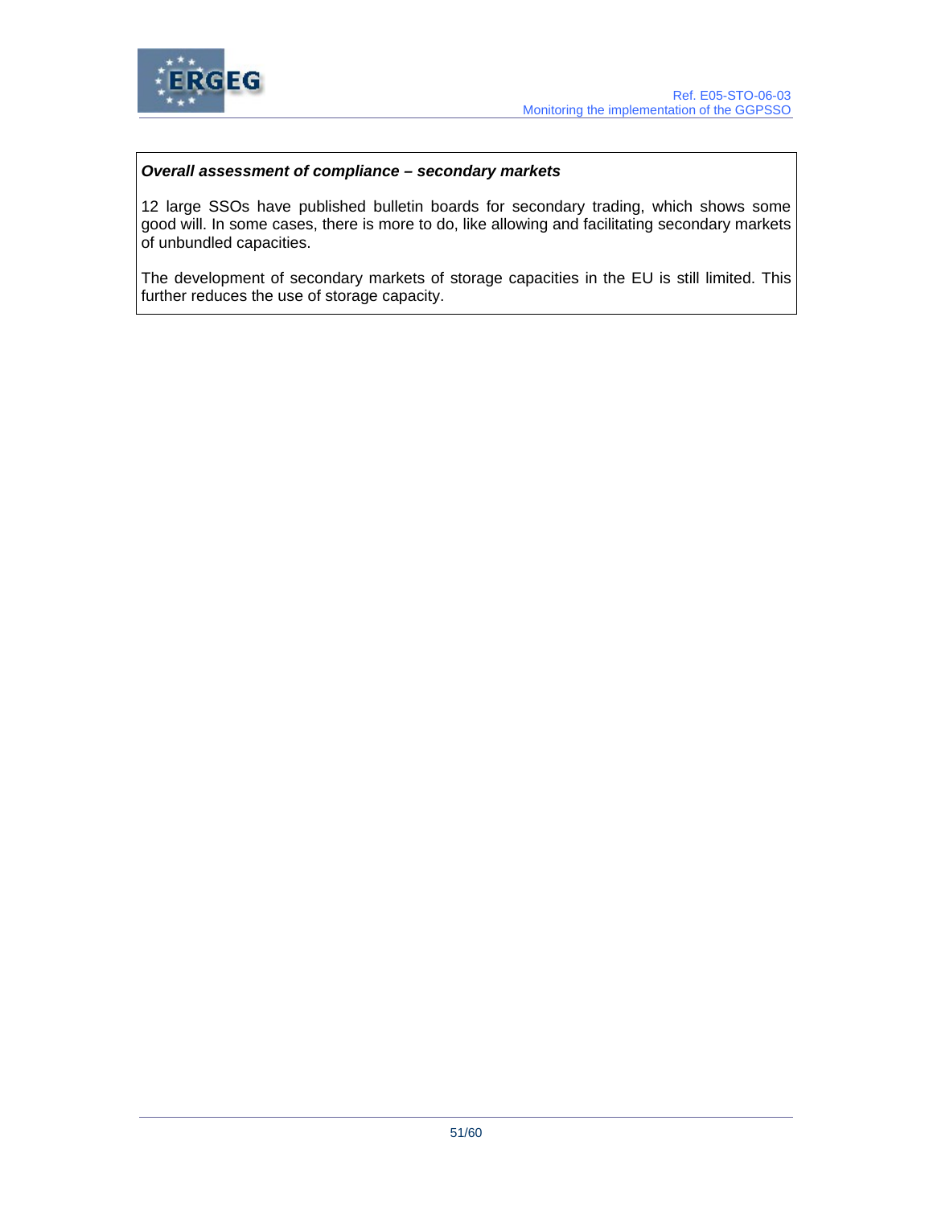***Overall assessment of compliance – secondary markets***

12 large SSOs have published bulletin boards for secondary trading, which shows some good will. In some cases, there is more to do, like allowing and facilitating secondary markets of unbundled capacities.

The development of secondary markets of storage capacities in the EU is still limited. This further reduces the use of storage capacity.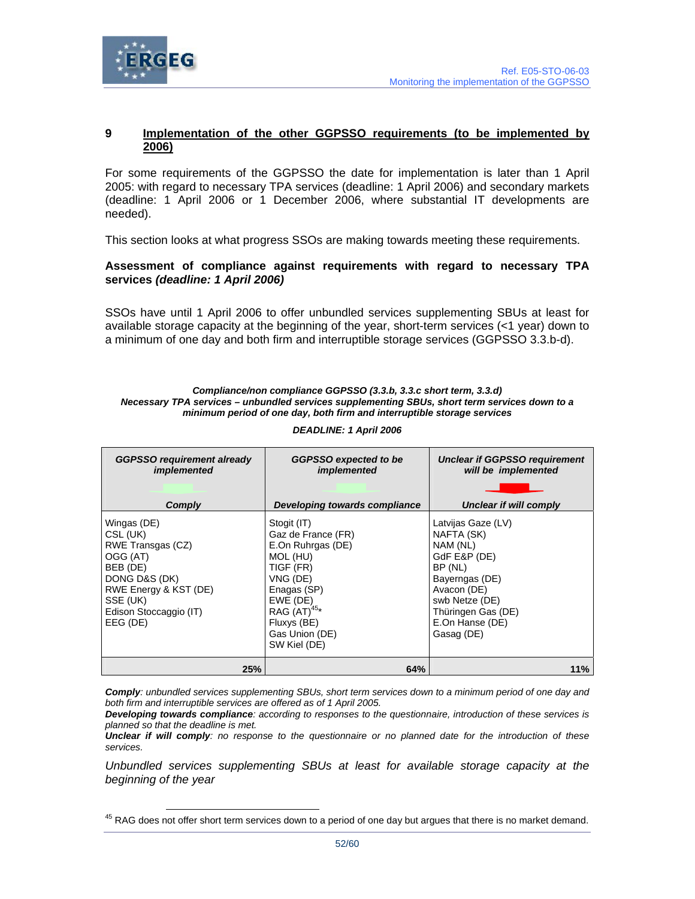## 9 Implementation of the other GGPSSO requirements (to be implemented by 2006)

For some requirements of the GGPSSO the date for implementation is later than 1 April 2005: with regard to necessary TPA services (deadline: 1 April 2006) and secondary markets (deadline: 1 April 2006 or 1 December 2006, where substantial IT developments are needed).

This section looks at what progress SSOs are making towards meeting these requirements.

**Assessment of compliance against requirements with regard to necessary TPA services *(deadline: 1 April 2006)***

SSOs have until 1 April 2006 to offer unbundled services supplementing SBUs at least for available storage capacity at the beginning of the year, short-term services (<1 year) down to a minimum of one day and both firm and interruptible storage services (GGPSSO 3.3.b-d).

***Compliance/non compliance GGPSSO (3.3.b, 3.3.c short term, 3.3.d)***
***Necessary TPA services – unbundled services supplementing SBUs, short term services down to a minimum period of one day, both firm and interruptible storage services***

***DEADLINE: 1 April 2006***

| *GGPSSO requirement already implemented* — ***Comply*** | *GGPSSO expected to be implemented* — ***Developing towards compliance*** | *Unclear if GGPSSO requirement will be implemented* — ***Unclear if will comply*** |
|---|---|---|
| Wingas (DE) | Stogit (IT) | Latvijas Gaze (LV) |
| CSL (UK) | Gaz de France (FR) | NAFTA (SK) |
| RWE Transgas (CZ) | E.On Ruhrgas (DE) | NAM (NL) |
| OGG (AT) | MOL (HU) | GdF E&P (DE) |
| BEB (DE) | TIGF (FR) | BP (NL) |
| DONG D&S (DK) | VNG (DE) | Bayerngas (DE) |
| RWE Energy & KST (DE) | Enagas (SP) | Avacon (DE) |
| SSE (UK) | EWE (DE) | swb Netze (DE) |
| Edison Stoccaggio (IT) | RAG (AT)[45]* | Thüringen Gas (DE) |
| EEG (DE) | Fluxys (BE) | E.On Hanse (DE) |
| | Gas Union (DE) | Gasag (DE) |
| | SW Kiel (DE) | |
| **25%** | **64%** | **11%** |

***Comply****: unbundled services supplementing SBUs, short term services down to a minimum period of one day and both firm and interruptible services are offered as of 1 April 2005.*
***Developing towards compliance****: according to responses to the questionnaire, introduction of these services is planned so that the deadline is met.*
***Unclear if will comply****: no response to the questionnaire or no planned date for the introduction of these services.*

*Unbundled services supplementing SBUs at least for available storage capacity at the beginning of the year*

---

[45] RAG does not offer short term services down to a period of one day but argues that there is no market demand.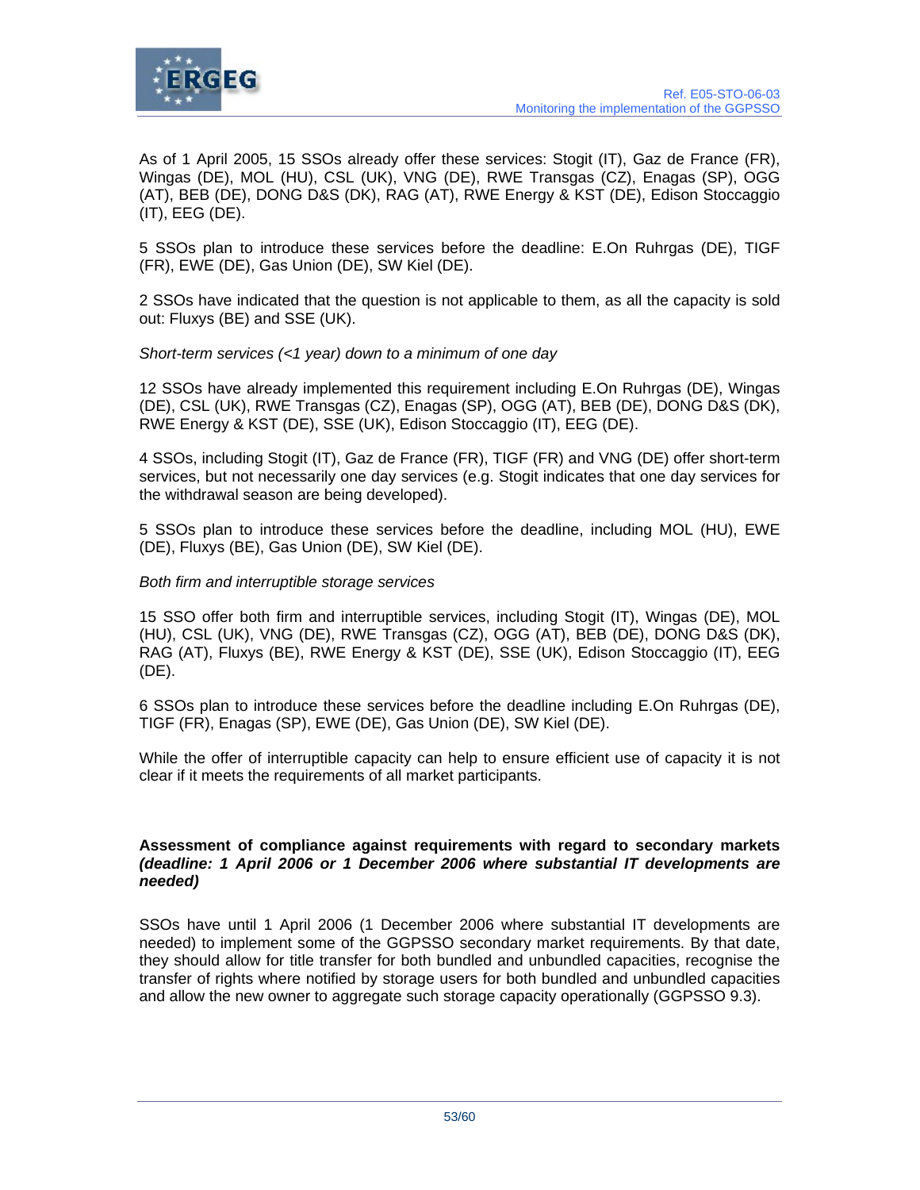As of 1 April 2005, 15 SSOs already offer these services: Stogit (IT), Gaz de France (FR), Wingas (DE), MOL (HU), CSL (UK), VNG (DE), RWE Transgas (CZ), Enagas (SP), OGG (AT), BEB (DE), DONG D&S (DK), RAG (AT), RWE Energy & KST (DE), Edison Stoccaggio (IT), EEG (DE).

5 SSOs plan to introduce these services before the deadline: E.On Ruhrgas (DE), TIGF (FR), EWE (DE), Gas Union (DE), SW Kiel (DE).

2 SSOs have indicated that the question is not applicable to them, as all the capacity is sold out: Fluxys (BE) and SSE (UK).

*Short-term services (<1 year) down to a minimum of one day*

12 SSOs have already implemented this requirement including E.On Ruhrgas (DE), Wingas (DE), CSL (UK), RWE Transgas (CZ), Enagas (SP), OGG (AT), BEB (DE), DONG D&S (DK), RWE Energy & KST (DE), SSE (UK), Edison Stoccaggio (IT), EEG (DE).

4 SSOs, including Stogit (IT), Gaz de France (FR), TIGF (FR) and VNG (DE) offer short-term services, but not necessarily one day services (e.g. Stogit indicates that one day services for the withdrawal season are being developed).

5 SSOs plan to introduce these services before the deadline, including MOL (HU), EWE (DE), Fluxys (BE), Gas Union (DE), SW Kiel (DE).

*Both firm and interruptible storage services*

15 SSO offer both firm and interruptible services, including Stogit (IT), Wingas (DE), MOL (HU), CSL (UK), VNG (DE), RWE Transgas (CZ), OGG (AT), BEB (DE), DONG D&S (DK), RAG (AT), Fluxys (BE), RWE Energy & KST (DE), SSE (UK), Edison Stoccaggio (IT), EEG (DE).

6 SSOs plan to introduce these services before the deadline including E.On Ruhrgas (DE), TIGF (FR), Enagas (SP), EWE (DE), Gas Union (DE), SW Kiel (DE).

While the offer of interruptible capacity can help to ensure efficient use of capacity it is not clear if it meets the requirements of all market participants.

**Assessment of compliance against requirements with regard to secondary markets *(deadline: 1 April 2006 or 1 December 2006 where substantial IT developments are needed)***

SSOs have until 1 April 2006 (1 December 2006 where substantial IT developments are needed) to implement some of the GGPSSO secondary market requirements. By that date, they should allow for title transfer for both bundled and unbundled capacities, recognise the transfer of rights where notified by storage users for both bundled and unbundled capacities and allow the new owner to aggregate such storage capacity operationally (GGPSSO 9.3).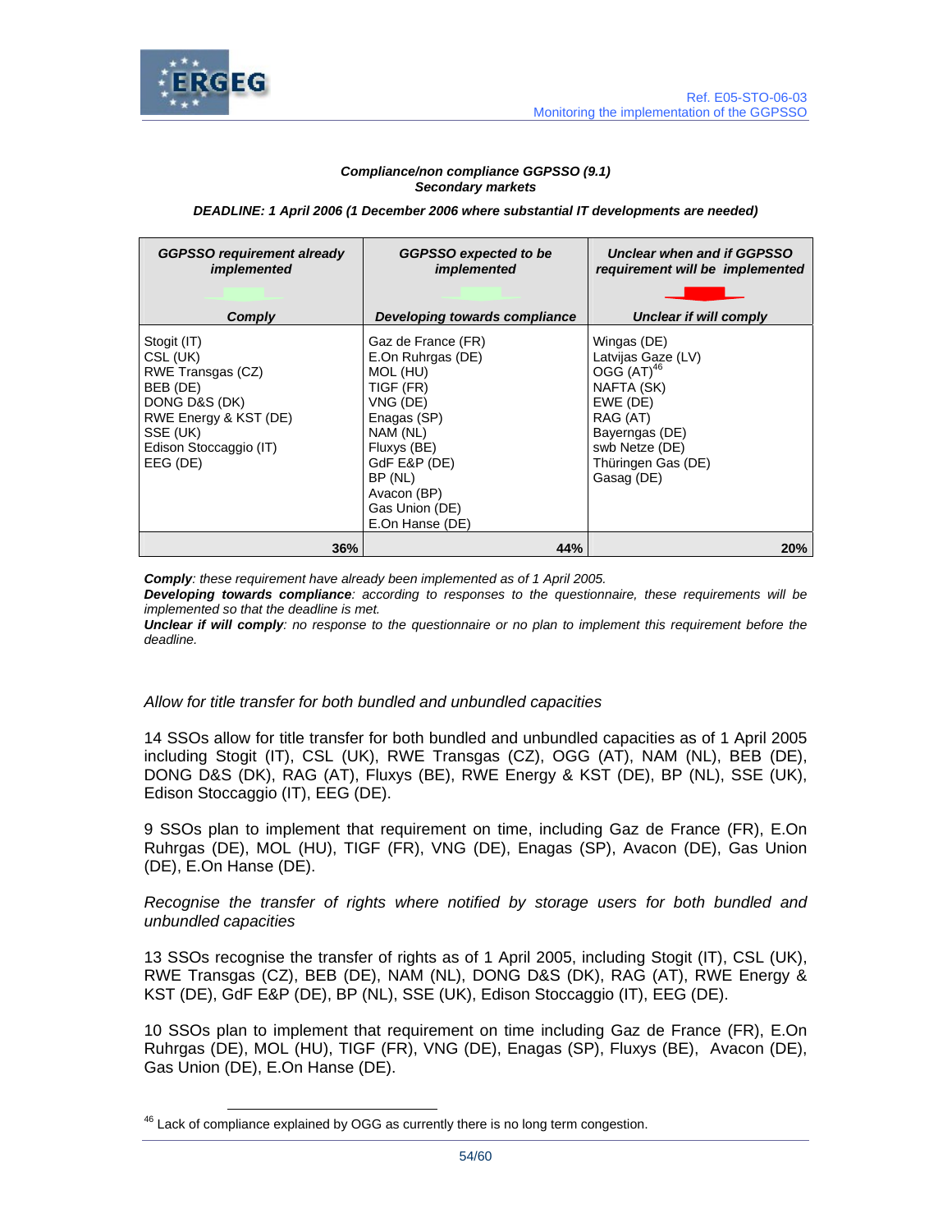**Compliance/non compliance GGPSSO (9.1)**
**Secondary markets**

**DEADLINE: 1 April 2006 (1 December 2006 where substantial IT developments are needed)**

| GGPSSO requirement already implemented<br><br>Comply | GGPSSO expected to be implemented<br><br>Developing towards compliance | Unclear when and if GGPSSO requirement will be implemented<br><br>Unclear if will comply |
|---|---|---|
| Stogit (IT)<br>CSL (UK)<br>RWE Transgas (CZ)<br>BEB (DE)<br>DONG D&S (DK)<br>RWE Energy & KST (DE)<br>SSE (UK)<br>Edison Stoccaggio (IT)<br>EEG (DE) | Gaz de France (FR)<br>E.On Ruhrgas (DE)<br>MOL (HU)<br>TIGF (FR)<br>VNG (DE)<br>Enagas (SP)<br>NAM (NL)<br>Fluxys (BE)<br>GdF E&P (DE)<br>BP (NL)<br>Avacon (BP)<br>Gas Union (DE)<br>E.On Hanse (DE) | Wingas (DE)<br>Latvijas Gaze (LV)<br>OGG (AT)[46]<br>NAFTA (SK)<br>EWE (DE)<br>RAG (AT)<br>Bayerngas (DE)<br>swb Netze (DE)<br>Thüringen Gas (DE)<br>Gasag (DE) |
| **36%** | **44%** | **20%** |

***Comply****: these requirement have already been implemented as of 1 April 2005.*
***Developing towards compliance****: according to responses to the questionnaire, these requirements will be implemented so that the deadline is met.*
***Unclear if will comply****: no response to the questionnaire or no plan to implement this requirement before the deadline.*

*Allow for title transfer for both bundled and unbundled capacities*

14 SSOs allow for title transfer for both bundled and unbundled capacities as of 1 April 2005 including Stogit (IT), CSL (UK), RWE Transgas (CZ), OGG (AT), NAM (NL), BEB (DE), DONG D&S (DK), RAG (AT), Fluxys (BE), RWE Energy & KST (DE), BP (NL), SSE (UK), Edison Stoccaggio (IT), EEG (DE).

9 SSOs plan to implement that requirement on time, including Gaz de France (FR), E.On Ruhrgas (DE), MOL (HU), TIGF (FR), VNG (DE), Enagas (SP), Avacon (DE), Gas Union (DE), E.On Hanse (DE).

*Recognise the transfer of rights where notified by storage users for both bundled and unbundled capacities*

13 SSOs recognise the transfer of rights as of 1 April 2005, including Stogit (IT), CSL (UK), RWE Transgas (CZ), BEB (DE), NAM (NL), DONG D&S (DK), RAG (AT), RWE Energy & KST (DE), GdF E&P (DE), BP (NL), SSE (UK), Edison Stoccaggio (IT), EEG (DE).

10 SSOs plan to implement that requirement on time including Gaz de France (FR), E.On Ruhrgas (DE), MOL (HU), TIGF (FR), VNG (DE), Enagas (SP), Fluxys (BE), Avacon (DE), Gas Union (DE), E.On Hanse (DE).

[46] Lack of compliance explained by OGG as currently there is no long term congestion.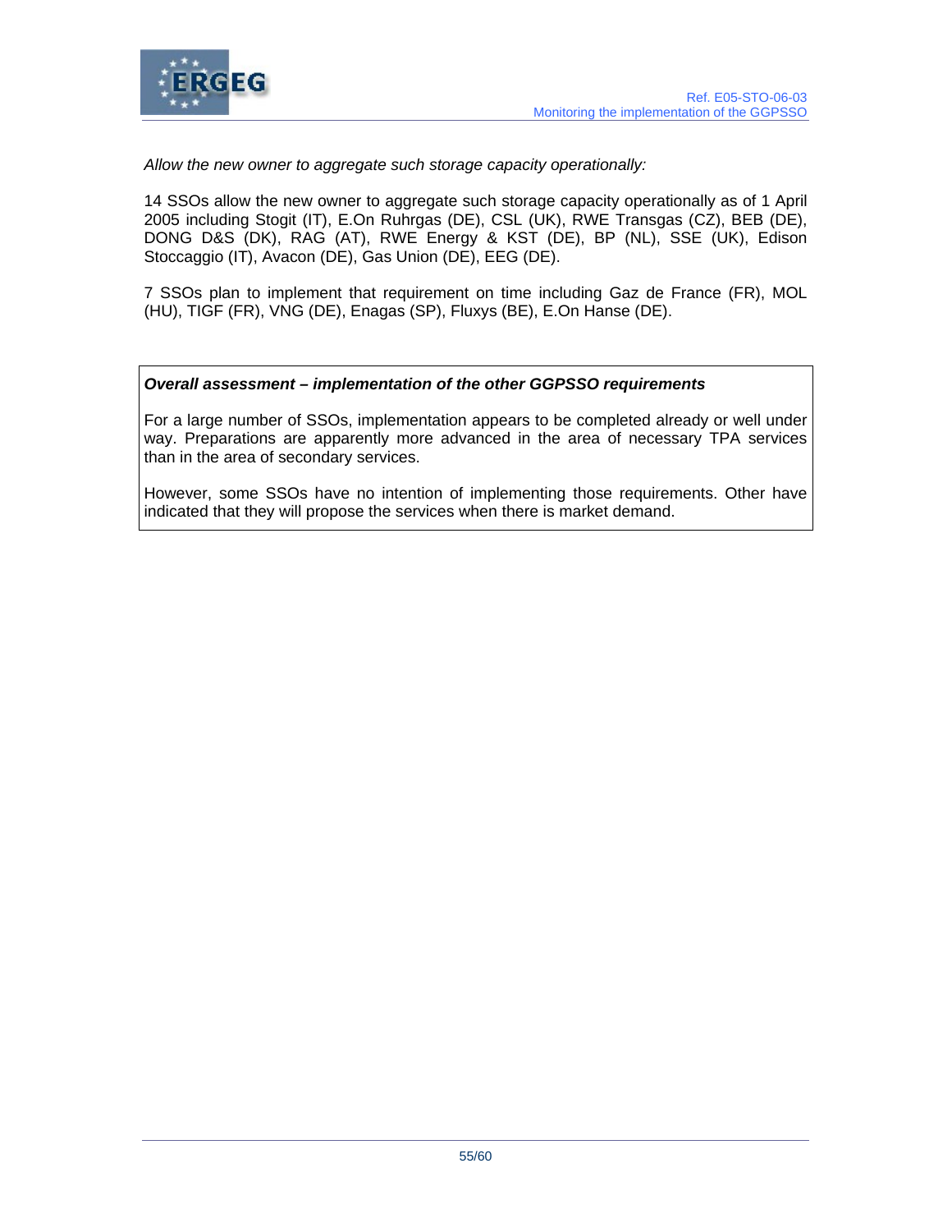*Allow the new owner to aggregate such storage capacity operationally:*

14 SSOs allow the new owner to aggregate such storage capacity operationally as of 1 April 2005 including Stogit (IT), E.On Ruhrgas (DE), CSL (UK), RWE Transgas (CZ), BEB (DE), DONG D&S (DK), RAG (AT), RWE Energy & KST (DE), BP (NL), SSE (UK), Edison Stoccaggio (IT), Avacon (DE), Gas Union (DE), EEG (DE).

7 SSOs plan to implement that requirement on time including Gaz de France (FR), MOL (HU), TIGF (FR), VNG (DE), Enagas (SP), Fluxys (BE), E.On Hanse (DE).

***Overall assessment – implementation of the other GGPSSO requirements***

For a large number of SSOs, implementation appears to be completed already or well under way. Preparations are apparently more advanced in the area of necessary TPA services than in the area of secondary services.

However, some SSOs have no intention of implementing those requirements. Other have indicated that they will propose the services when there is market demand.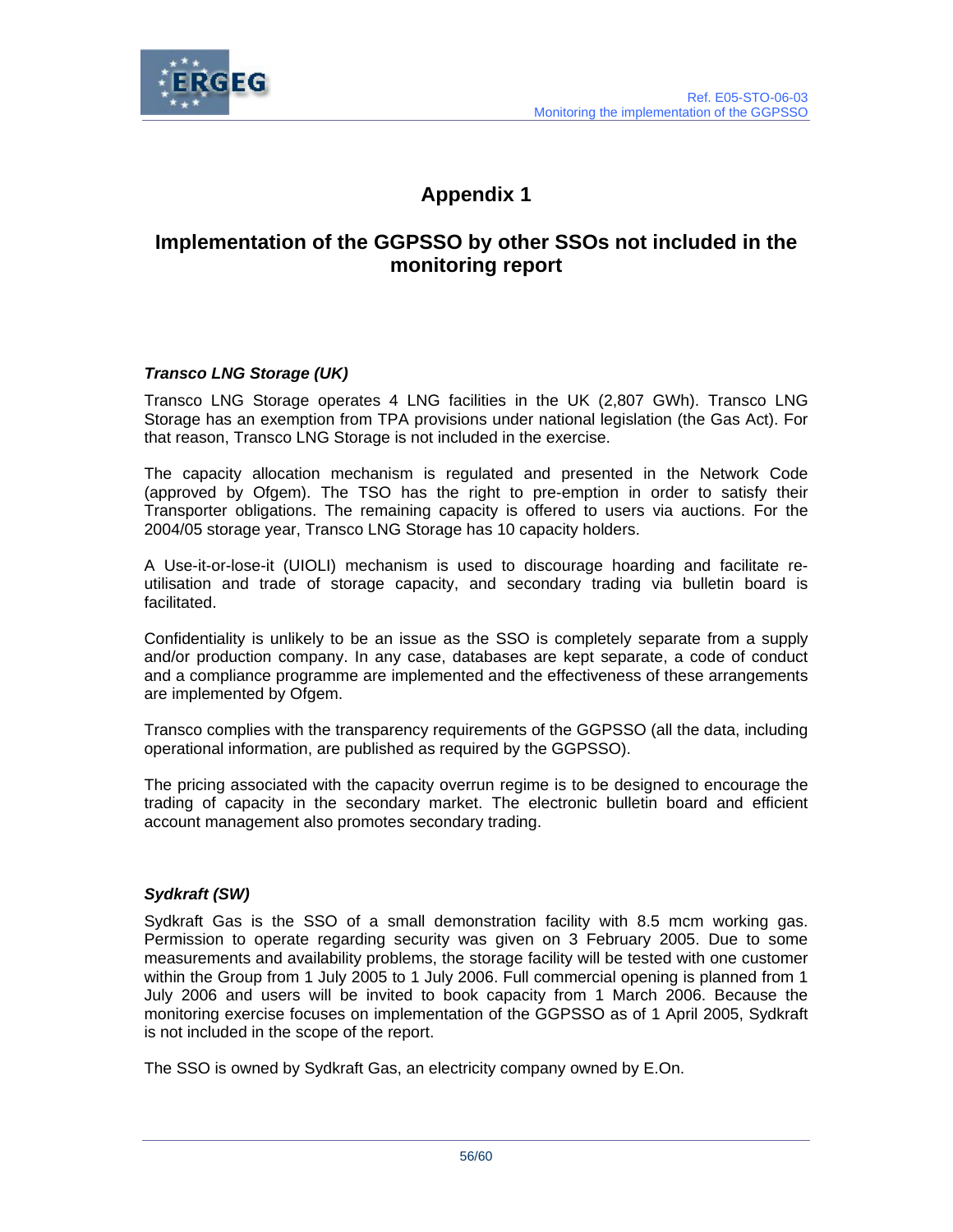# Appendix 1

## Implementation of the GGPSSO by other SSOs not included in the monitoring report

***Transco LNG Storage (UK)***

Transco LNG Storage operates 4 LNG facilities in the UK (2,807 GWh). Transco LNG Storage has an exemption from TPA provisions under national legislation (the Gas Act). For that reason, Transco LNG Storage is not included in the exercise.

The capacity allocation mechanism is regulated and presented in the Network Code (approved by Ofgem). The TSO has the right to pre-emption in order to satisfy their Transporter obligations. The remaining capacity is offered to users via auctions. For the 2004/05 storage year, Transco LNG Storage has 10 capacity holders.

A Use-it-or-lose-it (UIOLI) mechanism is used to discourage hoarding and facilitate re-utilisation and trade of storage capacity, and secondary trading via bulletin board is facilitated.

Confidentiality is unlikely to be an issue as the SSO is completely separate from a supply and/or production company. In any case, databases are kept separate, a code of conduct and a compliance programme are implemented and the effectiveness of these arrangements are implemented by Ofgem.

Transco complies with the transparency requirements of the GGPSSO (all the data, including operational information, are published as required by the GGPSSO).

The pricing associated with the capacity overrun regime is to be designed to encourage the trading of capacity in the secondary market. The electronic bulletin board and efficient account management also promotes secondary trading.

***Sydkraft (SW)***

Sydkraft Gas is the SSO of a small demonstration facility with 8.5 mcm working gas. Permission to operate regarding security was given on 3 February 2005. Due to some measurements and availability problems, the storage facility will be tested with one customer within the Group from 1 July 2005 to 1 July 2006. Full commercial opening is planned from 1 July 2006 and users will be invited to book capacity from 1 March 2006. Because the monitoring exercise focuses on implementation of the GGPSSO as of 1 April 2005, Sydkraft is not included in the scope of the report.

The SSO is owned by Sydkraft Gas, an electricity company owned by E.On.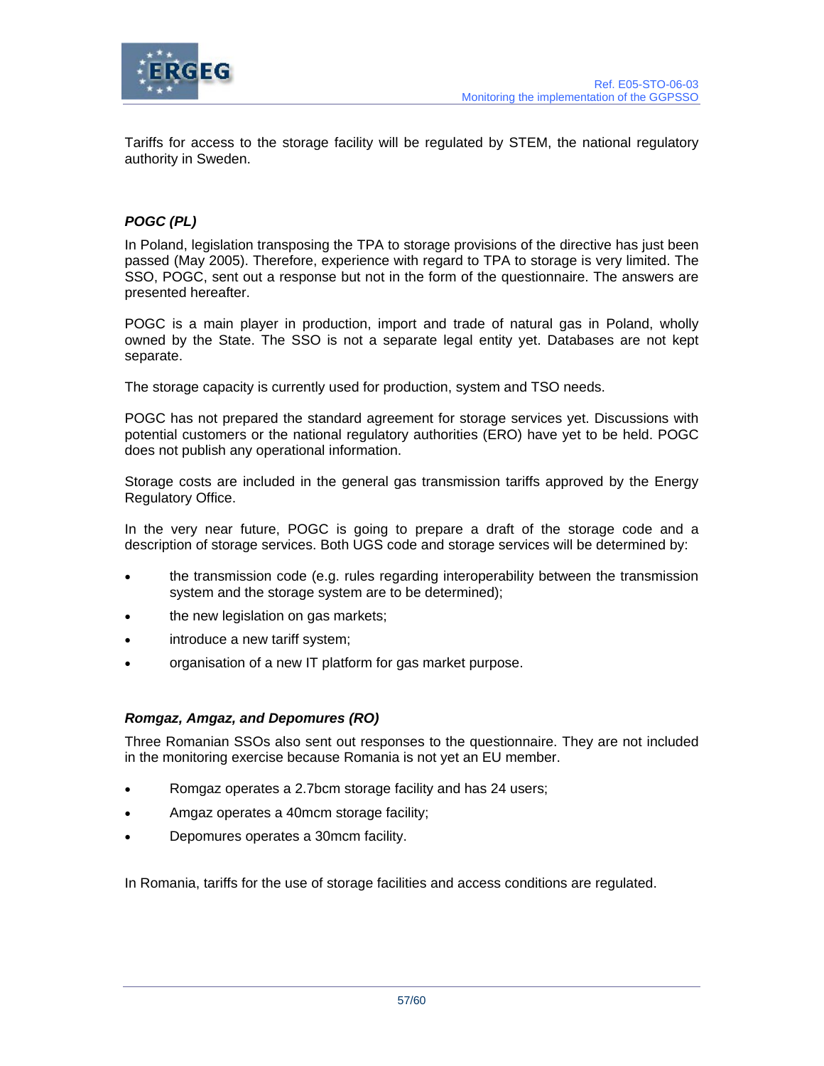Tariffs for access to the storage facility will be regulated by STEM, the national regulatory authority in Sweden.

### *POGC (PL)*

In Poland, legislation transposing the TPA to storage provisions of the directive has just been passed (May 2005). Therefore, experience with regard to TPA to storage is very limited. The SSO, POGC, sent out a response but not in the form of the questionnaire. The answers are presented hereafter.

POGC is a main player in production, import and trade of natural gas in Poland, wholly owned by the State. The SSO is not a separate legal entity yet. Databases are not kept separate.

The storage capacity is currently used for production, system and TSO needs.

POGC has not prepared the standard agreement for storage services yet. Discussions with potential customers or the national regulatory authorities (ERO) have yet to be held. POGC does not publish any operational information.

Storage costs are included in the general gas transmission tariffs approved by the Energy Regulatory Office.

In the very near future, POGC is going to prepare a draft of the storage code and a description of storage services. Both UGS code and storage services will be determined by:

- the transmission code (e.g. rules regarding interoperability between the transmission system and the storage system are to be determined);
- the new legislation on gas markets;
- introduce a new tariff system;
- organisation of a new IT platform for gas market purpose.

### *Romgaz, Amgaz, and Depomures (RO)*

Three Romanian SSOs also sent out responses to the questionnaire. They are not included in the monitoring exercise because Romania is not yet an EU member.

- Romgaz operates a 2.7bcm storage facility and has 24 users;
- Amgaz operates a 40mcm storage facility;
- Depomures operates a 30mcm facility.

In Romania, tariffs for the use of storage facilities and access conditions are regulated.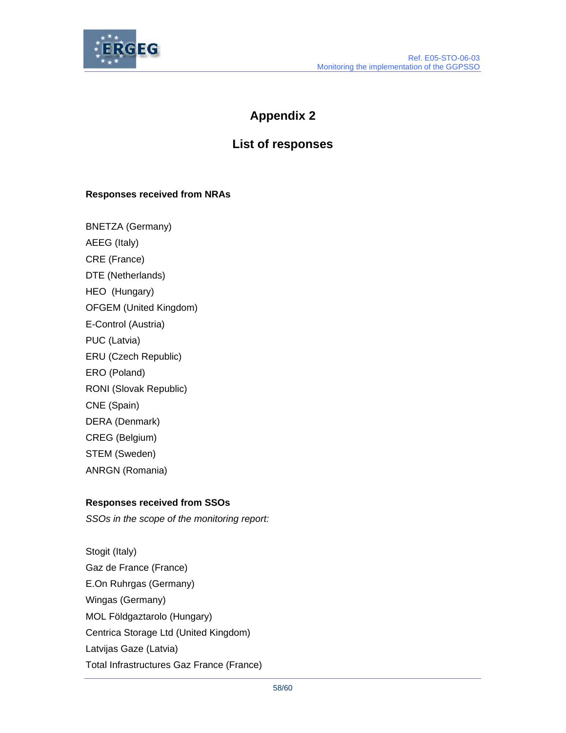# Appendix 2

## List of responses

**Responses received from NRAs**

BNETZA (Germany)

AEEG (Italy)

CRE (France)

DTE (Netherlands)

HEO (Hungary)

OFGEM (United Kingdom)

E-Control (Austria)

PUC (Latvia)

ERU (Czech Republic)

ERO (Poland)

RONI (Slovak Republic)

CNE (Spain)

DERA (Denmark)

CREG (Belgium)

STEM (Sweden)

ANRGN (Romania)

**Responses received from SSOs**

*SSOs in the scope of the monitoring report:*

Stogit (Italy)

Gaz de France (France)

E.On Ruhrgas (Germany)

Wingas (Germany)

MOL Földgaztarolo (Hungary)

Centrica Storage Ltd (United Kingdom)

Latvijas Gaze (Latvia)

Total Infrastructures Gaz France (France)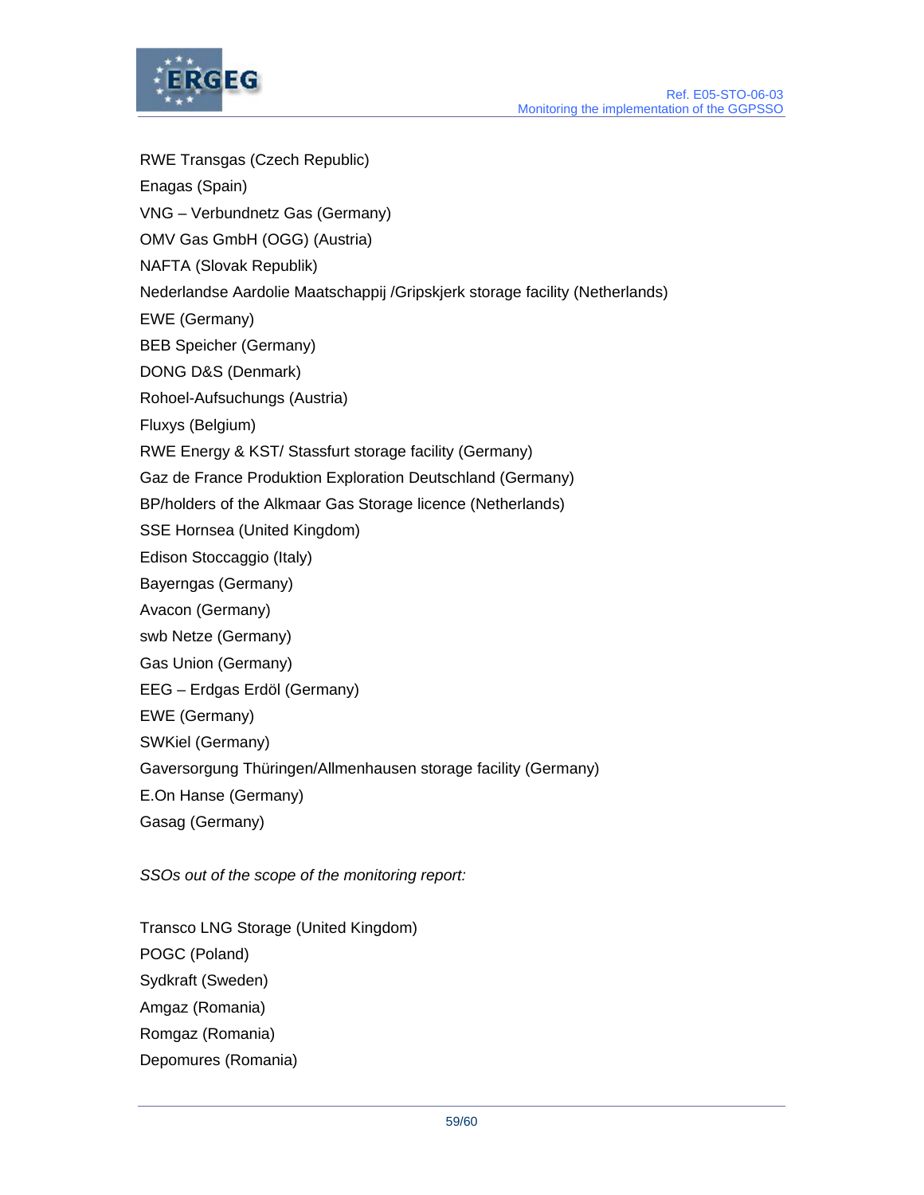RWE Transgas (Czech Republic)

Enagas (Spain)

VNG – Verbundnetz Gas (Germany)

OMV Gas GmbH (OGG) (Austria)

NAFTA (Slovak Republik)

Nederlandse Aardolie Maatschappij /Gripskjerk storage facility (Netherlands)

EWE (Germany)

BEB Speicher (Germany)

DONG D&S (Denmark)

Rohoel-Aufsuchungs (Austria)

Fluxys (Belgium)

RWE Energy & KST/ Stassfurt storage facility (Germany)

Gaz de France Produktion Exploration Deutschland (Germany)

BP/holders of the Alkmaar Gas Storage licence (Netherlands)

SSE Hornsea (United Kingdom)

Edison Stoccaggio (Italy)

Bayerngas (Germany)

Avacon (Germany)

swb Netze (Germany)

Gas Union (Germany)

EEG – Erdgas Erdöl (Germany)

EWE (Germany)

SWKiel (Germany)

Gaversorgung Thüringen/Allmenhausen storage facility (Germany)

E.On Hanse (Germany)

Gasag (Germany)

*SSOs out of the scope of the monitoring report:*

Transco LNG Storage (United Kingdom)

POGC (Poland)

Sydkraft (Sweden)

Amgaz (Romania)

Romgaz (Romania)

Depomures (Romania)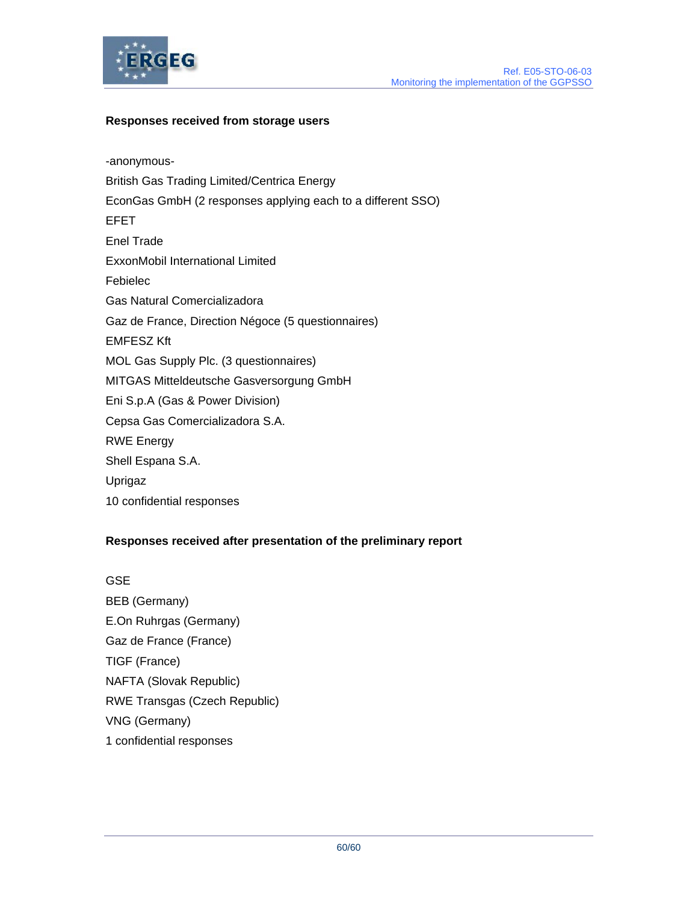**Responses received from storage users**

-anonymous-

British Gas Trading Limited/Centrica Energy

EconGas GmbH (2 responses applying each to a different SSO)

EFET

Enel Trade

ExxonMobil International Limited

Febielec

Gas Natural Comercializadora

Gaz de France, Direction Négoce (5 questionnaires)

EMFESZ Kft

MOL Gas Supply Plc. (3 questionnaires)

MITGAS Mitteldeutsche Gasversorgung GmbH

Eni S.p.A (Gas & Power Division)

Cepsa Gas Comercializadora S.A.

RWE Energy

Shell Espana S.A.

Uprigaz

10 confidential responses

**Responses received after presentation of the preliminary report**

GSE

BEB (Germany)

E.On Ruhrgas (Germany)

Gaz de France (France)

TIGF (France)

NAFTA (Slovak Republic)

RWE Transgas (Czech Republic)

VNG (Germany)

1 confidential responses